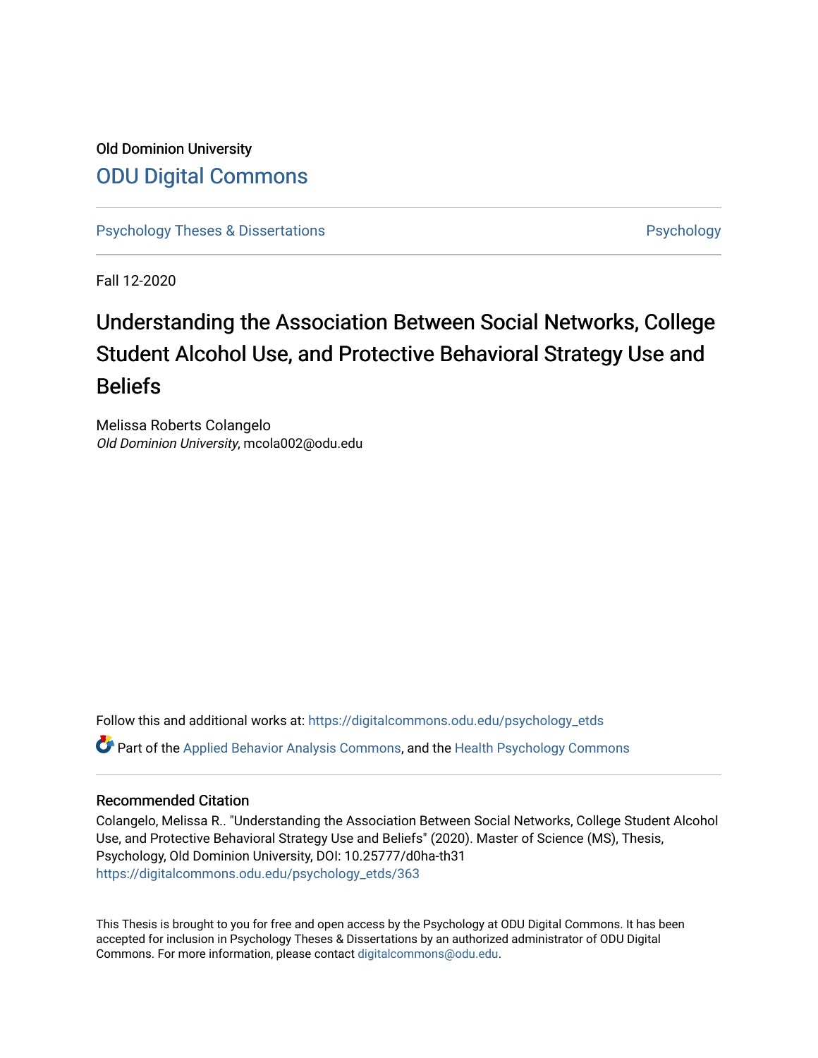Old Dominion University

# ODU Digital Commons

Psychology Theses & Dissertations | Psychology

Fall 12-2020

# Understanding the Association Between Social Networks, College Student Alcohol Use, and Protective Behavioral Strategy Use and Beliefs

Melissa Roberts Colangelo
*Old Dominion University*, mcola002@odu.edu

Follow this and additional works at: https://digitalcommons.odu.edu/psychology_etds

Part of the Applied Behavior Analysis Commons, and the Health Psychology Commons

## Recommended Citation

Colangelo, Melissa R.. "Understanding the Association Between Social Networks, College Student Alcohol Use, and Protective Behavioral Strategy Use and Beliefs" (2020). Master of Science (MS), Thesis, Psychology, Old Dominion University, DOI: 10.25777/d0ha-th31
https://digitalcommons.odu.edu/psychology_etds/363

This Thesis is brought to you for free and open access by the Psychology at ODU Digital Commons. It has been accepted for inclusion in Psychology Theses & Dissertations by an authorized administrator of ODU Digital Commons. For more information, please contact digitalcommons@odu.edu.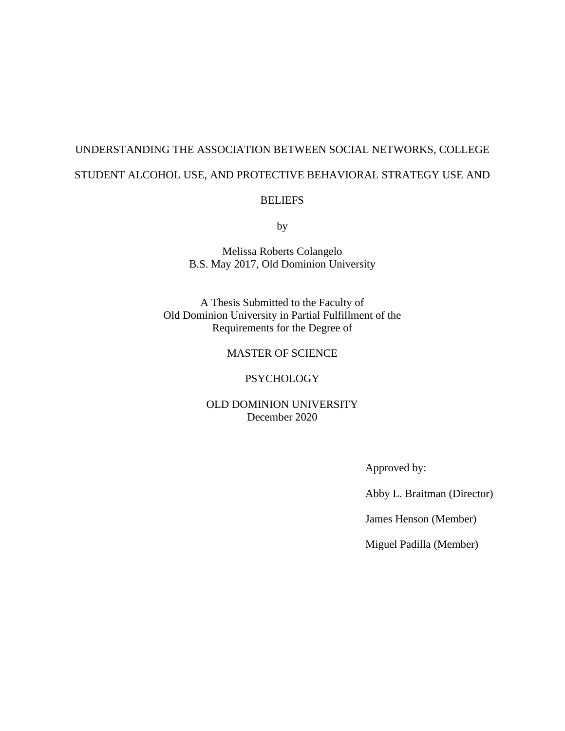UNDERSTANDING THE ASSOCIATION BETWEEN SOCIAL NETWORKS, COLLEGE STUDENT ALCOHOL USE, AND PROTECTIVE BEHAVIORAL STRATEGY USE AND BELIEFS

by

Melissa Roberts Colangelo
B.S. May 2017, Old Dominion University

A Thesis Submitted to the Faculty of
Old Dominion University in Partial Fulfillment of the
Requirements for the Degree of

MASTER OF SCIENCE

PSYCHOLOGY

OLD DOMINION UNIVERSITY
December 2020

Approved by:

Abby L. Braitman (Director)

James Henson (Member)

Miguel Padilla (Member)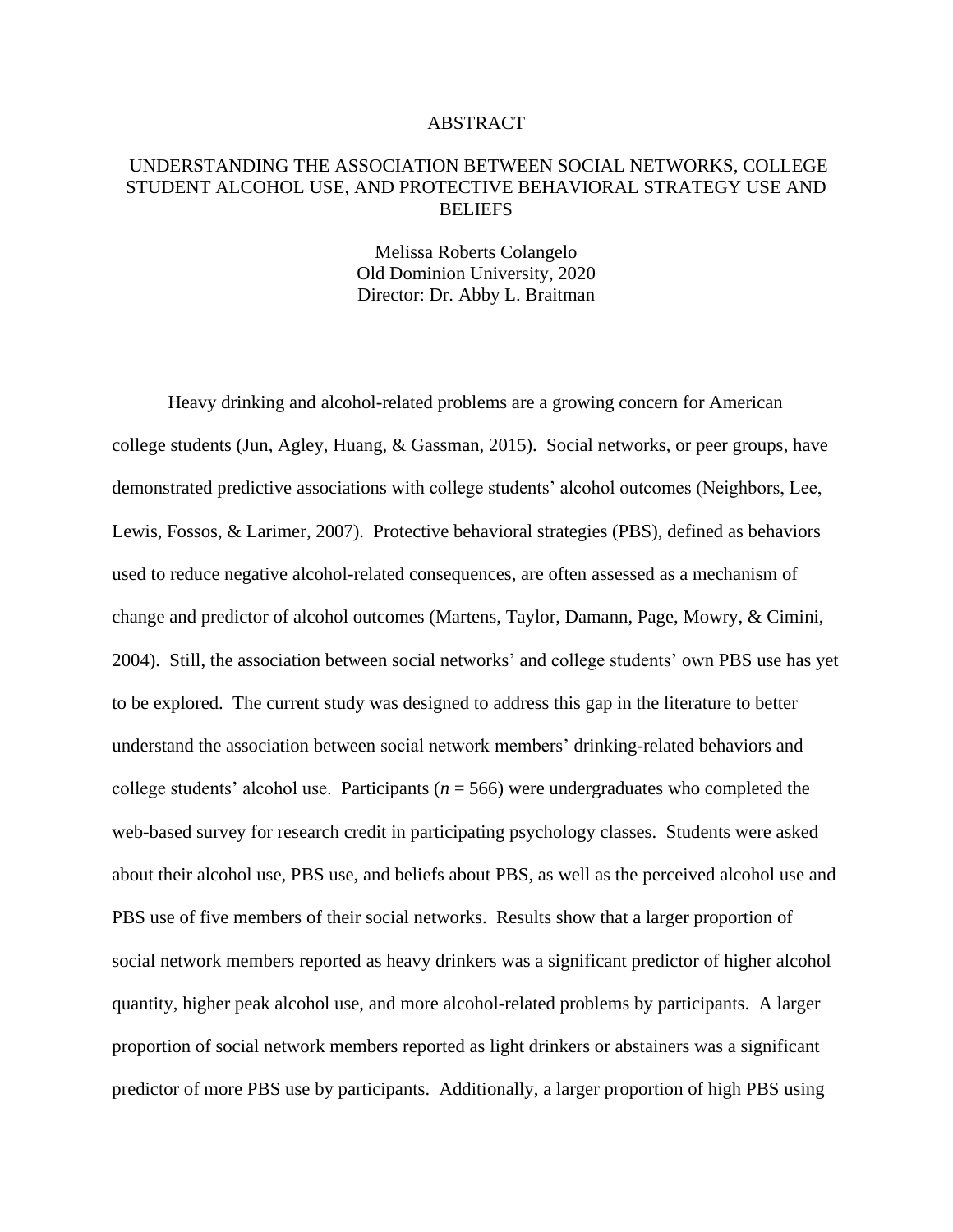# ABSTRACT

## UNDERSTANDING THE ASSOCIATION BETWEEN SOCIAL NETWORKS, COLLEGE STUDENT ALCOHOL USE, AND PROTECTIVE BEHAVIORAL STRATEGY USE AND BELIEFS

Melissa Roberts Colangelo
Old Dominion University, 2020
Director: Dr. Abby L. Braitman

Heavy drinking and alcohol-related problems are a growing concern for American college students (Jun, Agley, Huang, & Gassman, 2015). Social networks, or peer groups, have demonstrated predictive associations with college students' alcohol outcomes (Neighbors, Lee, Lewis, Fossos, & Larimer, 2007). Protective behavioral strategies (PBS), defined as behaviors used to reduce negative alcohol-related consequences, are often assessed as a mechanism of change and predictor of alcohol outcomes (Martens, Taylor, Damann, Page, Mowry, & Cimini, 2004). Still, the association between social networks' and college students' own PBS use has yet to be explored. The current study was designed to address this gap in the literature to better understand the association between social network members' drinking-related behaviors and college students' alcohol use. Participants ($n$ = 566) were undergraduates who completed the web-based survey for research credit in participating psychology classes. Students were asked about their alcohol use, PBS use, and beliefs about PBS, as well as the perceived alcohol use and PBS use of five members of their social networks. Results show that a larger proportion of social network members reported as heavy drinkers was a significant predictor of higher alcohol quantity, higher peak alcohol use, and more alcohol-related problems by participants. A larger proportion of social network members reported as light drinkers or abstainers was a significant predictor of more PBS use by participants. Additionally, a larger proportion of high PBS using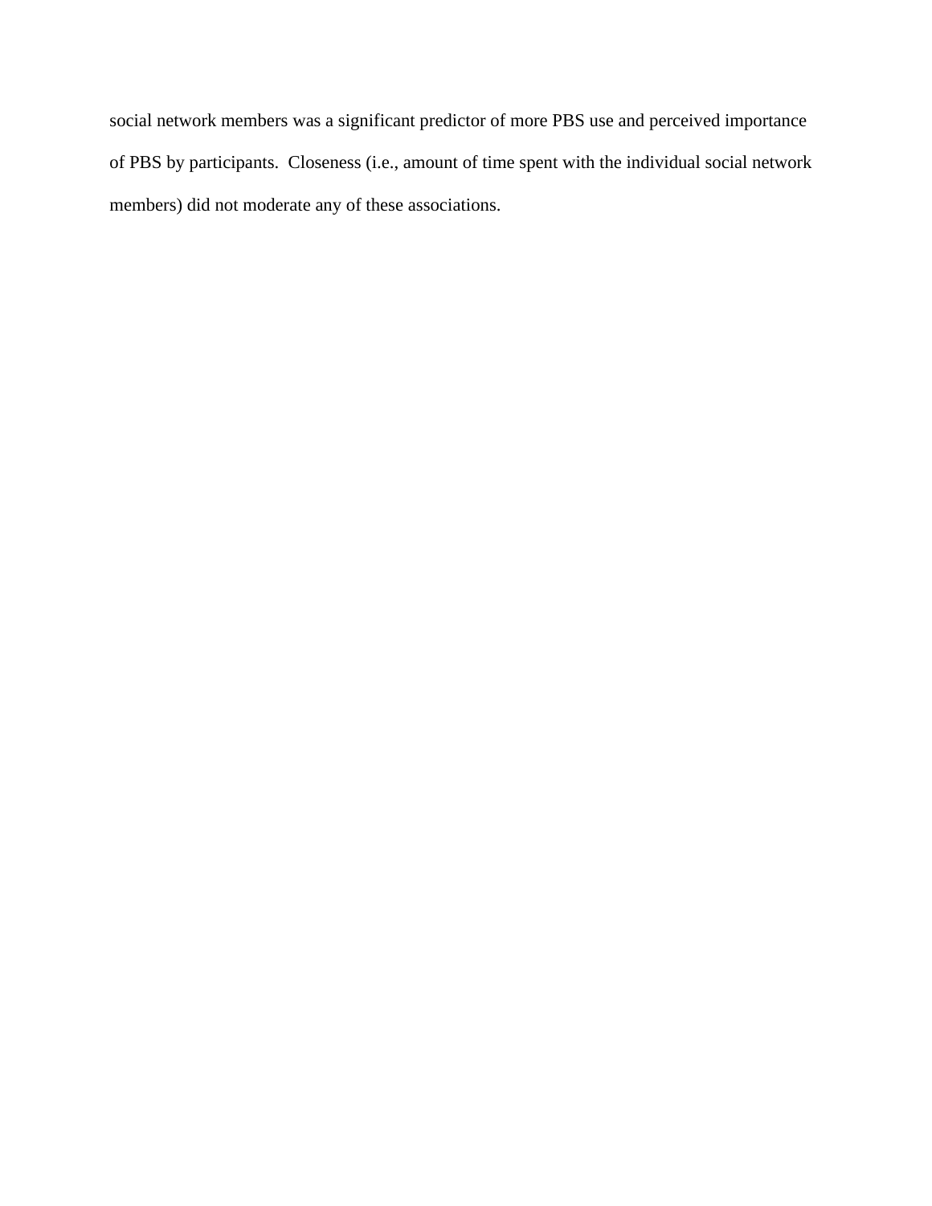social network members was a significant predictor of more PBS use and perceived importance of PBS by participants. Closeness (i.e., amount of time spent with the individual social network members) did not moderate any of these associations.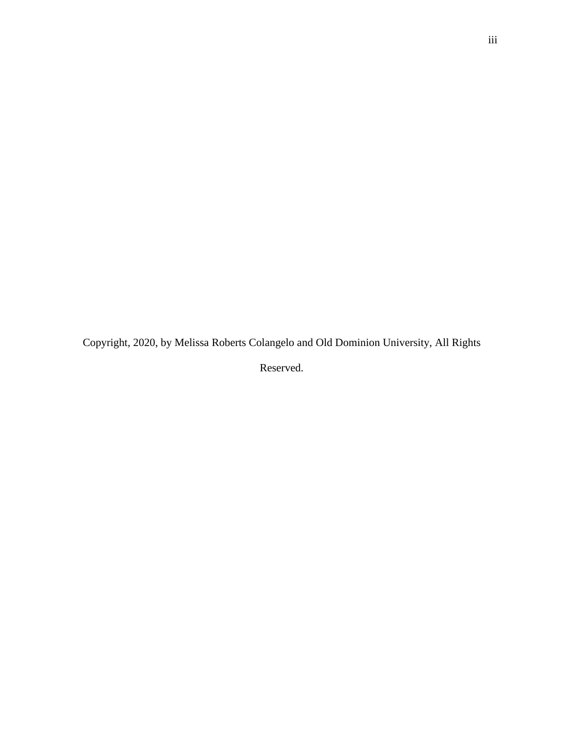Copyright, 2020, by Melissa Roberts Colangelo and Old Dominion University, All Rights Reserved.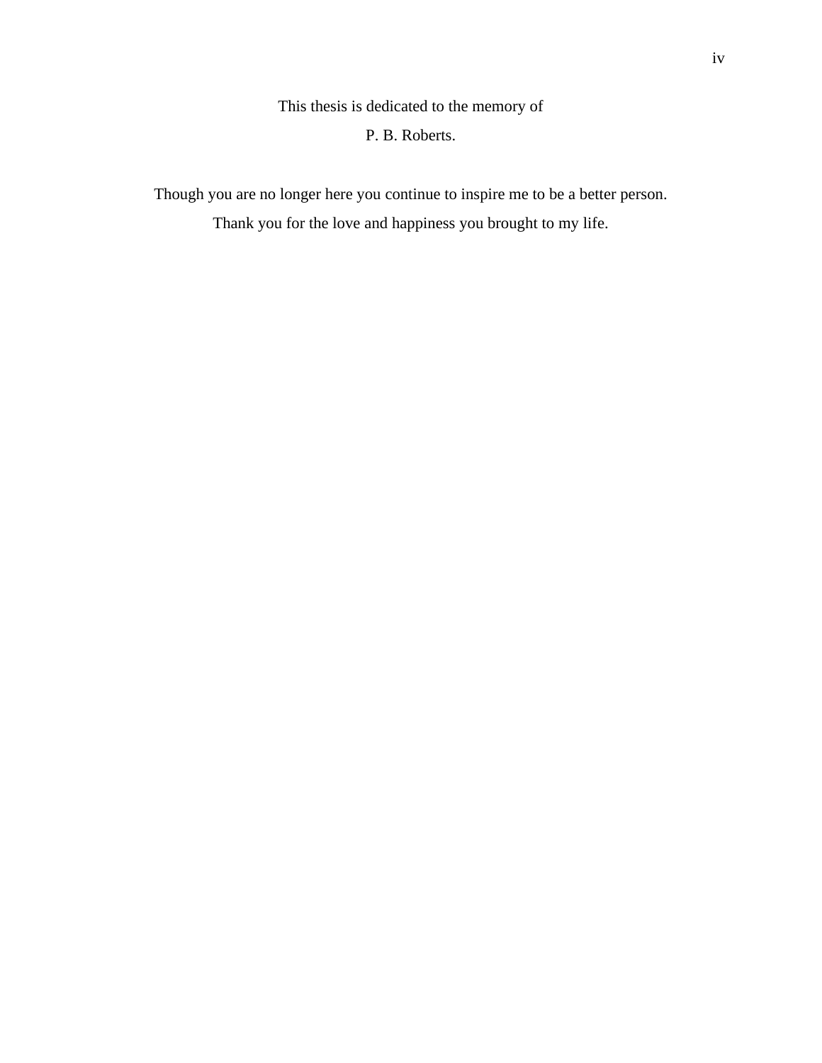This thesis is dedicated to the memory of

P. B. Roberts.

Though you are no longer here you continue to inspire me to be a better person.

Thank you for the love and happiness you brought to my life.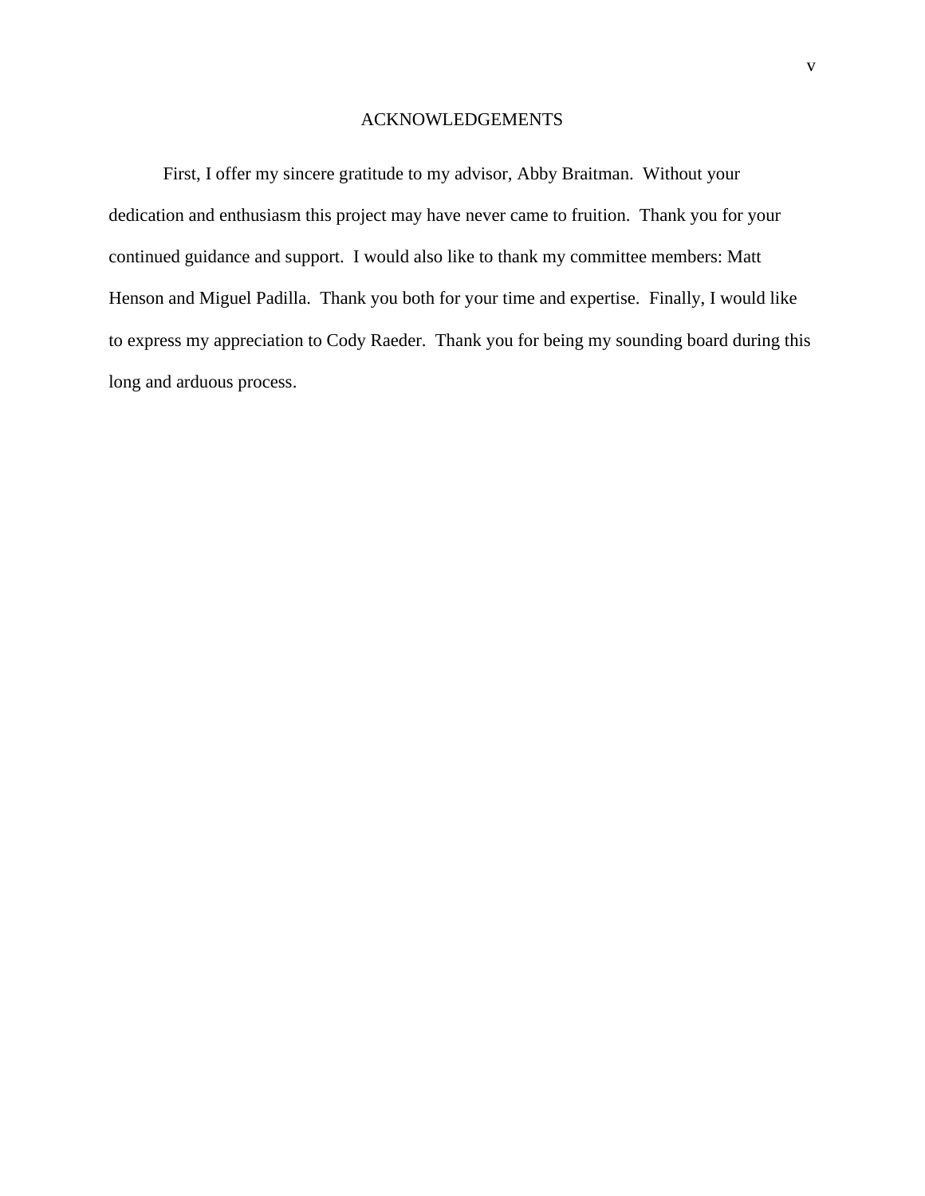# ACKNOWLEDGEMENTS

First, I offer my sincere gratitude to my advisor, Abby Braitman. Without your dedication and enthusiasm this project may have never came to fruition. Thank you for your continued guidance and support. I would also like to thank my committee members: Matt Henson and Miguel Padilla. Thank you both for your time and expertise. Finally, I would like to express my appreciation to Cody Raeder. Thank you for being my sounding board during this long and arduous process.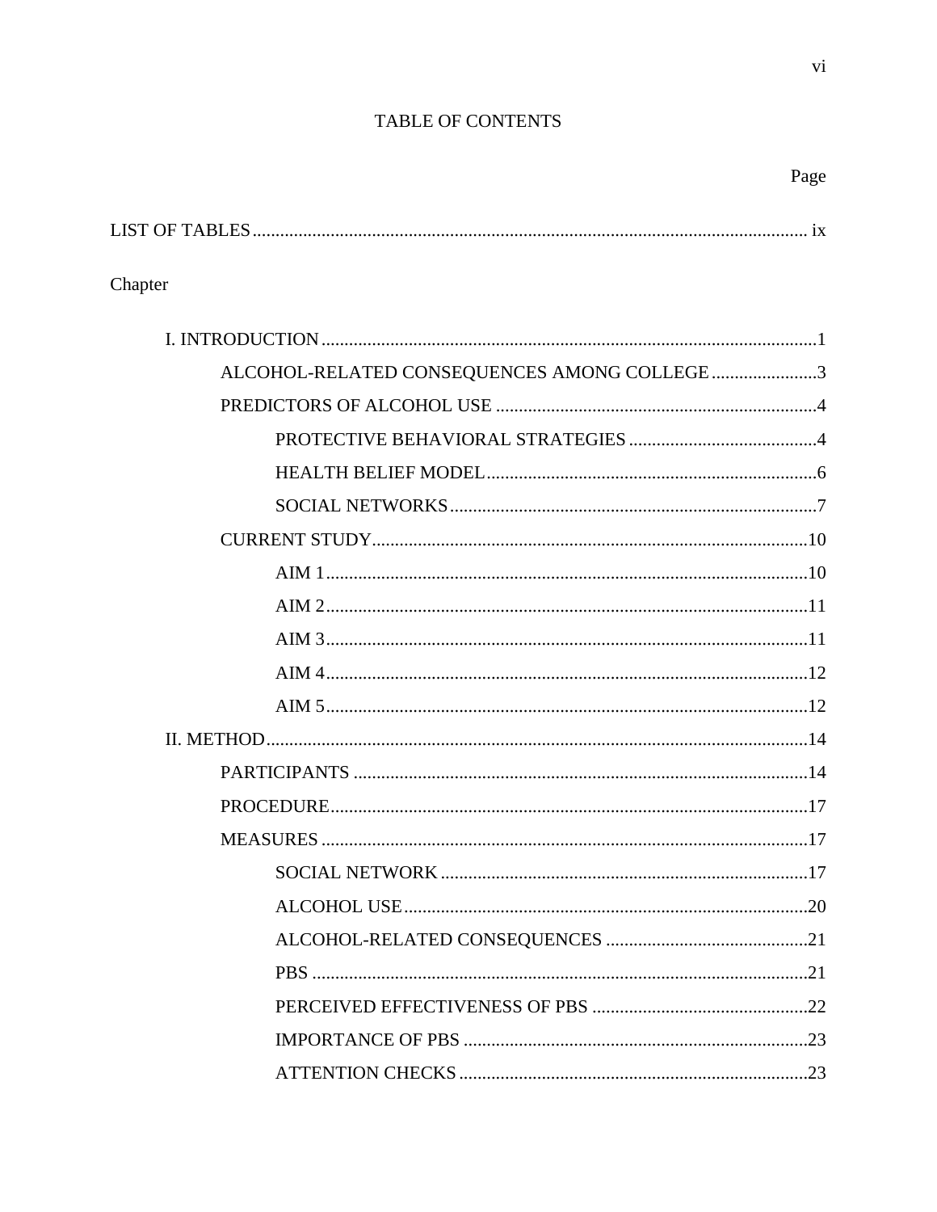# TABLE OF CONTENTS

Page

LIST OF TABLES ........................................................ ix

Chapter

- I. INTRODUCTION ........................................................ 1
  - ALCOHOL-RELATED CONSEQUENCES AMONG COLLEGE ........................................................ 3
  - PREDICTORS OF ALCOHOL USE ........................................................ 4
    - PROTECTIVE BEHAVIORAL STRATEGIES ........................................................ 4
    - HEALTH BELIEF MODEL ........................................................ 6
    - SOCIAL NETWORKS ........................................................ 7
  - CURRENT STUDY ........................................................ 10
    - AIM 1 ........................................................ 10
    - AIM 2 ........................................................ 11
    - AIM 3 ........................................................ 11
    - AIM 4 ........................................................ 12
    - AIM 5 ........................................................ 12
- II. METHOD ........................................................ 14
  - PARTICIPANTS ........................................................ 14
  - PROCEDURE ........................................................ 17
  - MEASURES ........................................................ 17
    - SOCIAL NETWORK ........................................................ 17
    - ALCOHOL USE ........................................................ 20
    - ALCOHOL-RELATED CONSEQUENCES ........................................................ 21
    - PBS ........................................................ 21
    - PERCEIVED EFFECTIVENESS OF PBS ........................................................ 22
    - IMPORTANCE OF PBS ........................................................ 23
    - ATTENTION CHECKS ........................................................ 23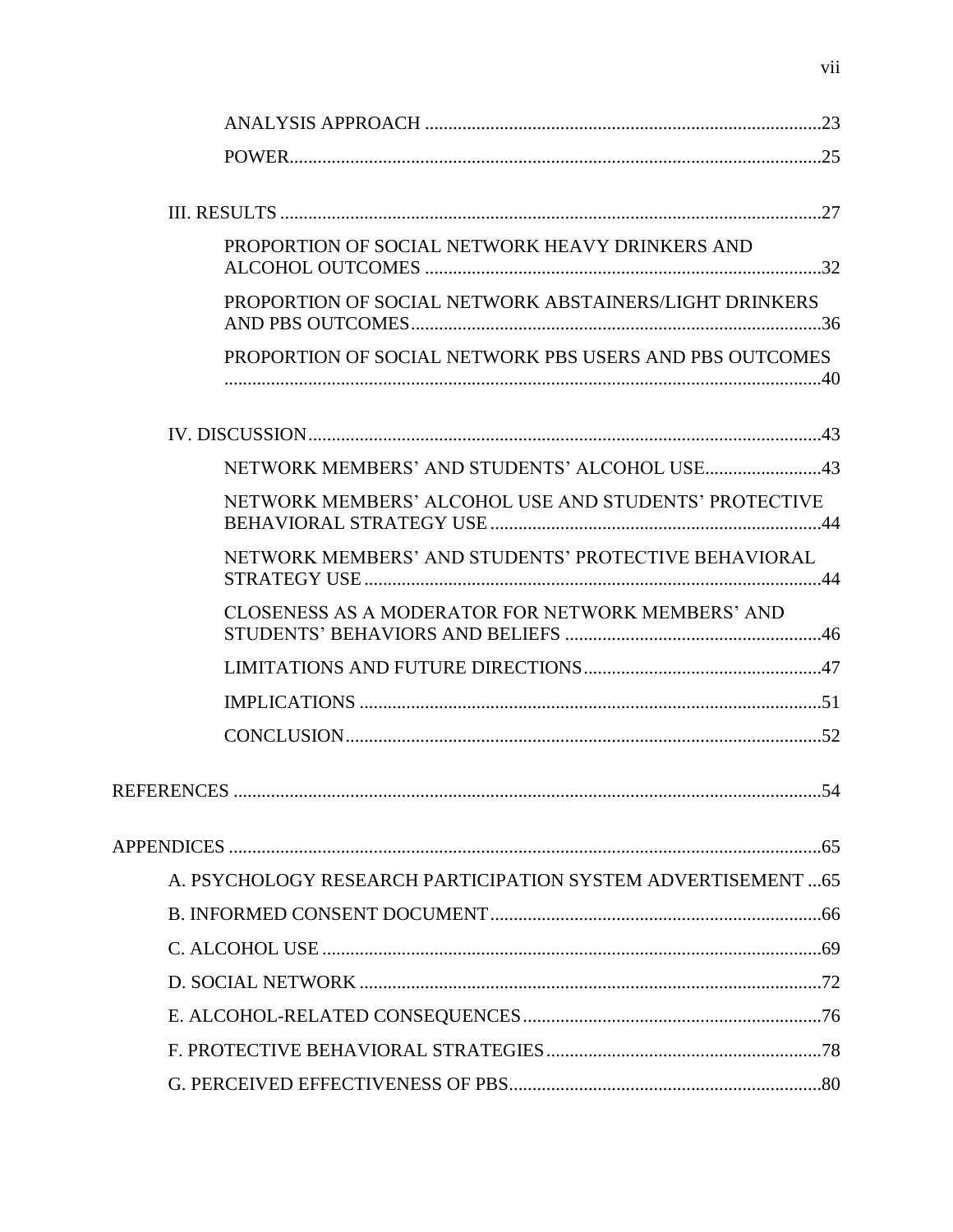ANALYSIS APPROACH ....................................................................................23

POWER.......................................................................................................25

III. RESULTS ....................................................................................................27

PROPORTION OF SOCIAL NETWORK HEAVY DRINKERS AND ALCOHOL OUTCOMES ....................................................................................32

PROPORTION OF SOCIAL NETWORK ABSTAINERS/LIGHT DRINKERS AND PBS OUTCOMES.......................................................................................36

PROPORTION OF SOCIAL NETWORK PBS USERS AND PBS OUTCOMES ...............................................................................................................40

IV. DISCUSSION.............................................................................................43

NETWORK MEMBERS' AND STUDENTS' ALCOHOL USE.........................43

NETWORK MEMBERS' ALCOHOL USE AND STUDENTS' PROTECTIVE BEHAVIORAL STRATEGY USE......................................................................44

NETWORK MEMBERS' AND STUDENTS' PROTECTIVE BEHAVIORAL STRATEGY USE.................................................................................................44

CLOSENESS AS A MODERATOR FOR NETWORK MEMBERS' AND STUDENTS' BEHAVIORS AND BELIEFS ......................................................46

LIMITATIONS AND FUTURE DIRECTIONS..................................................47

IMPLICATIONS ..................................................................................................51

CONCLUSION.....................................................................................................52

REFERENCES .............................................................................................................54

APPENDICES ..............................................................................................................65

A. PSYCHOLOGY RESEARCH PARTICIPATION SYSTEM ADVERTISEMENT ...65

B. INFORMED CONSENT DOCUMENT......................................................................66

C. ALCOHOL USE ..........................................................................................................69

D. SOCIAL NETWORK ..................................................................................................72

E. ALCOHOL-RELATED CONSEQUENCES................................................................76

F. PROTECTIVE BEHAVIORAL STRATEGIES...........................................................78

G. PERCEIVED EFFECTIVENESS OF PBS..................................................................80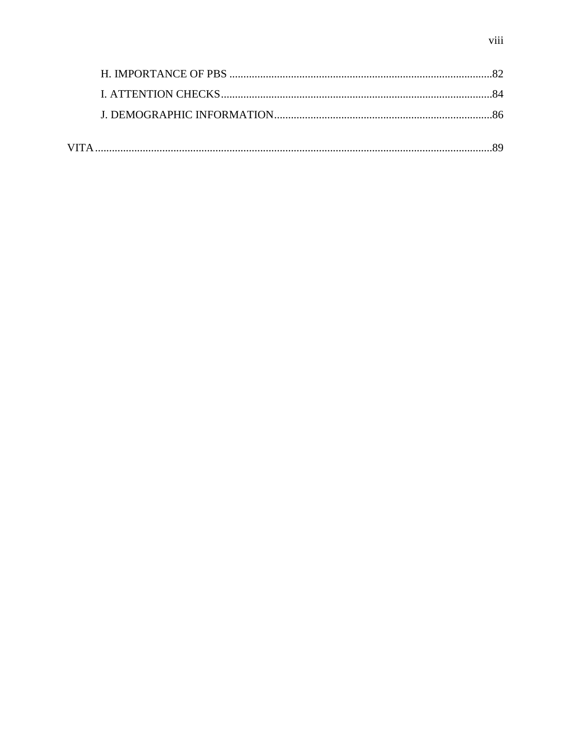H. IMPORTANCE OF PBS ....................................................................................................82

I. ATTENTION CHECKS......................................................................................................84

J. DEMOGRAPHIC INFORMATION....................................................................................86

VITA .......................................................................................................................................89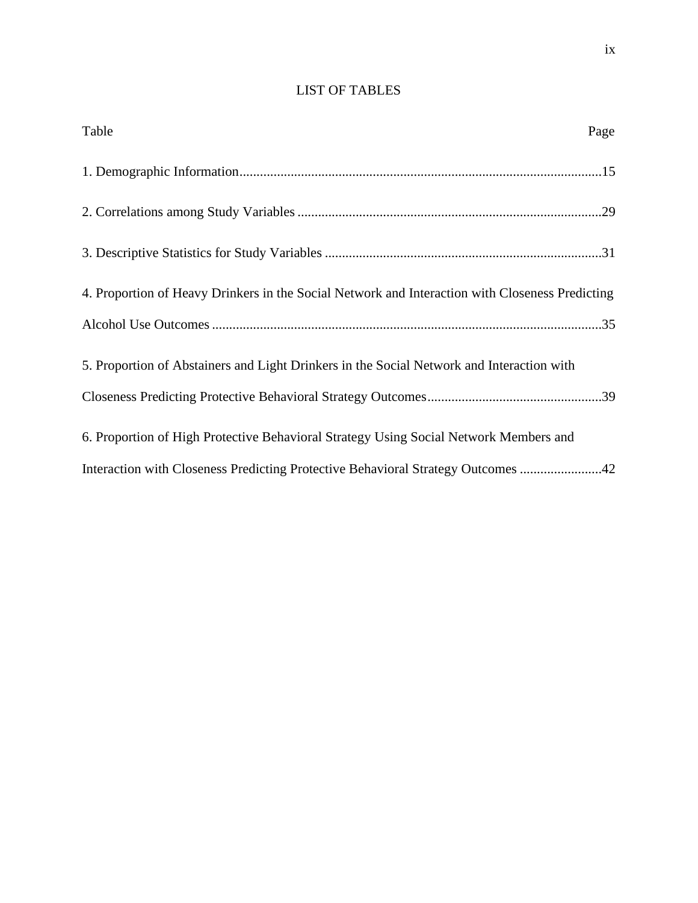# LIST OF TABLES

| Table | Page |
|---|---|
| 1. Demographic Information | 15 |
| 2. Correlations among Study Variables | 29 |
| 3. Descriptive Statistics for Study Variables | 31 |
| 4. Proportion of Heavy Drinkers in the Social Network and Interaction with Closeness Predicting Alcohol Use Outcomes | 35 |
| 5. Proportion of Abstainers and Light Drinkers in the Social Network and Interaction with Closeness Predicting Protective Behavioral Strategy Outcomes | 39 |
| 6. Proportion of High Protective Behavioral Strategy Using Social Network Members and Interaction with Closeness Predicting Protective Behavioral Strategy Outcomes | 42 |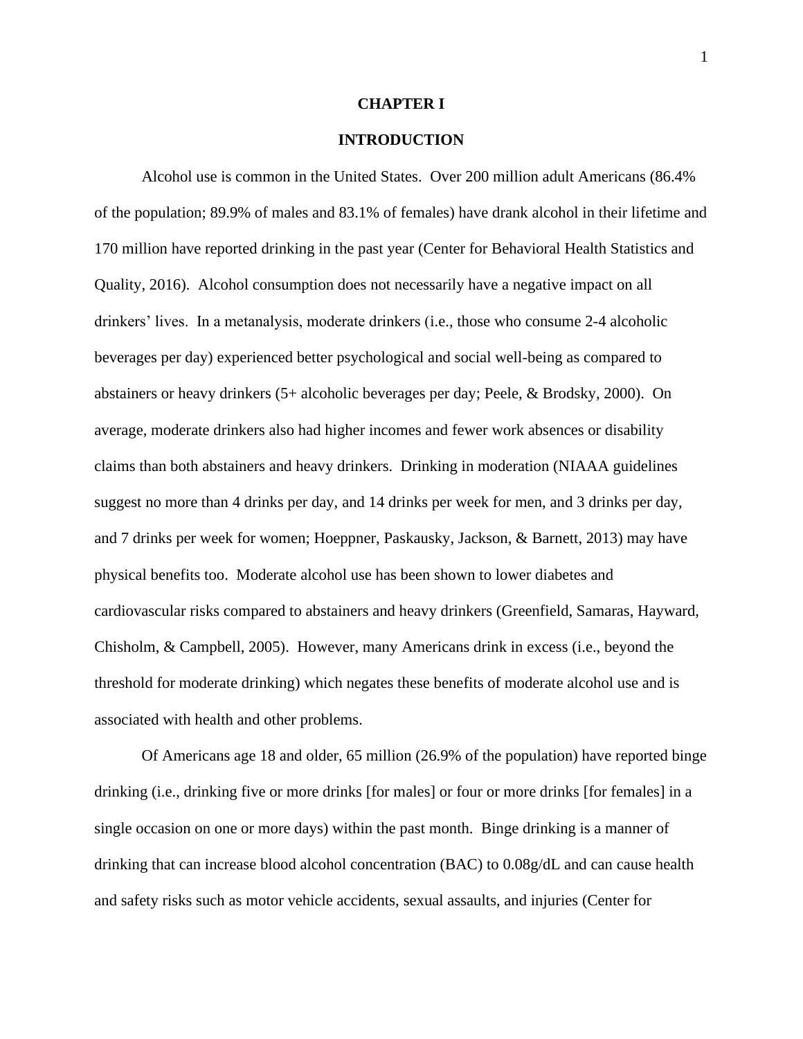# CHAPTER I

## INTRODUCTION

Alcohol use is common in the United States. Over 200 million adult Americans (86.4% of the population; 89.9% of males and 83.1% of females) have drank alcohol in their lifetime and 170 million have reported drinking in the past year (Center for Behavioral Health Statistics and Quality, 2016). Alcohol consumption does not necessarily have a negative impact on all drinkers' lives. In a metanalysis, moderate drinkers (i.e., those who consume 2-4 alcoholic beverages per day) experienced better psychological and social well-being as compared to abstainers or heavy drinkers (5+ alcoholic beverages per day; Peele, & Brodsky, 2000). On average, moderate drinkers also had higher incomes and fewer work absences or disability claims than both abstainers and heavy drinkers. Drinking in moderation (NIAAA guidelines suggest no more than 4 drinks per day, and 14 drinks per week for men, and 3 drinks per day, and 7 drinks per week for women; Hoeppner, Paskausky, Jackson, & Barnett, 2013) may have physical benefits too. Moderate alcohol use has been shown to lower diabetes and cardiovascular risks compared to abstainers and heavy drinkers (Greenfield, Samaras, Hayward, Chisholm, & Campbell, 2005). However, many Americans drink in excess (i.e., beyond the threshold for moderate drinking) which negates these benefits of moderate alcohol use and is associated with health and other problems.

Of Americans age 18 and older, 65 million (26.9% of the population) have reported binge drinking (i.e., drinking five or more drinks [for males] or four or more drinks [for females] in a single occasion on one or more days) within the past month. Binge drinking is a manner of drinking that can increase blood alcohol concentration (BAC) to 0.08g/dL and can cause health and safety risks such as motor vehicle accidents, sexual assaults, and injuries (Center for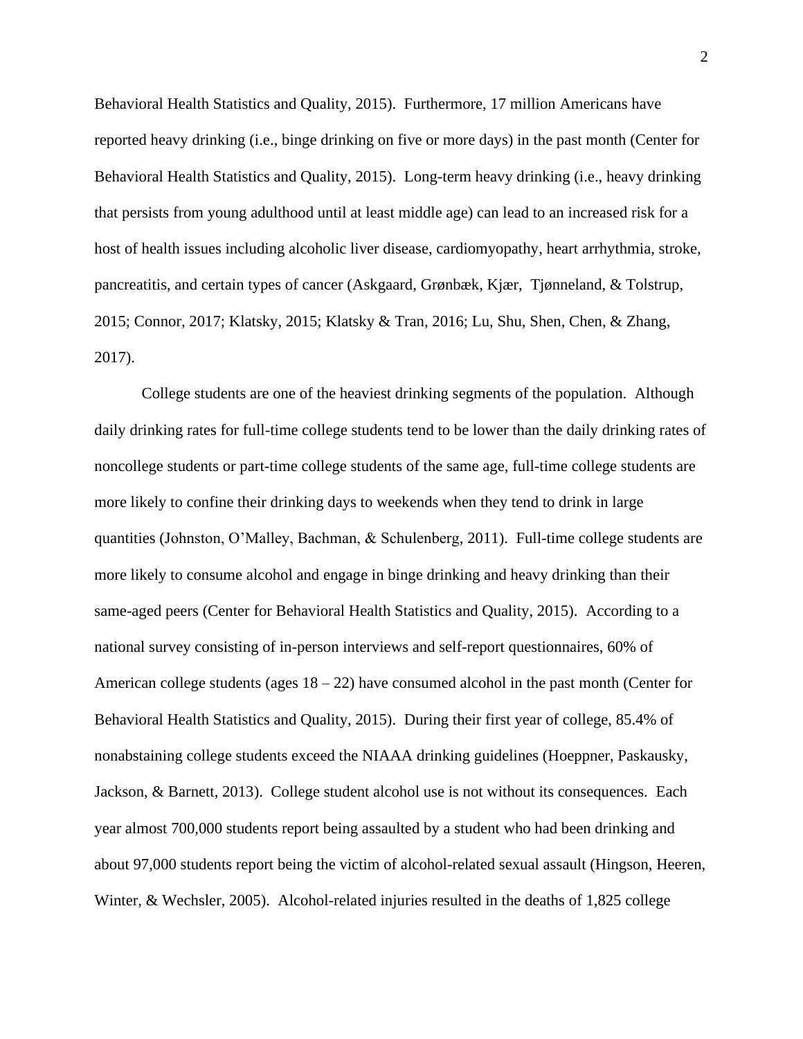Behavioral Health Statistics and Quality, 2015). Furthermore, 17 million Americans have reported heavy drinking (i.e., binge drinking on five or more days) in the past month (Center for Behavioral Health Statistics and Quality, 2015). Long-term heavy drinking (i.e., heavy drinking that persists from young adulthood until at least middle age) can lead to an increased risk for a host of health issues including alcoholic liver disease, cardiomyopathy, heart arrhythmia, stroke, pancreatitis, and certain types of cancer (Askgaard, Grønbæk, Kjær, Tjønneland, & Tolstrup, 2015; Connor, 2017; Klatsky, 2015; Klatsky & Tran, 2016; Lu, Shu, Shen, Chen, & Zhang, 2017).

College students are one of the heaviest drinking segments of the population. Although daily drinking rates for full-time college students tend to be lower than the daily drinking rates of noncollege students or part-time college students of the same age, full-time college students are more likely to confine their drinking days to weekends when they tend to drink in large quantities (Johnston, O'Malley, Bachman, & Schulenberg, 2011). Full-time college students are more likely to consume alcohol and engage in binge drinking and heavy drinking than their same-aged peers (Center for Behavioral Health Statistics and Quality, 2015). According to a national survey consisting of in-person interviews and self-report questionnaires, 60% of American college students (ages 18 – 22) have consumed alcohol in the past month (Center for Behavioral Health Statistics and Quality, 2015). During their first year of college, 85.4% of nonabstaining college students exceed the NIAAA drinking guidelines (Hoeppner, Paskausky, Jackson, & Barnett, 2013). College student alcohol use is not without its consequences. Each year almost 700,000 students report being assaulted by a student who had been drinking and about 97,000 students report being the victim of alcohol-related sexual assault (Hingson, Heeren, Winter, & Wechsler, 2005). Alcohol-related injuries resulted in the deaths of 1,825 college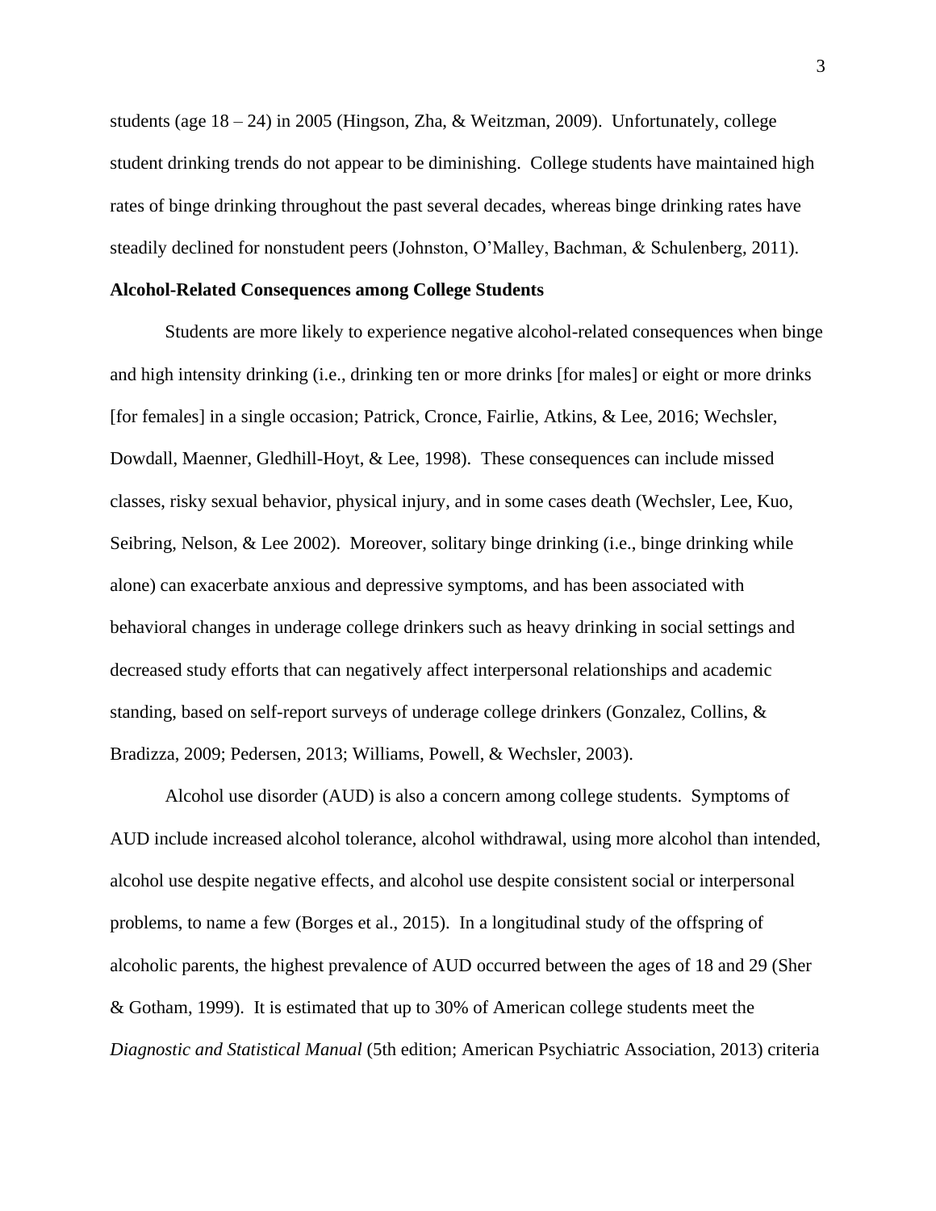students (age 18 – 24) in 2005 (Hingson, Zha, & Weitzman, 2009). Unfortunately, college student drinking trends do not appear to be diminishing. College students have maintained high rates of binge drinking throughout the past several decades, whereas binge drinking rates have steadily declined for nonstudent peers (Johnston, O'Malley, Bachman, & Schulenberg, 2011).

**Alcohol-Related Consequences among College Students**

Students are more likely to experience negative alcohol-related consequences when binge and high intensity drinking (i.e., drinking ten or more drinks [for males] or eight or more drinks [for females] in a single occasion; Patrick, Cronce, Fairlie, Atkins, & Lee, 2016; Wechsler, Dowdall, Maenner, Gledhill-Hoyt, & Lee, 1998). These consequences can include missed classes, risky sexual behavior, physical injury, and in some cases death (Wechsler, Lee, Kuo, Seibring, Nelson, & Lee 2002). Moreover, solitary binge drinking (i.e., binge drinking while alone) can exacerbate anxious and depressive symptoms, and has been associated with behavioral changes in underage college drinkers such as heavy drinking in social settings and decreased study efforts that can negatively affect interpersonal relationships and academic standing, based on self-report surveys of underage college drinkers (Gonzalez, Collins, & Bradizza, 2009; Pedersen, 2013; Williams, Powell, & Wechsler, 2003).

Alcohol use disorder (AUD) is also a concern among college students. Symptoms of AUD include increased alcohol tolerance, alcohol withdrawal, using more alcohol than intended, alcohol use despite negative effects, and alcohol use despite consistent social or interpersonal problems, to name a few (Borges et al., 2015). In a longitudinal study of the offspring of alcoholic parents, the highest prevalence of AUD occurred between the ages of 18 and 29 (Sher & Gotham, 1999). It is estimated that up to 30% of American college students meet the *Diagnostic and Statistical Manual* (5th edition; American Psychiatric Association, 2013) criteria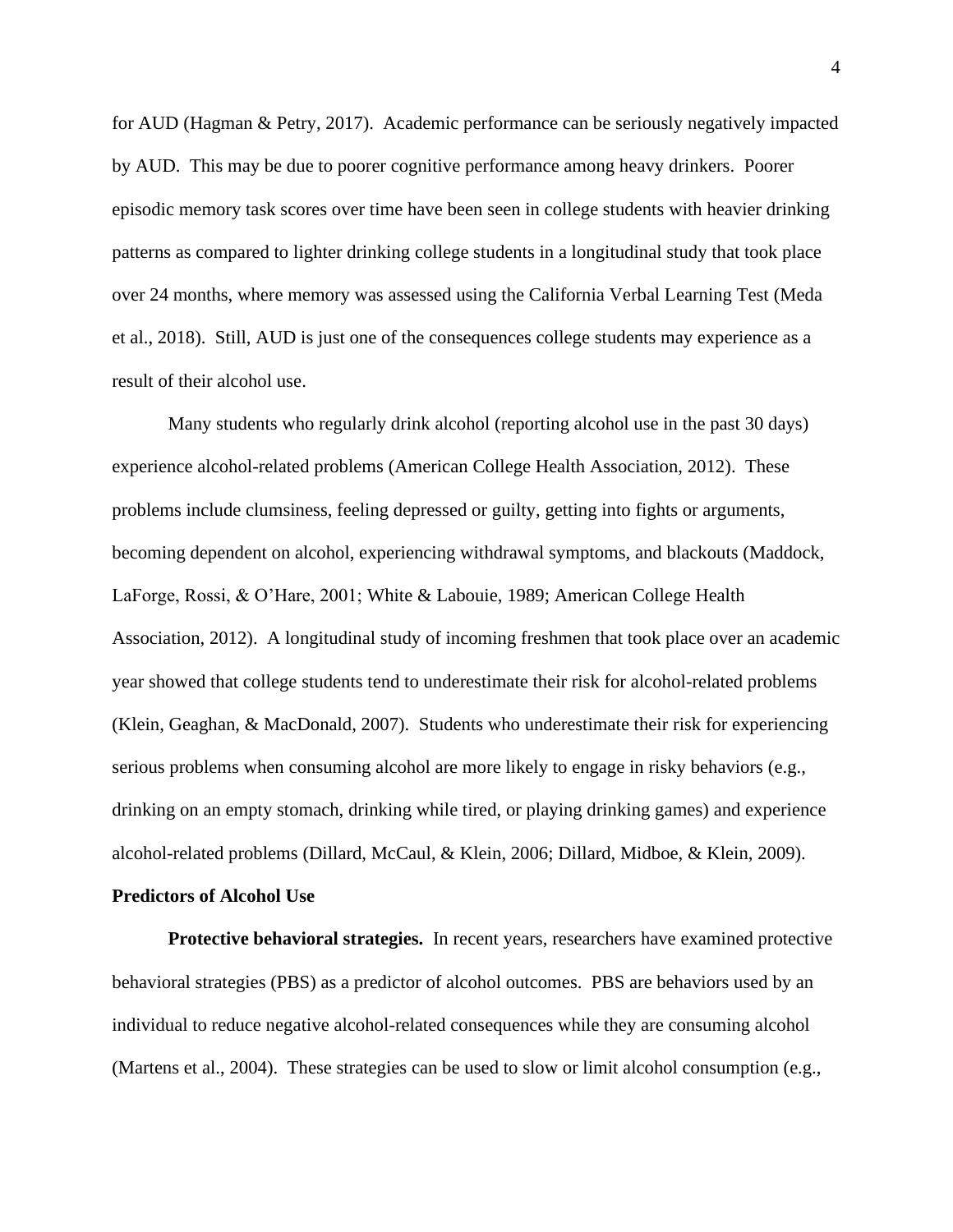for AUD (Hagman & Petry, 2017). Academic performance can be seriously negatively impacted by AUD. This may be due to poorer cognitive performance among heavy drinkers. Poorer episodic memory task scores over time have been seen in college students with heavier drinking patterns as compared to lighter drinking college students in a longitudinal study that took place over 24 months, where memory was assessed using the California Verbal Learning Test (Meda et al., 2018). Still, AUD is just one of the consequences college students may experience as a result of their alcohol use.

Many students who regularly drink alcohol (reporting alcohol use in the past 30 days) experience alcohol-related problems (American College Health Association, 2012). These problems include clumsiness, feeling depressed or guilty, getting into fights or arguments, becoming dependent on alcohol, experiencing withdrawal symptoms, and blackouts (Maddock, LaForge, Rossi, & O'Hare, 2001; White & Labouie, 1989; American College Health Association, 2012). A longitudinal study of incoming freshmen that took place over an academic year showed that college students tend to underestimate their risk for alcohol-related problems (Klein, Geaghan, & MacDonald, 2007). Students who underestimate their risk for experiencing serious problems when consuming alcohol are more likely to engage in risky behaviors (e.g., drinking on an empty stomach, drinking while tired, or playing drinking games) and experience alcohol-related problems (Dillard, McCaul, & Klein, 2006; Dillard, Midboe, & Klein, 2009).

## Predictors of Alcohol Use

**Protective behavioral strategies.** In recent years, researchers have examined protective behavioral strategies (PBS) as a predictor of alcohol outcomes. PBS are behaviors used by an individual to reduce negative alcohol-related consequences while they are consuming alcohol (Martens et al., 2004). These strategies can be used to slow or limit alcohol consumption (e.g.,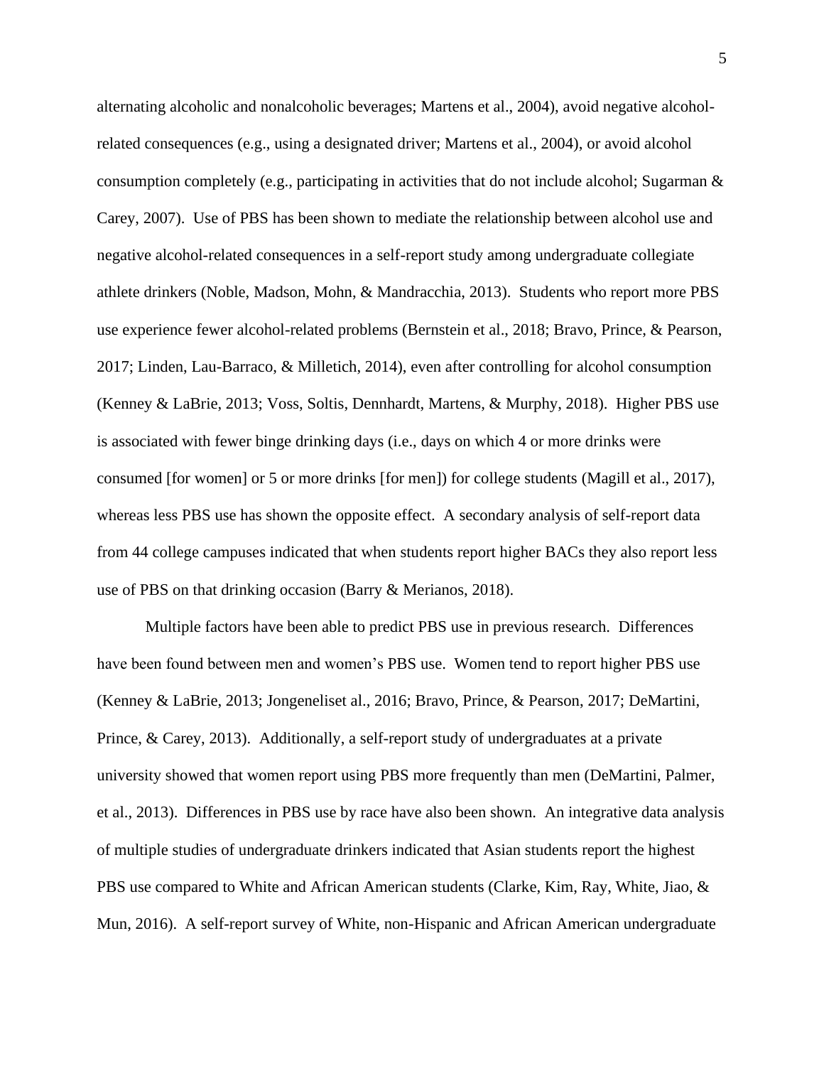alternating alcoholic and nonalcoholic beverages; Martens et al., 2004), avoid negative alcohol-related consequences (e.g., using a designated driver; Martens et al., 2004), or avoid alcohol consumption completely (e.g., participating in activities that do not include alcohol; Sugarman & Carey, 2007). Use of PBS has been shown to mediate the relationship between alcohol use and negative alcohol-related consequences in a self-report study among undergraduate collegiate athlete drinkers (Noble, Madson, Mohn, & Mandracchia, 2013). Students who report more PBS use experience fewer alcohol-related problems (Bernstein et al., 2018; Bravo, Prince, & Pearson, 2017; Linden, Lau-Barraco, & Milletich, 2014), even after controlling for alcohol consumption (Kenney & LaBrie, 2013; Voss, Soltis, Dennhardt, Martens, & Murphy, 2018). Higher PBS use is associated with fewer binge drinking days (i.e., days on which 4 or more drinks were consumed [for women] or 5 or more drinks [for men]) for college students (Magill et al., 2017), whereas less PBS use has shown the opposite effect. A secondary analysis of self-report data from 44 college campuses indicated that when students report higher BACs they also report less use of PBS on that drinking occasion (Barry & Merianos, 2018).

Multiple factors have been able to predict PBS use in previous research. Differences have been found between men and women's PBS use. Women tend to report higher PBS use (Kenney & LaBrie, 2013; Jongeneliset al., 2016; Bravo, Prince, & Pearson, 2017; DeMartini, Prince, & Carey, 2013). Additionally, a self-report study of undergraduates at a private university showed that women report using PBS more frequently than men (DeMartini, Palmer, et al., 2013). Differences in PBS use by race have also been shown. An integrative data analysis of multiple studies of undergraduate drinkers indicated that Asian students report the highest PBS use compared to White and African American students (Clarke, Kim, Ray, White, Jiao, & Mun, 2016). A self-report survey of White, non-Hispanic and African American undergraduate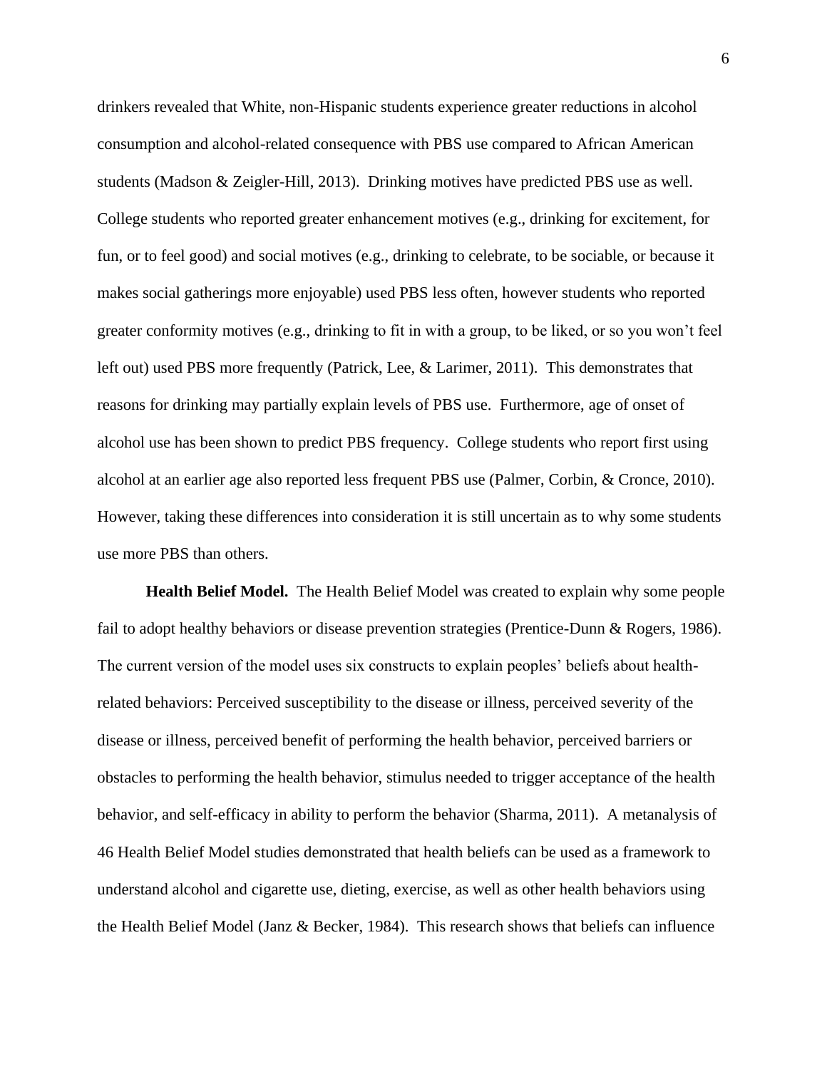drinkers revealed that White, non-Hispanic students experience greater reductions in alcohol consumption and alcohol-related consequence with PBS use compared to African American students (Madson & Zeigler-Hill, 2013). Drinking motives have predicted PBS use as well. College students who reported greater enhancement motives (e.g., drinking for excitement, for fun, or to feel good) and social motives (e.g., drinking to celebrate, to be sociable, or because it makes social gatherings more enjoyable) used PBS less often, however students who reported greater conformity motives (e.g., drinking to fit in with a group, to be liked, or so you won't feel left out) used PBS more frequently (Patrick, Lee, & Larimer, 2011). This demonstrates that reasons for drinking may partially explain levels of PBS use. Furthermore, age of onset of alcohol use has been shown to predict PBS frequency. College students who report first using alcohol at an earlier age also reported less frequent PBS use (Palmer, Corbin, & Cronce, 2010). However, taking these differences into consideration it is still uncertain as to why some students use more PBS than others.

**Health Belief Model.** The Health Belief Model was created to explain why some people fail to adopt healthy behaviors or disease prevention strategies (Prentice-Dunn & Rogers, 1986). The current version of the model uses six constructs to explain peoples' beliefs about health-related behaviors: Perceived susceptibility to the disease or illness, perceived severity of the disease or illness, perceived benefit of performing the health behavior, perceived barriers or obstacles to performing the health behavior, stimulus needed to trigger acceptance of the health behavior, and self-efficacy in ability to perform the behavior (Sharma, 2011). A metanalysis of 46 Health Belief Model studies demonstrated that health beliefs can be used as a framework to understand alcohol and cigarette use, dieting, exercise, as well as other health behaviors using the Health Belief Model (Janz & Becker, 1984). This research shows that beliefs can influence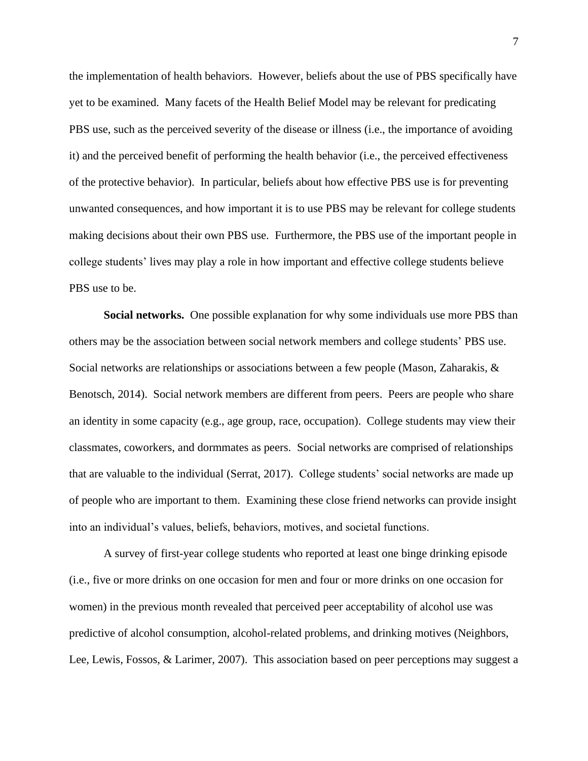the implementation of health behaviors. However, beliefs about the use of PBS specifically have yet to be examined. Many facets of the Health Belief Model may be relevant for predicating PBS use, such as the perceived severity of the disease or illness (i.e., the importance of avoiding it) and the perceived benefit of performing the health behavior (i.e., the perceived effectiveness of the protective behavior). In particular, beliefs about how effective PBS use is for preventing unwanted consequences, and how important it is to use PBS may be relevant for college students making decisions about their own PBS use. Furthermore, the PBS use of the important people in college students' lives may play a role in how important and effective college students believe PBS use to be.

**Social networks.** One possible explanation for why some individuals use more PBS than others may be the association between social network members and college students' PBS use. Social networks are relationships or associations between a few people (Mason, Zaharakis, & Benotsch, 2014). Social network members are different from peers. Peers are people who share an identity in some capacity (e.g., age group, race, occupation). College students may view their classmates, coworkers, and dormmates as peers. Social networks are comprised of relationships that are valuable to the individual (Serrat, 2017). College students' social networks are made up of people who are important to them. Examining these close friend networks can provide insight into an individual's values, beliefs, behaviors, motives, and societal functions.

A survey of first-year college students who reported at least one binge drinking episode (i.e., five or more drinks on one occasion for men and four or more drinks on one occasion for women) in the previous month revealed that perceived peer acceptability of alcohol use was predictive of alcohol consumption, alcohol-related problems, and drinking motives (Neighbors, Lee, Lewis, Fossos, & Larimer, 2007). This association based on peer perceptions may suggest a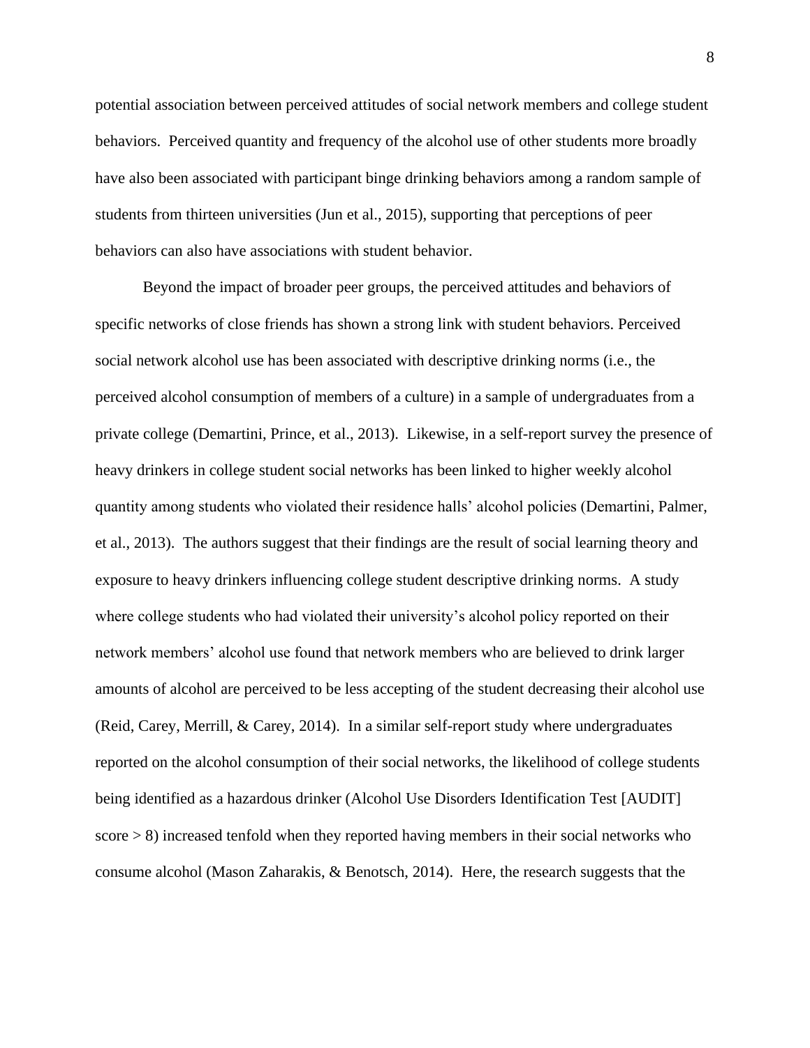potential association between perceived attitudes of social network members and college student behaviors. Perceived quantity and frequency of the alcohol use of other students more broadly have also been associated with participant binge drinking behaviors among a random sample of students from thirteen universities (Jun et al., 2015), supporting that perceptions of peer behaviors can also have associations with student behavior.

Beyond the impact of broader peer groups, the perceived attitudes and behaviors of specific networks of close friends has shown a strong link with student behaviors. Perceived social network alcohol use has been associated with descriptive drinking norms (i.e., the perceived alcohol consumption of members of a culture) in a sample of undergraduates from a private college (Demartini, Prince, et al., 2013). Likewise, in a self-report survey the presence of heavy drinkers in college student social networks has been linked to higher weekly alcohol quantity among students who violated their residence halls' alcohol policies (Demartini, Palmer, et al., 2013). The authors suggest that their findings are the result of social learning theory and exposure to heavy drinkers influencing college student descriptive drinking norms. A study where college students who had violated their university's alcohol policy reported on their network members' alcohol use found that network members who are believed to drink larger amounts of alcohol are perceived to be less accepting of the student decreasing their alcohol use (Reid, Carey, Merrill, & Carey, 2014). In a similar self-report study where undergraduates reported on the alcohol consumption of their social networks, the likelihood of college students being identified as a hazardous drinker (Alcohol Use Disorders Identification Test [AUDIT] score > 8) increased tenfold when they reported having members in their social networks who consume alcohol (Mason Zaharakis, & Benotsch, 2014). Here, the research suggests that the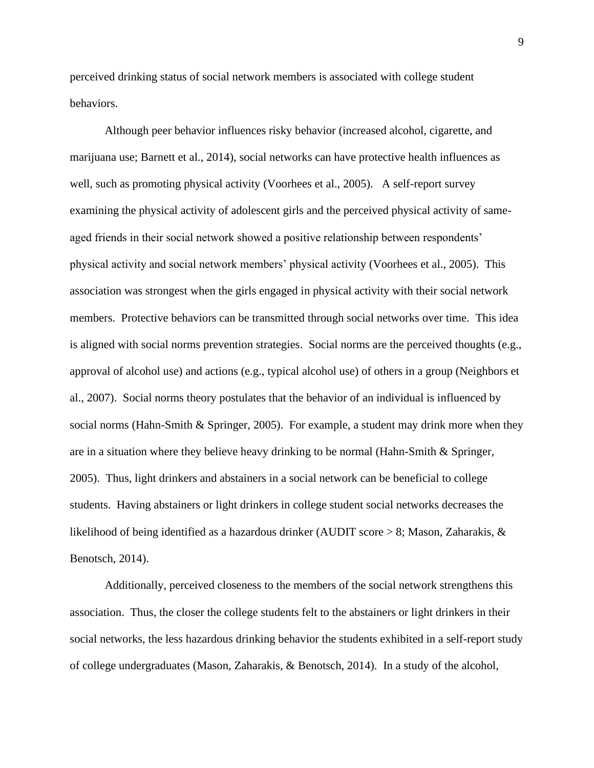perceived drinking status of social network members is associated with college student behaviors.

Although peer behavior influences risky behavior (increased alcohol, cigarette, and marijuana use; Barnett et al., 2014), social networks can have protective health influences as well, such as promoting physical activity (Voorhees et al., 2005). A self-report survey examining the physical activity of adolescent girls and the perceived physical activity of same-aged friends in their social network showed a positive relationship between respondents' physical activity and social network members' physical activity (Voorhees et al., 2005). This association was strongest when the girls engaged in physical activity with their social network members. Protective behaviors can be transmitted through social networks over time. This idea is aligned with social norms prevention strategies. Social norms are the perceived thoughts (e.g., approval of alcohol use) and actions (e.g., typical alcohol use) of others in a group (Neighbors et al., 2007). Social norms theory postulates that the behavior of an individual is influenced by social norms (Hahn-Smith & Springer, 2005). For example, a student may drink more when they are in a situation where they believe heavy drinking to be normal (Hahn-Smith & Springer, 2005). Thus, light drinkers and abstainers in a social network can be beneficial to college students. Having abstainers or light drinkers in college student social networks decreases the likelihood of being identified as a hazardous drinker (AUDIT score > 8; Mason, Zaharakis, & Benotsch, 2014).

Additionally, perceived closeness to the members of the social network strengthens this association. Thus, the closer the college students felt to the abstainers or light drinkers in their social networks, the less hazardous drinking behavior the students exhibited in a self-report study of college undergraduates (Mason, Zaharakis, & Benotsch, 2014). In a study of the alcohol,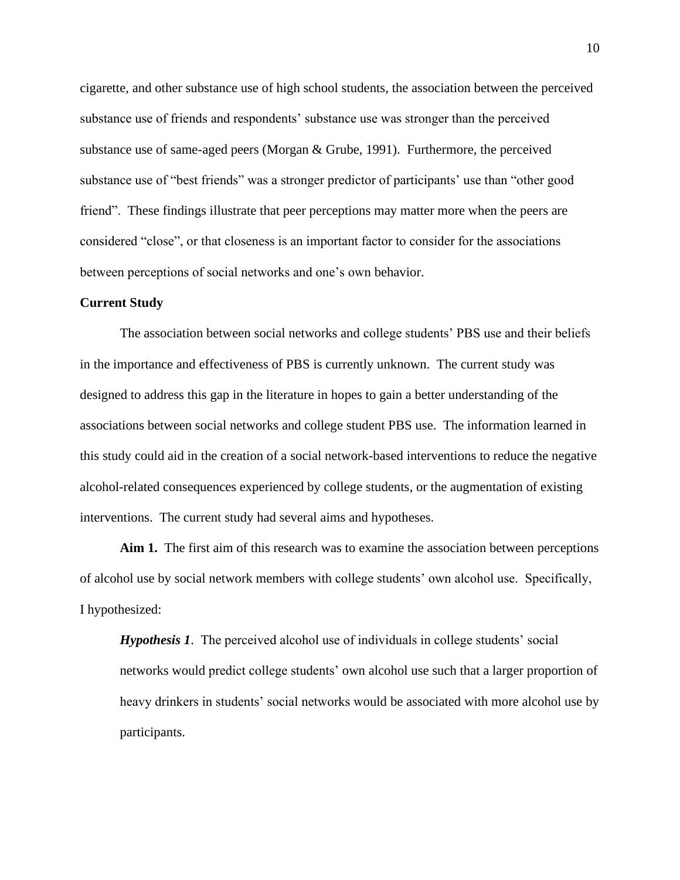cigarette, and other substance use of high school students, the association between the perceived substance use of friends and respondents' substance use was stronger than the perceived substance use of same-aged peers (Morgan & Grube, 1991). Furthermore, the perceived substance use of "best friends" was a stronger predictor of participants' use than "other good friend". These findings illustrate that peer perceptions may matter more when the peers are considered "close", or that closeness is an important factor to consider for the associations between perceptions of social networks and one's own behavior.

### Current Study

The association between social networks and college students' PBS use and their beliefs in the importance and effectiveness of PBS is currently unknown. The current study was designed to address this gap in the literature in hopes to gain a better understanding of the associations between social networks and college student PBS use. The information learned in this study could aid in the creation of a social network-based interventions to reduce the negative alcohol-related consequences experienced by college students, or the augmentation of existing interventions. The current study had several aims and hypotheses.

**Aim 1.** The first aim of this research was to examine the association between perceptions of alcohol use by social network members with college students' own alcohol use. Specifically, I hypothesized:

> ***Hypothesis 1***. The perceived alcohol use of individuals in college students' social networks would predict college students' own alcohol use such that a larger proportion of heavy drinkers in students' social networks would be associated with more alcohol use by participants.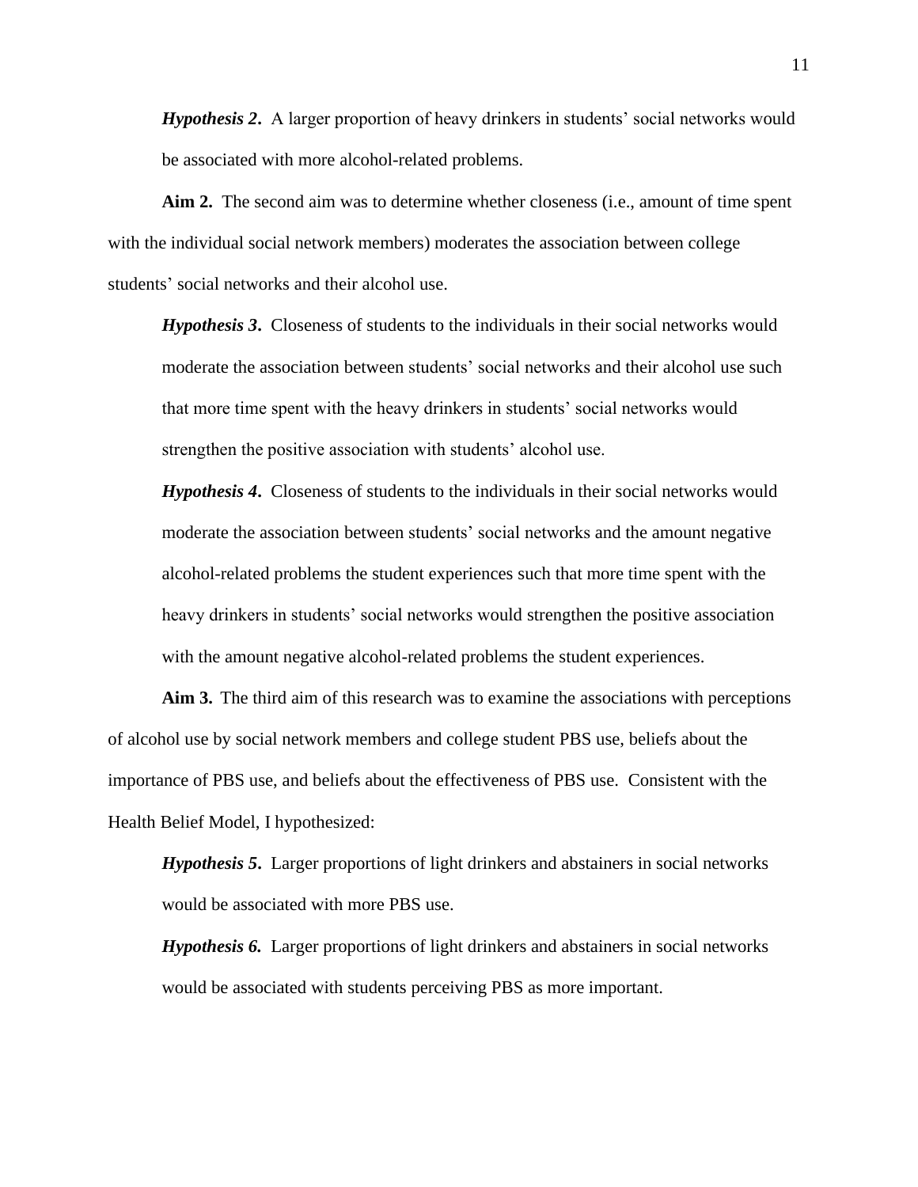***Hypothesis 2*.** A larger proportion of heavy drinkers in students' social networks would be associated with more alcohol-related problems.

**Aim 2.** The second aim was to determine whether closeness (i.e., amount of time spent with the individual social network members) moderates the association between college students' social networks and their alcohol use.

***Hypothesis 3*.** Closeness of students to the individuals in their social networks would moderate the association between students' social networks and their alcohol use such that more time spent with the heavy drinkers in students' social networks would strengthen the positive association with students' alcohol use.

***Hypothesis 4*.** Closeness of students to the individuals in their social networks would moderate the association between students' social networks and the amount negative alcohol-related problems the student experiences such that more time spent with the heavy drinkers in students' social networks would strengthen the positive association with the amount negative alcohol-related problems the student experiences.

**Aim 3.** The third aim of this research was to examine the associations with perceptions of alcohol use by social network members and college student PBS use, beliefs about the importance of PBS use, and beliefs about the effectiveness of PBS use. Consistent with the Health Belief Model, I hypothesized:

***Hypothesis 5*.** Larger proportions of light drinkers and abstainers in social networks would be associated with more PBS use.

***Hypothesis 6.*** Larger proportions of light drinkers and abstainers in social networks would be associated with students perceiving PBS as more important.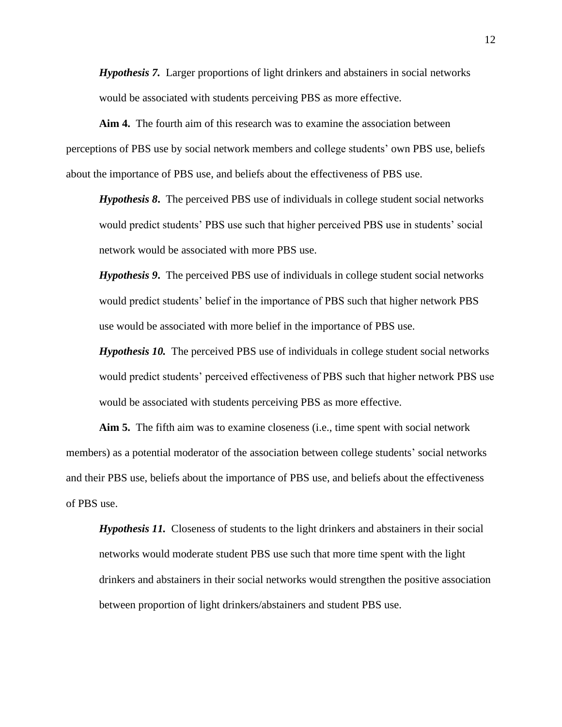***Hypothesis 7.*** Larger proportions of light drinkers and abstainers in social networks would be associated with students perceiving PBS as more effective.

**Aim 4.** The fourth aim of this research was to examine the association between perceptions of PBS use by social network members and college students' own PBS use, beliefs about the importance of PBS use, and beliefs about the effectiveness of PBS use.

***Hypothesis 8.*** The perceived PBS use of individuals in college student social networks would predict students' PBS use such that higher perceived PBS use in students' social network would be associated with more PBS use.

***Hypothesis 9.*** The perceived PBS use of individuals in college student social networks would predict students' belief in the importance of PBS such that higher network PBS use would be associated with more belief in the importance of PBS use.

***Hypothesis 10.*** The perceived PBS use of individuals in college student social networks would predict students' perceived effectiveness of PBS such that higher network PBS use would be associated with students perceiving PBS as more effective.

**Aim 5.** The fifth aim was to examine closeness (i.e., time spent with social network members) as a potential moderator of the association between college students' social networks and their PBS use, beliefs about the importance of PBS use, and beliefs about the effectiveness of PBS use.

***Hypothesis 11.*** Closeness of students to the light drinkers and abstainers in their social networks would moderate student PBS use such that more time spent with the light drinkers and abstainers in their social networks would strengthen the positive association between proportion of light drinkers/abstainers and student PBS use.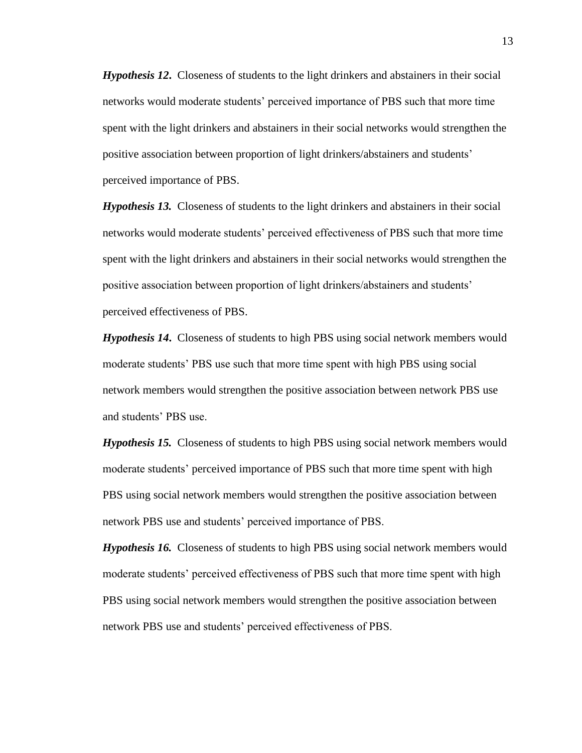***Hypothesis 12***. Closeness of students to the light drinkers and abstainers in their social networks would moderate students' perceived importance of PBS such that more time spent with the light drinkers and abstainers in their social networks would strengthen the positive association between proportion of light drinkers/abstainers and students' perceived importance of PBS.

***Hypothesis 13.*** Closeness of students to the light drinkers and abstainers in their social networks would moderate students' perceived effectiveness of PBS such that more time spent with the light drinkers and abstainers in their social networks would strengthen the positive association between proportion of light drinkers/abstainers and students' perceived effectiveness of PBS.

***Hypothesis 14***. Closeness of students to high PBS using social network members would moderate students' PBS use such that more time spent with high PBS using social network members would strengthen the positive association between network PBS use and students' PBS use.

***Hypothesis 15.*** Closeness of students to high PBS using social network members would moderate students' perceived importance of PBS such that more time spent with high PBS using social network members would strengthen the positive association between network PBS use and students' perceived importance of PBS.

***Hypothesis 16.*** Closeness of students to high PBS using social network members would moderate students' perceived effectiveness of PBS such that more time spent with high PBS using social network members would strengthen the positive association between network PBS use and students' perceived effectiveness of PBS.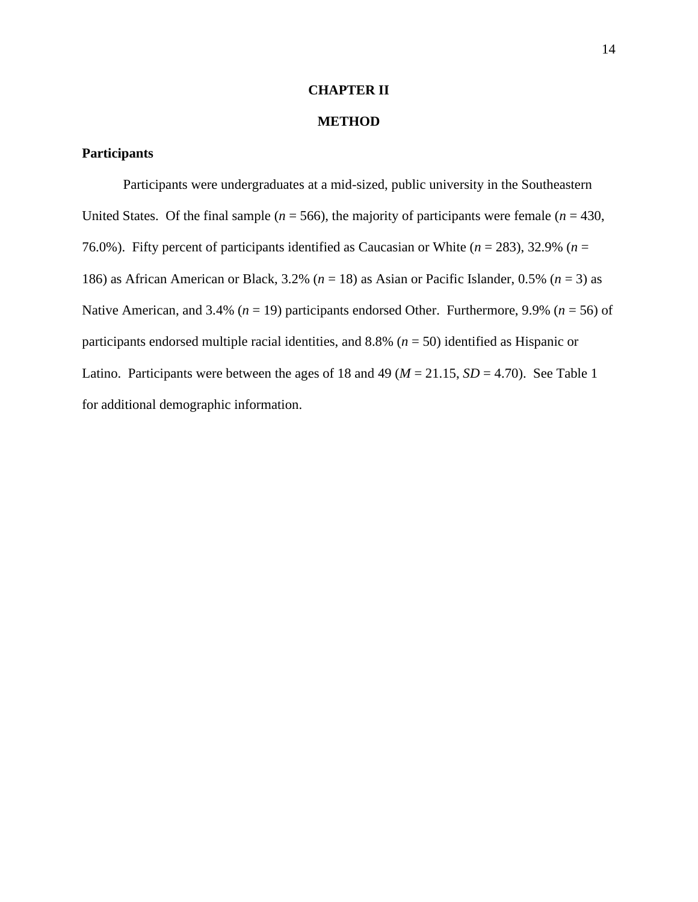# CHAPTER II

# METHOD

## Participants

Participants were undergraduates at a mid-sized, public university in the Southeastern United States. Of the final sample (*n* = 566), the majority of participants were female (*n* = 430, 76.0%). Fifty percent of participants identified as Caucasian or White (*n* = 283), 32.9% (*n* = 186) as African American or Black, 3.2% (*n* = 18) as Asian or Pacific Islander, 0.5% (*n* = 3) as Native American, and 3.4% (*n* = 19) participants endorsed Other. Furthermore, 9.9% (*n* = 56) of participants endorsed multiple racial identities, and 8.8% (*n* = 50) identified as Hispanic or Latino. Participants were between the ages of 18 and 49 (*M* = 21.15, *SD* = 4.70). See Table 1 for additional demographic information.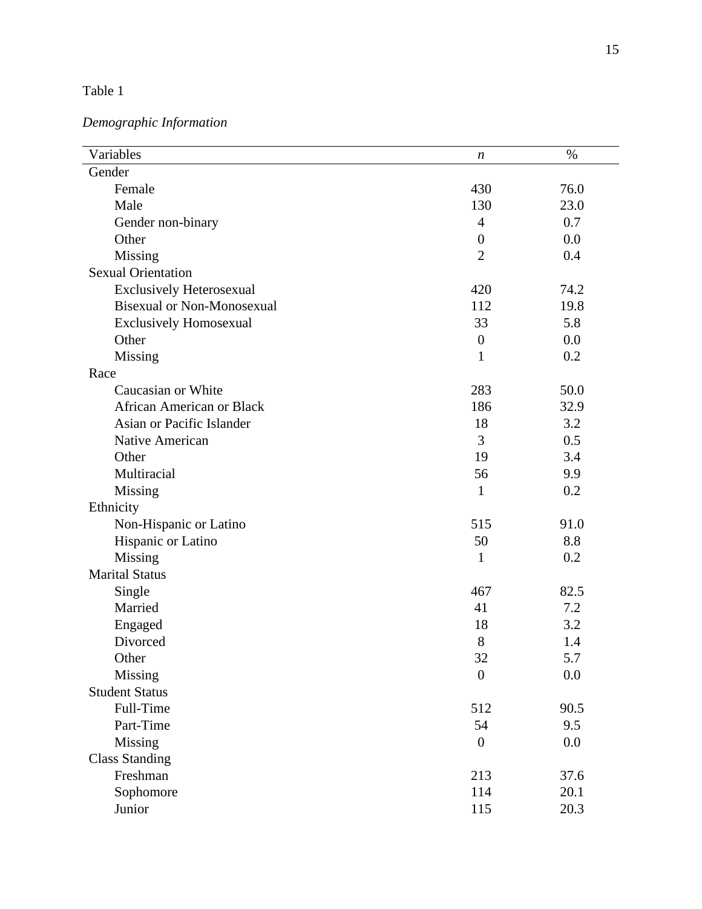Table 1

*Demographic Information*

| Variables | *n* | % |
|---|---|---|
| Gender | | |
| Female | 430 | 76.0 |
| Male | 130 | 23.0 |
| Gender non-binary | 4 | 0.7 |
| Other | 0 | 0.0 |
| Missing | 2 | 0.4 |
| Sexual Orientation | | |
| Exclusively Heterosexual | 420 | 74.2 |
| Bisexual or Non-Monosexual | 112 | 19.8 |
| Exclusively Homosexual | 33 | 5.8 |
| Other | 0 | 0.0 |
| Missing | 1 | 0.2 |
| Race | | |
| Caucasian or White | 283 | 50.0 |
| African American or Black | 186 | 32.9 |
| Asian or Pacific Islander | 18 | 3.2 |
| Native American | 3 | 0.5 |
| Other | 19 | 3.4 |
| Multiracial | 56 | 9.9 |
| Missing | 1 | 0.2 |
| Ethnicity | | |
| Non-Hispanic or Latino | 515 | 91.0 |
| Hispanic or Latino | 50 | 8.8 |
| Missing | 1 | 0.2 |
| Marital Status | | |
| Single | 467 | 82.5 |
| Married | 41 | 7.2 |
| Engaged | 18 | 3.2 |
| Divorced | 8 | 1.4 |
| Other | 32 | 5.7 |
| Missing | 0 | 0.0 |
| Student Status | | |
| Full-Time | 512 | 90.5 |
| Part-Time | 54 | 9.5 |
| Missing | 0 | 0.0 |
| Class Standing | | |
| Freshman | 213 | 37.6 |
| Sophomore | 114 | 20.1 |
| Junior | 115 | 20.3 |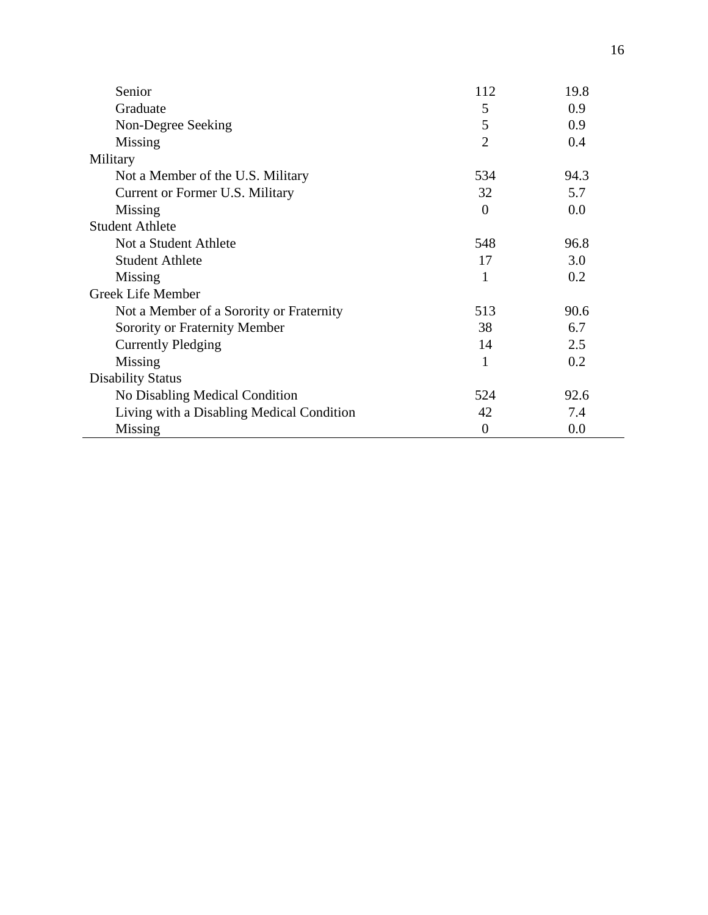| | | |
|---|---|---|
| Senior | 112 | 19.8 |
| Graduate | 5 | 0.9 |
| Non-Degree Seeking | 5 | 0.9 |
| Missing | 2 | 0.4 |
| Military | | |
| Not a Member of the U.S. Military | 534 | 94.3 |
| Current or Former U.S. Military | 32 | 5.7 |
| Missing | 0 | 0.0 |
| Student Athlete | | |
| Not a Student Athlete | 548 | 96.8 |
| Student Athlete | 17 | 3.0 |
| Missing | 1 | 0.2 |
| Greek Life Member | | |
| Not a Member of a Sorority or Fraternity | 513 | 90.6 |
| Sorority or Fraternity Member | 38 | 6.7 |
| Currently Pledging | 14 | 2.5 |
| Missing | 1 | 0.2 |
| Disability Status | | |
| No Disabling Medical Condition | 524 | 92.6 |
| Living with a Disabling Medical Condition | 42 | 7.4 |
| Missing | 0 | 0.0 |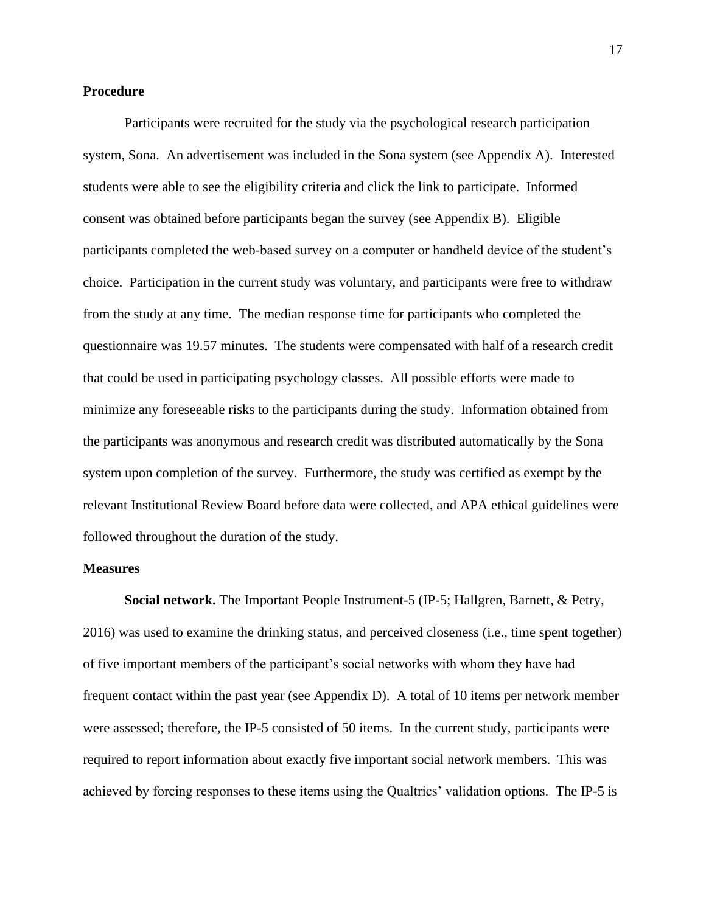## Procedure

Participants were recruited for the study via the psychological research participation system, Sona. An advertisement was included in the Sona system (see Appendix A). Interested students were able to see the eligibility criteria and click the link to participate. Informed consent was obtained before participants began the survey (see Appendix B). Eligible participants completed the web-based survey on a computer or handheld device of the student's choice. Participation in the current study was voluntary, and participants were free to withdraw from the study at any time. The median response time for participants who completed the questionnaire was 19.57 minutes. The students were compensated with half of a research credit that could be used in participating psychology classes. All possible efforts were made to minimize any foreseeable risks to the participants during the study. Information obtained from the participants was anonymous and research credit was distributed automatically by the Sona system upon completion of the survey. Furthermore, the study was certified as exempt by the relevant Institutional Review Board before data were collected, and APA ethical guidelines were followed throughout the duration of the study.

## Measures

**Social network.** The Important People Instrument-5 (IP-5; Hallgren, Barnett, & Petry, 2016) was used to examine the drinking status, and perceived closeness (i.e., time spent together) of five important members of the participant's social networks with whom they have had frequent contact within the past year (see Appendix D). A total of 10 items per network member were assessed; therefore, the IP-5 consisted of 50 items. In the current study, participants were required to report information about exactly five important social network members. This was achieved by forcing responses to these items using the Qualtrics' validation options. The IP-5 is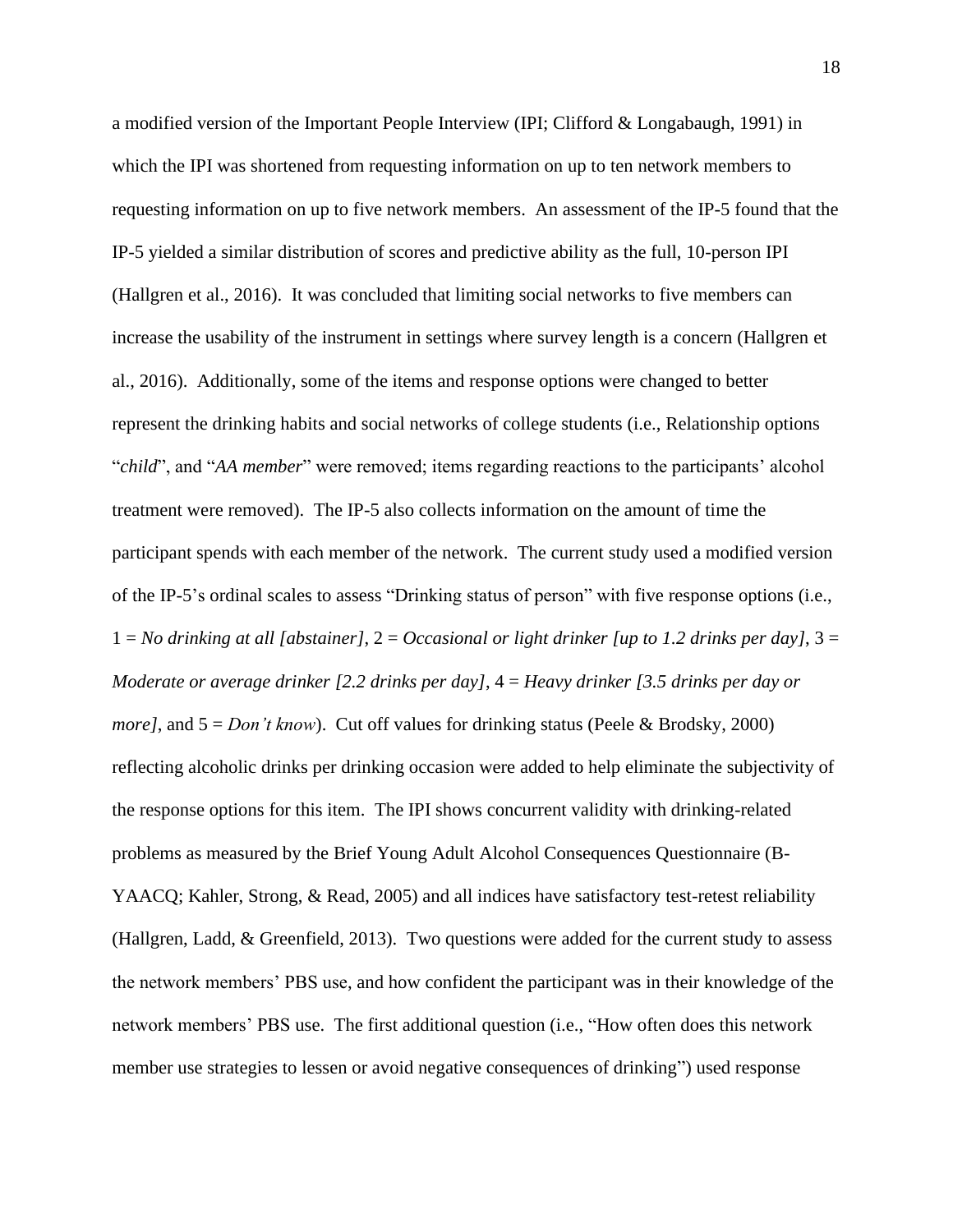a modified version of the Important People Interview (IPI; Clifford & Longabaugh, 1991) in which the IPI was shortened from requesting information on up to ten network members to requesting information on up to five network members. An assessment of the IP-5 found that the IP-5 yielded a similar distribution of scores and predictive ability as the full, 10-person IPI (Hallgren et al., 2016). It was concluded that limiting social networks to five members can increase the usability of the instrument in settings where survey length is a concern (Hallgren et al., 2016). Additionally, some of the items and response options were changed to better represent the drinking habits and social networks of college students (i.e., Relationship options "*child*", and "*AA member*" were removed; items regarding reactions to the participants' alcohol treatment were removed). The IP-5 also collects information on the amount of time the participant spends with each member of the network. The current study used a modified version of the IP-5's ordinal scales to assess "Drinking status of person" with five response options (i.e., 1 = *No drinking at all [abstainer]*, 2 = *Occasional or light drinker [up to 1.2 drinks per day]*, 3 = *Moderate or average drinker [2.2 drinks per day]*, 4 = *Heavy drinker [3.5 drinks per day or more]*, and 5 = *Don't know*). Cut off values for drinking status (Peele & Brodsky, 2000) reflecting alcoholic drinks per drinking occasion were added to help eliminate the subjectivity of the response options for this item. The IPI shows concurrent validity with drinking-related problems as measured by the Brief Young Adult Alcohol Consequences Questionnaire (B-YAACQ; Kahler, Strong, & Read, 2005) and all indices have satisfactory test-retest reliability (Hallgren, Ladd, & Greenfield, 2013). Two questions were added for the current study to assess the network members' PBS use, and how confident the participant was in their knowledge of the network members' PBS use. The first additional question (i.e., "How often does this network member use strategies to lessen or avoid negative consequences of drinking") used response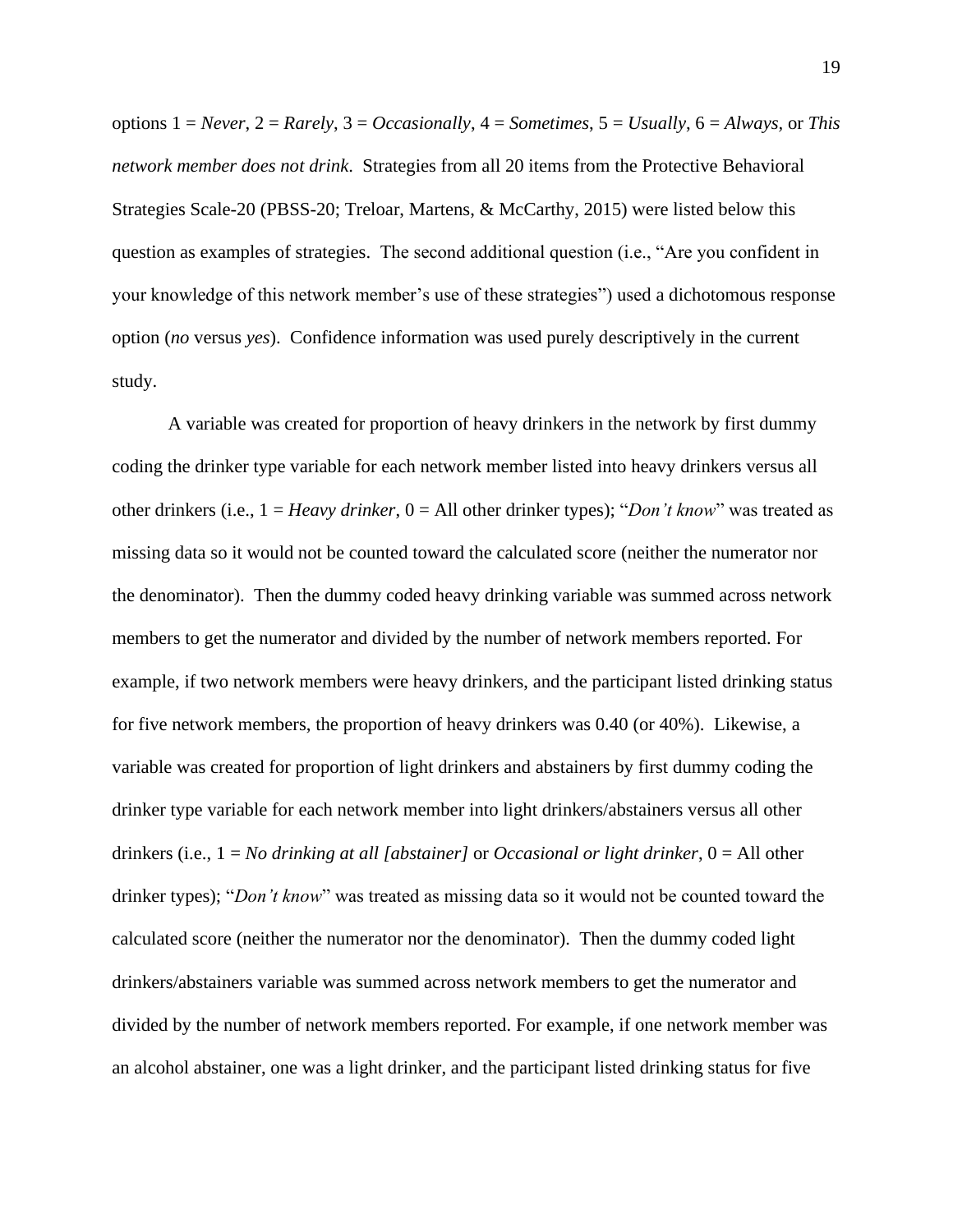options 1 = *Never*, 2 = *Rarely*, 3 = *Occasionally*, 4 = *Sometimes*, 5 = *Usually*, 6 = *Always*, or *This network member does not drink*. Strategies from all 20 items from the Protective Behavioral Strategies Scale-20 (PBSS-20; Treloar, Martens, & McCarthy, 2015) were listed below this question as examples of strategies. The second additional question (i.e., "Are you confident in your knowledge of this network member's use of these strategies") used a dichotomous response option (*no* versus *yes*). Confidence information was used purely descriptively in the current study.

A variable was created for proportion of heavy drinkers in the network by first dummy coding the drinker type variable for each network member listed into heavy drinkers versus all other drinkers (i.e., 1 = *Heavy drinker*, 0 = All other drinker types); "*Don't know*" was treated as missing data so it would not be counted toward the calculated score (neither the numerator nor the denominator). Then the dummy coded heavy drinking variable was summed across network members to get the numerator and divided by the number of network members reported. For example, if two network members were heavy drinkers, and the participant listed drinking status for five network members, the proportion of heavy drinkers was 0.40 (or 40%). Likewise, a variable was created for proportion of light drinkers and abstainers by first dummy coding the drinker type variable for each network member into light drinkers/abstainers versus all other drinkers (i.e., 1 = *No drinking at all [abstainer]* or *Occasional or light drinker*, 0 = All other drinker types); "*Don't know*" was treated as missing data so it would not be counted toward the calculated score (neither the numerator nor the denominator). Then the dummy coded light drinkers/abstainers variable was summed across network members to get the numerator and divided by the number of network members reported. For example, if one network member was an alcohol abstainer, one was a light drinker, and the participant listed drinking status for five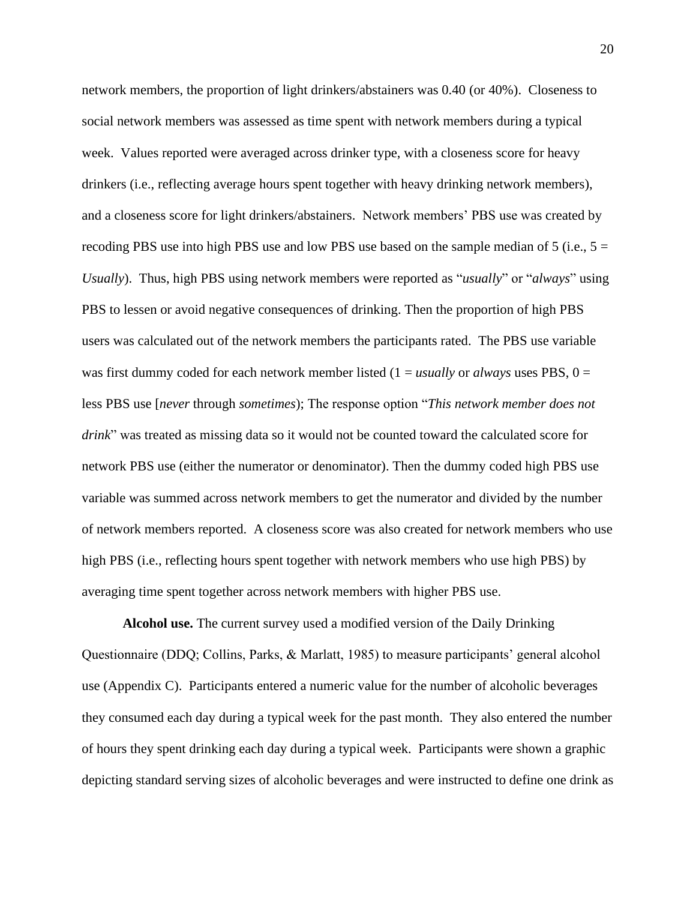network members, the proportion of light drinkers/abstainers was 0.40 (or 40%). Closeness to social network members was assessed as time spent with network members during a typical week. Values reported were averaged across drinker type, with a closeness score for heavy drinkers (i.e., reflecting average hours spent together with heavy drinking network members), and a closeness score for light drinkers/abstainers. Network members' PBS use was created by recoding PBS use into high PBS use and low PBS use based on the sample median of 5 (i.e., 5 = *Usually*). Thus, high PBS using network members were reported as "*usually*" or "*always*" using PBS to lessen or avoid negative consequences of drinking. Then the proportion of high PBS users was calculated out of the network members the participants rated. The PBS use variable was first dummy coded for each network member listed (1 = *usually* or *always* uses PBS, 0 = less PBS use [*never* through *sometimes*); The response option "*This network member does not drink*" was treated as missing data so it would not be counted toward the calculated score for network PBS use (either the numerator or denominator). Then the dummy coded high PBS use variable was summed across network members to get the numerator and divided by the number of network members reported. A closeness score was also created for network members who use high PBS (i.e., reflecting hours spent together with network members who use high PBS) by averaging time spent together across network members with higher PBS use.

**Alcohol use.** The current survey used a modified version of the Daily Drinking Questionnaire (DDQ; Collins, Parks, & Marlatt, 1985) to measure participants' general alcohol use (Appendix C). Participants entered a numeric value for the number of alcoholic beverages they consumed each day during a typical week for the past month. They also entered the number of hours they spent drinking each day during a typical week. Participants were shown a graphic depicting standard serving sizes of alcoholic beverages and were instructed to define one drink as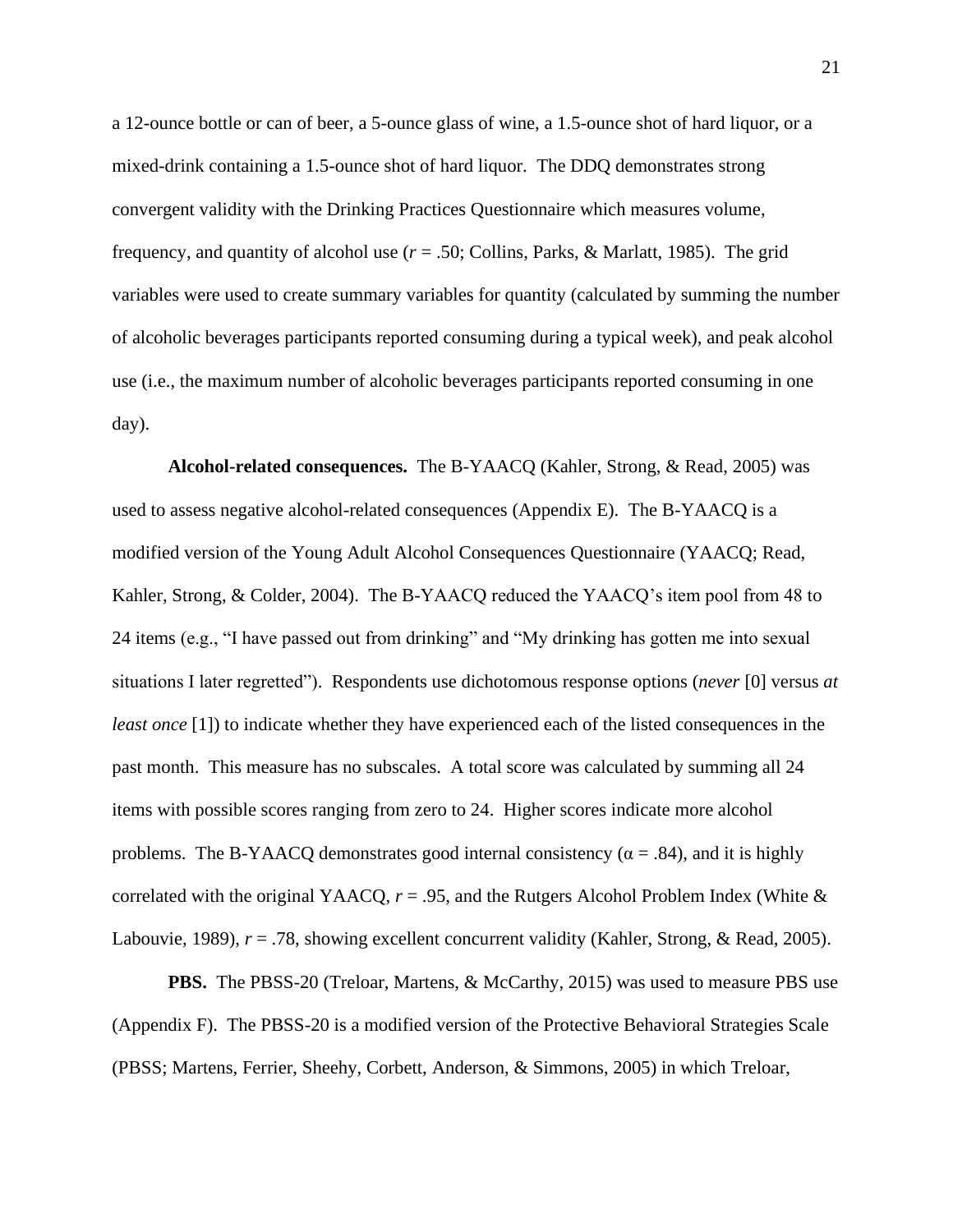a 12-ounce bottle or can of beer, a 5-ounce glass of wine, a 1.5-ounce shot of hard liquor, or a mixed-drink containing a 1.5-ounce shot of hard liquor. The DDQ demonstrates strong convergent validity with the Drinking Practices Questionnaire which measures volume, frequency, and quantity of alcohol use ($r = .50$; Collins, Parks, & Marlatt, 1985). The grid variables were used to create summary variables for quantity (calculated by summing the number of alcoholic beverages participants reported consuming during a typical week), and peak alcohol use (i.e., the maximum number of alcoholic beverages participants reported consuming in one day).

**Alcohol-related consequences.** The B-YAACQ (Kahler, Strong, & Read, 2005) was used to assess negative alcohol-related consequences (Appendix E). The B-YAACQ is a modified version of the Young Adult Alcohol Consequences Questionnaire (YAACQ; Read, Kahler, Strong, & Colder, 2004). The B-YAACQ reduced the YAACQ's item pool from 48 to 24 items (e.g., "I have passed out from drinking" and "My drinking has gotten me into sexual situations I later regretted"). Respondents use dichotomous response options (*never* [0] versus *at least once* [1]) to indicate whether they have experienced each of the listed consequences in the past month. This measure has no subscales. A total score was calculated by summing all 24 items with possible scores ranging from zero to 24. Higher scores indicate more alcohol problems. The B-YAACQ demonstrates good internal consistency ($\alpha = .84$), and it is highly correlated with the original YAACQ, $r = .95$, and the Rutgers Alcohol Problem Index (White & Labouvie, 1989), $r = .78$, showing excellent concurrent validity (Kahler, Strong, & Read, 2005).

**PBS.** The PBSS-20 (Treloar, Martens, & McCarthy, 2015) was used to measure PBS use (Appendix F). The PBSS-20 is a modified version of the Protective Behavioral Strategies Scale (PBSS; Martens, Ferrier, Sheehy, Corbett, Anderson, & Simmons, 2005) in which Treloar,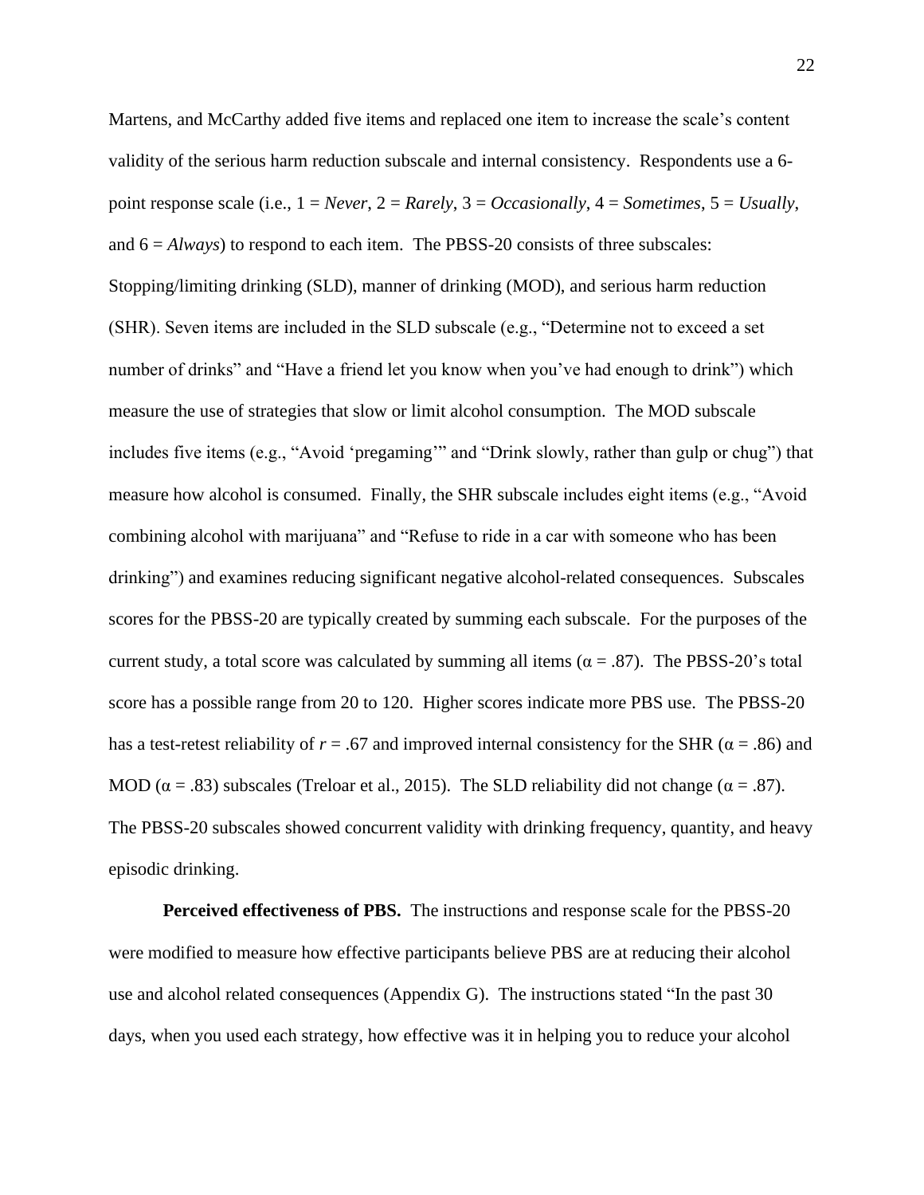Martens, and McCarthy added five items and replaced one item to increase the scale's content validity of the serious harm reduction subscale and internal consistency. Respondents use a 6-point response scale (i.e., 1 = *Never*, 2 = *Rarely*, 3 = *Occasionally*, 4 = *Sometimes*, 5 = *Usually*, and 6 = *Always*) to respond to each item. The PBSS-20 consists of three subscales: Stopping/limiting drinking (SLD), manner of drinking (MOD), and serious harm reduction (SHR). Seven items are included in the SLD subscale (e.g., "Determine not to exceed a set number of drinks" and "Have a friend let you know when you've had enough to drink") which measure the use of strategies that slow or limit alcohol consumption. The MOD subscale includes five items (e.g., "Avoid 'pregaming'" and "Drink slowly, rather than gulp or chug") that measure how alcohol is consumed. Finally, the SHR subscale includes eight items (e.g., "Avoid combining alcohol with marijuana" and "Refuse to ride in a car with someone who has been drinking") and examines reducing significant negative alcohol-related consequences. Subscales scores for the PBSS-20 are typically created by summing each subscale. For the purposes of the current study, a total score was calculated by summing all items ($\alpha = .87$). The PBSS-20's total score has a possible range from 20 to 120. Higher scores indicate more PBS use. The PBSS-20 has a test-retest reliability of $r = .67$ and improved internal consistency for the SHR ($\alpha = .86$) and MOD ($\alpha = .83$) subscales (Treloar et al., 2015). The SLD reliability did not change ($\alpha = .87$). The PBSS-20 subscales showed concurrent validity with drinking frequency, quantity, and heavy episodic drinking.

**Perceived effectiveness of PBS.** The instructions and response scale for the PBSS-20 were modified to measure how effective participants believe PBS are at reducing their alcohol use and alcohol related consequences (Appendix G). The instructions stated "In the past 30 days, when you used each strategy, how effective was it in helping you to reduce your alcohol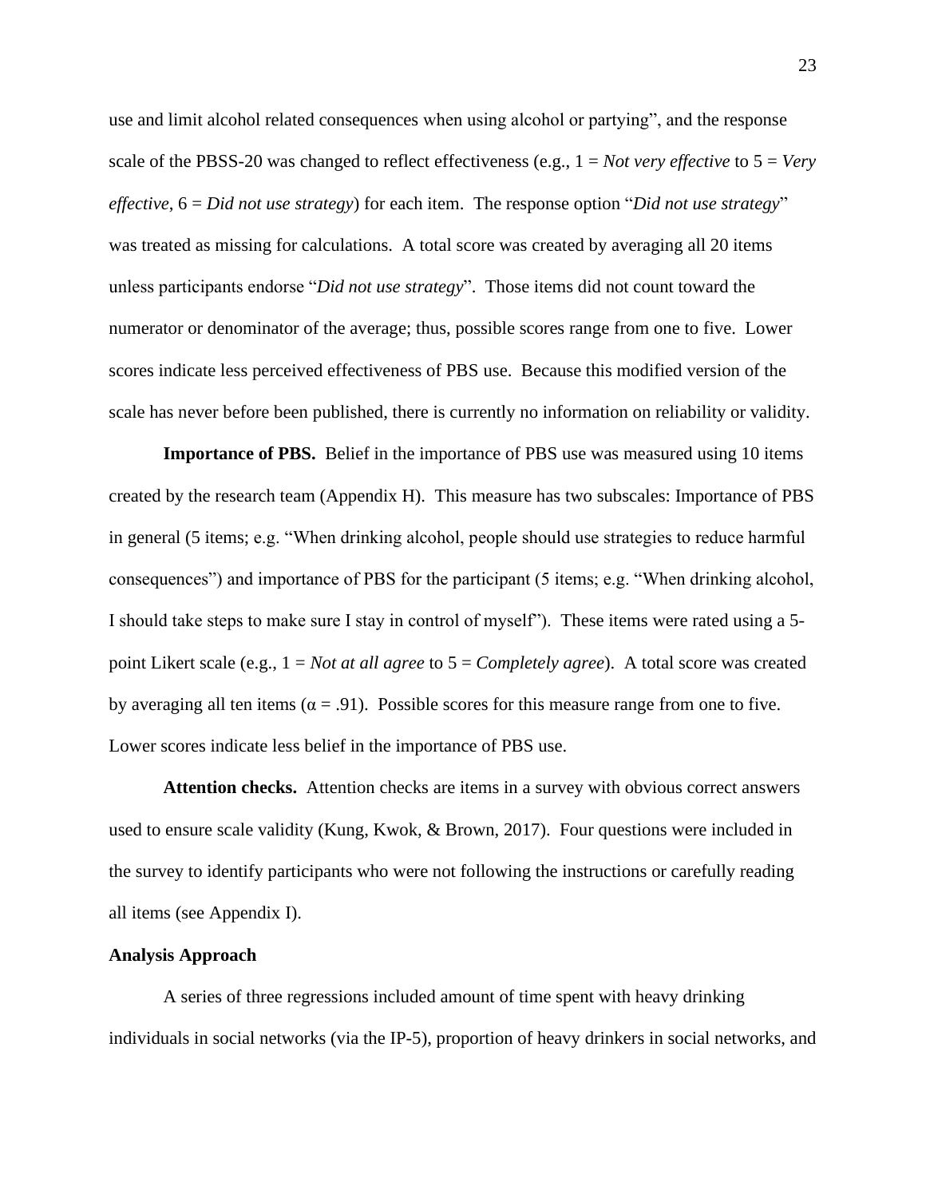use and limit alcohol related consequences when using alcohol or partying", and the response scale of the PBSS-20 was changed to reflect effectiveness (e.g., 1 = *Not very effective* to 5 = *Very effective*, 6 = *Did not use strategy*) for each item. The response option "*Did not use strategy*" was treated as missing for calculations. A total score was created by averaging all 20 items unless participants endorse "*Did not use strategy*". Those items did not count toward the numerator or denominator of the average; thus, possible scores range from one to five. Lower scores indicate less perceived effectiveness of PBS use. Because this modified version of the scale has never before been published, there is currently no information on reliability or validity.

**Importance of PBS.** Belief in the importance of PBS use was measured using 10 items created by the research team (Appendix H). This measure has two subscales: Importance of PBS in general (5 items; e.g. "When drinking alcohol, people should use strategies to reduce harmful consequences") and importance of PBS for the participant (5 items; e.g. "When drinking alcohol, I should take steps to make sure I stay in control of myself"). These items were rated using a 5-point Likert scale (e.g., 1 = *Not at all agree* to 5 = *Completely agree*). A total score was created by averaging all ten items ($\alpha = .91$). Possible scores for this measure range from one to five. Lower scores indicate less belief in the importance of PBS use.

**Attention checks.** Attention checks are items in a survey with obvious correct answers used to ensure scale validity (Kung, Kwok, & Brown, 2017). Four questions were included in the survey to identify participants who were not following the instructions or carefully reading all items (see Appendix I).

### Analysis Approach

A series of three regressions included amount of time spent with heavy drinking individuals in social networks (via the IP-5), proportion of heavy drinkers in social networks, and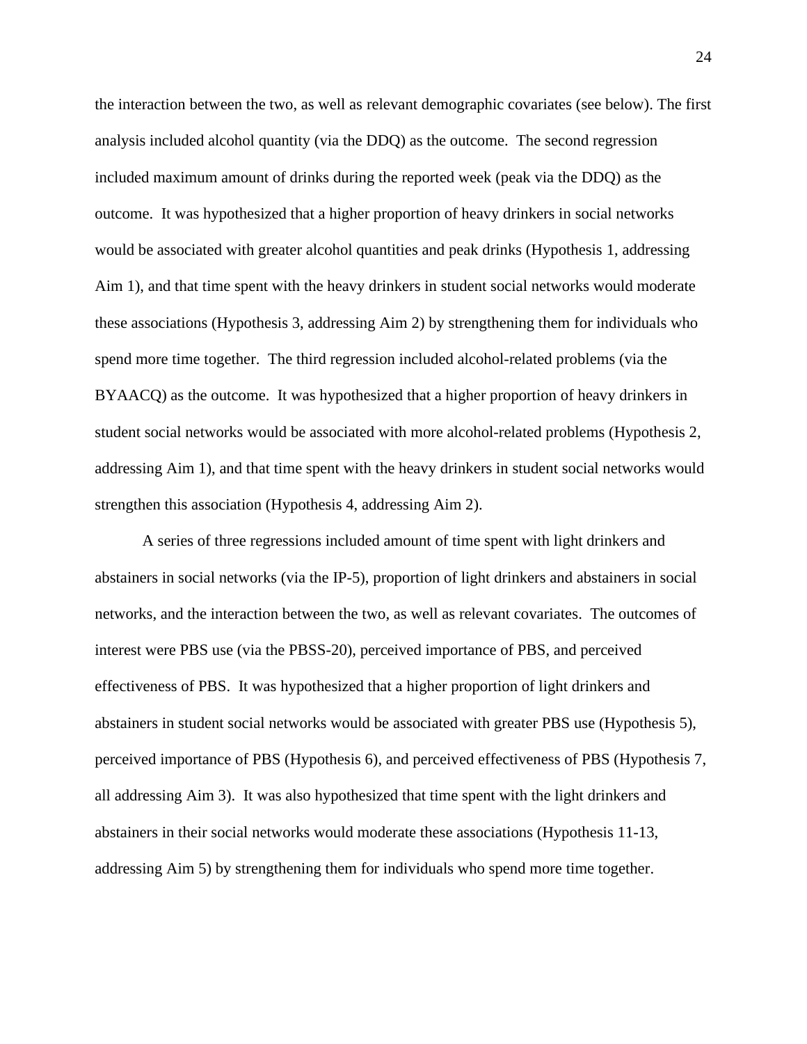the interaction between the two, as well as relevant demographic covariates (see below). The first analysis included alcohol quantity (via the DDQ) as the outcome. The second regression included maximum amount of drinks during the reported week (peak via the DDQ) as the outcome. It was hypothesized that a higher proportion of heavy drinkers in social networks would be associated with greater alcohol quantities and peak drinks (Hypothesis 1, addressing Aim 1), and that time spent with the heavy drinkers in student social networks would moderate these associations (Hypothesis 3, addressing Aim 2) by strengthening them for individuals who spend more time together. The third regression included alcohol-related problems (via the BYAACQ) as the outcome. It was hypothesized that a higher proportion of heavy drinkers in student social networks would be associated with more alcohol-related problems (Hypothesis 2, addressing Aim 1), and that time spent with the heavy drinkers in student social networks would strengthen this association (Hypothesis 4, addressing Aim 2).

A series of three regressions included amount of time spent with light drinkers and abstainers in social networks (via the IP-5), proportion of light drinkers and abstainers in social networks, and the interaction between the two, as well as relevant covariates. The outcomes of interest were PBS use (via the PBSS-20), perceived importance of PBS, and perceived effectiveness of PBS. It was hypothesized that a higher proportion of light drinkers and abstainers in student social networks would be associated with greater PBS use (Hypothesis 5), perceived importance of PBS (Hypothesis 6), and perceived effectiveness of PBS (Hypothesis 7, all addressing Aim 3). It was also hypothesized that time spent with the light drinkers and abstainers in their social networks would moderate these associations (Hypothesis 11-13, addressing Aim 5) by strengthening them for individuals who spend more time together.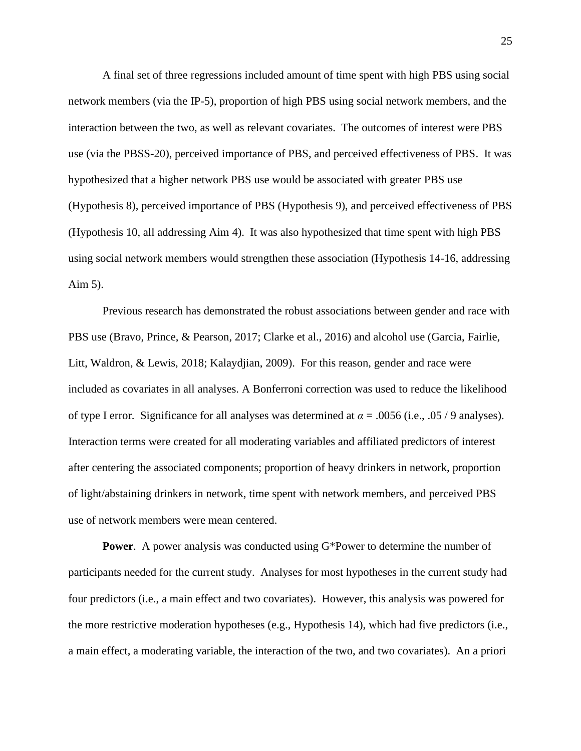A final set of three regressions included amount of time spent with high PBS using social network members (via the IP-5), proportion of high PBS using social network members, and the interaction between the two, as well as relevant covariates. The outcomes of interest were PBS use (via the PBSS-20), perceived importance of PBS, and perceived effectiveness of PBS. It was hypothesized that a higher network PBS use would be associated with greater PBS use (Hypothesis 8), perceived importance of PBS (Hypothesis 9), and perceived effectiveness of PBS (Hypothesis 10, all addressing Aim 4). It was also hypothesized that time spent with high PBS using social network members would strengthen these association (Hypothesis 14-16, addressing Aim 5).

Previous research has demonstrated the robust associations between gender and race with PBS use (Bravo, Prince, & Pearson, 2017; Clarke et al., 2016) and alcohol use (Garcia, Fairlie, Litt, Waldron, & Lewis, 2018; Kalaydjian, 2009). For this reason, gender and race were included as covariates in all analyses. A Bonferroni correction was used to reduce the likelihood of type I error. Significance for all analyses was determined at $\alpha$ = .0056 (i.e., .05 / 9 analyses). Interaction terms were created for all moderating variables and affiliated predictors of interest after centering the associated components; proportion of heavy drinkers in network, proportion of light/abstaining drinkers in network, time spent with network members, and perceived PBS use of network members were mean centered.

**Power**. A power analysis was conducted using G*Power to determine the number of participants needed for the current study. Analyses for most hypotheses in the current study had four predictors (i.e., a main effect and two covariates). However, this analysis was powered for the more restrictive moderation hypotheses (e.g., Hypothesis 14), which had five predictors (i.e., a main effect, a moderating variable, the interaction of the two, and two covariates). An a priori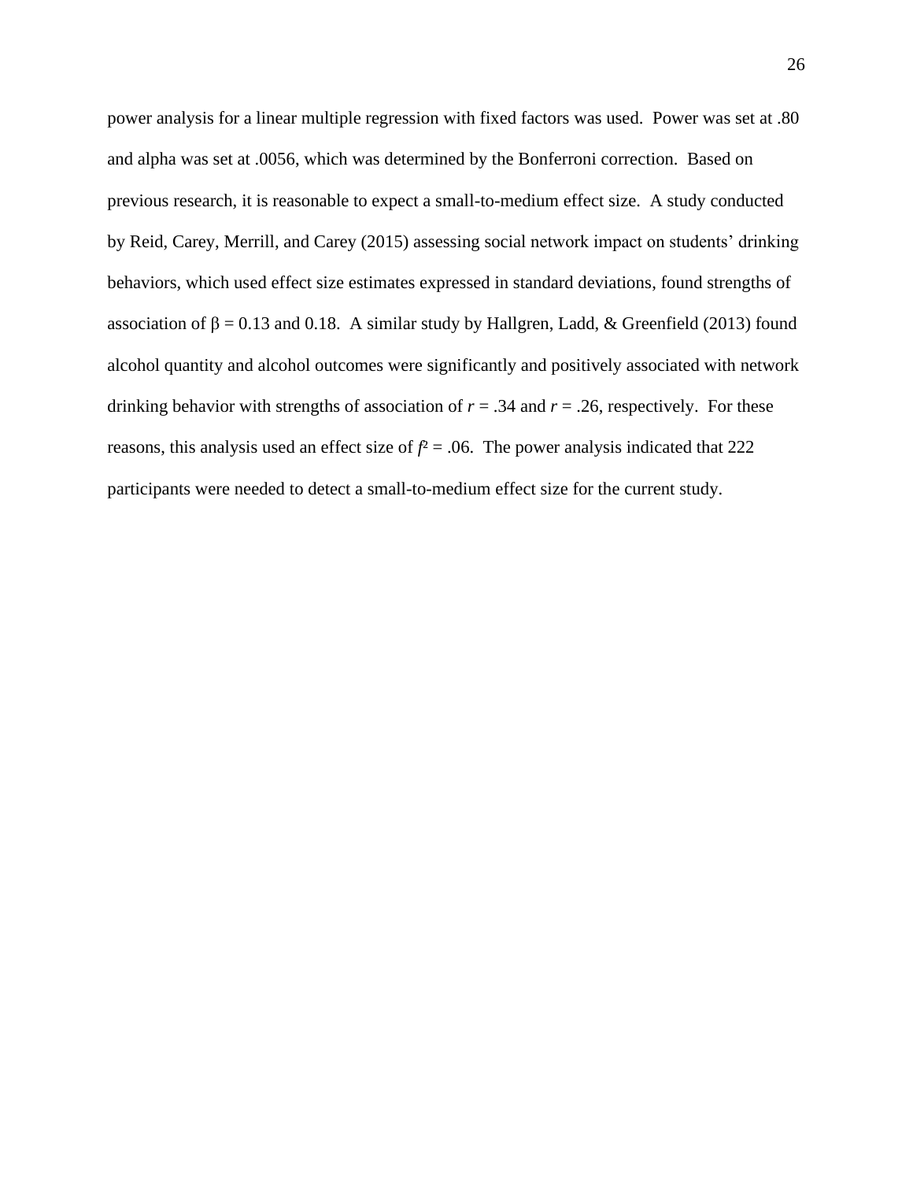power analysis for a linear multiple regression with fixed factors was used. Power was set at .80 and alpha was set at .0056, which was determined by the Bonferroni correction. Based on previous research, it is reasonable to expect a small-to-medium effect size. A study conducted by Reid, Carey, Merrill, and Carey (2015) assessing social network impact on students' drinking behaviors, which used effect size estimates expressed in standard deviations, found strengths of association of $\beta = 0.13$ and 0.18. A similar study by Hallgren, Ladd, & Greenfield (2013) found alcohol quantity and alcohol outcomes were significantly and positively associated with network drinking behavior with strengths of association of $r = .34$ and $r = .26$, respectively. For these reasons, this analysis used an effect size of $f^2 = .06$. The power analysis indicated that 222 participants were needed to detect a small-to-medium effect size for the current study.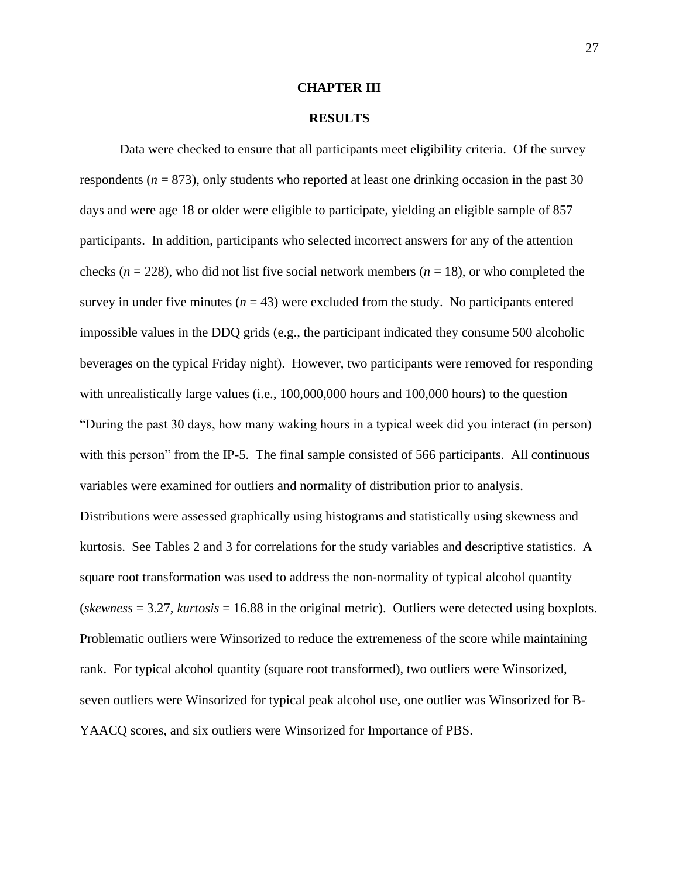# CHAPTER III

## RESULTS

Data were checked to ensure that all participants meet eligibility criteria. Of the survey respondents ($n$ = 873), only students who reported at least one drinking occasion in the past 30 days and were age 18 or older were eligible to participate, yielding an eligible sample of 857 participants. In addition, participants who selected incorrect answers for any of the attention checks ($n$ = 228), who did not list five social network members ($n$ = 18), or who completed the survey in under five minutes ($n$ = 43) were excluded from the study. No participants entered impossible values in the DDQ grids (e.g., the participant indicated they consume 500 alcoholic beverages on the typical Friday night). However, two participants were removed for responding with unrealistically large values (i.e., 100,000,000 hours and 100,000 hours) to the question "During the past 30 days, how many waking hours in a typical week did you interact (in person) with this person" from the IP-5. The final sample consisted of 566 participants. All continuous variables were examined for outliers and normality of distribution prior to analysis. Distributions were assessed graphically using histograms and statistically using skewness and kurtosis. See Tables 2 and 3 for correlations for the study variables and descriptive statistics. A square root transformation was used to address the non-normality of typical alcohol quantity (*skewness* = 3.27, *kurtosis* = 16.88 in the original metric). Outliers were detected using boxplots. Problematic outliers were Winsorized to reduce the extremeness of the score while maintaining rank. For typical alcohol quantity (square root transformed), two outliers were Winsorized, seven outliers were Winsorized for typical peak alcohol use, one outlier was Winsorized for B-YAACQ scores, and six outliers were Winsorized for Importance of PBS.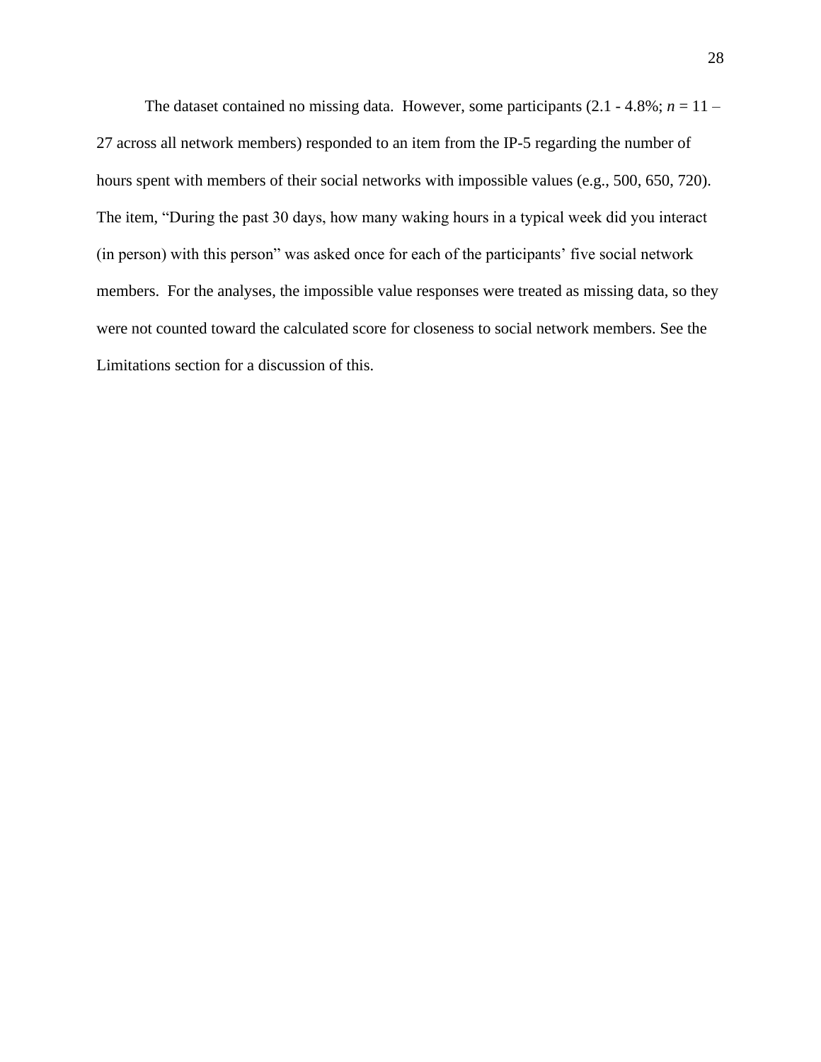The dataset contained no missing data.  However, some participants (2.1 - 4.8%; *n* = 11 – 27 across all network members) responded to an item from the IP-5 regarding the number of hours spent with members of their social networks with impossible values (e.g., 500, 650, 720). The item, "During the past 30 days, how many waking hours in a typical week did you interact (in person) with this person" was asked once for each of the participants' five social network members.  For the analyses, the impossible value responses were treated as missing data, so they were not counted toward the calculated score for closeness to social network members. See the Limitations section for a discussion of this.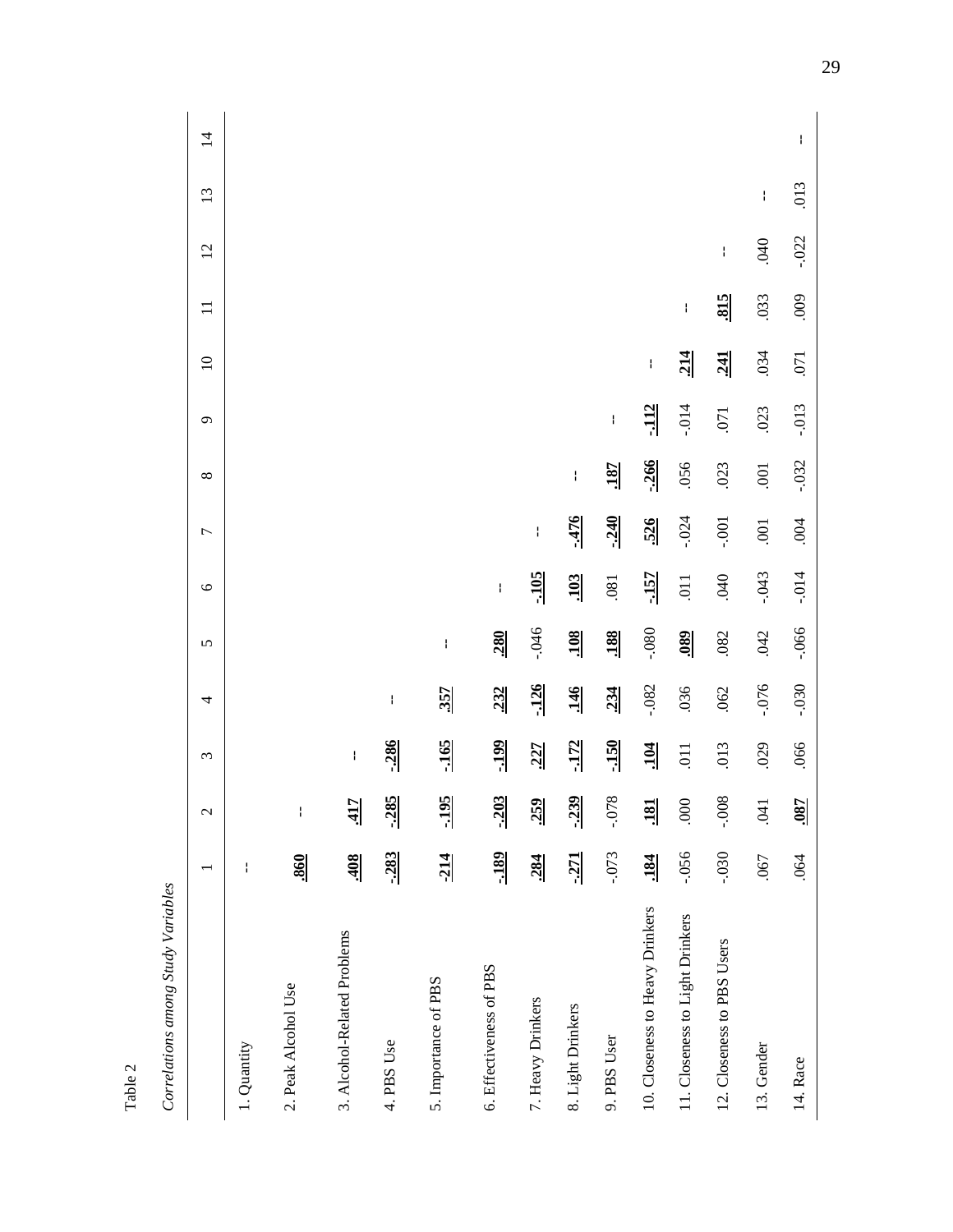Table 2

*Correlations among Study Variables*

| | 1 | 2 | 3 | 4 | 5 | 6 | 7 | 8 | 9 | 10 | 11 | 12 | 13 | 14 |
|---|---|---|---|---|---|---|---|---|---|---|---|---|---|---|
| 1. Quantity | -- | | | | | | | | | | | | | |
| 2. Peak Alcohol Use | **.860** | -- | | | | | | | | | | | | |
| 3. Alcohol-Related Problems | **.408** | **.417** | -- | | | | | | | | | | | |
| 4. PBS Use | **-.283** | **-.285** | **-.286** | -- | | | | | | | | | | |
| 5. Importance of PBS | **-.214** | **-.195** | **-.165** | **.357** | -- | | | | | | | | | |
| 6. Effectiveness of PBS | **-.189** | **-.203** | **-.199** | **.232** | **.280** | -- | | | | | | | | |
| 7. Heavy Drinkers | **.284** | **.259** | **.227** | **-.126** | -.046 | **-.105** | -- | | | | | | | |
| 8. Light Drinkers | **-.271** | **-.239** | **-.172** | **.146** | **.108** | **.103** | **-.476** | -- | | | | | | |
| 9. PBS User | -.073 | -.078 | **-.150** | **.234** | **.188** | .081 | **-.240** | **.187** | -- | | | | | |
| 10. Closeness to Heavy Drinkers | **.184** | **.181** | **.104** | -.082 | -.080 | **-.157** | **.526** | **-.266** | **-.112** | -- | | | | |
| 11. Closeness to Light Drinkers | -.056 | .000 | .011 | .036 | **.089** | .011 | -.024 | .056 | -.014 | **.214** | -- | | | |
| 12. Closeness to PBS Users | -.030 | -.008 | .013 | .062 | .082 | .040 | -.001 | .023 | .071 | **.241** | **.815** | -- | | |
| 13. Gender | .067 | .041 | .029 | -.076 | .042 | -.043 | .001 | .001 | .023 | .034 | .033 | .040 | -- | |
| 14. Race | .064 | **.087** | .066 | -.030 | -.066 | -.014 | .004 | -.032 | -.013 | .071 | .009 | -.022 | .013 | -- |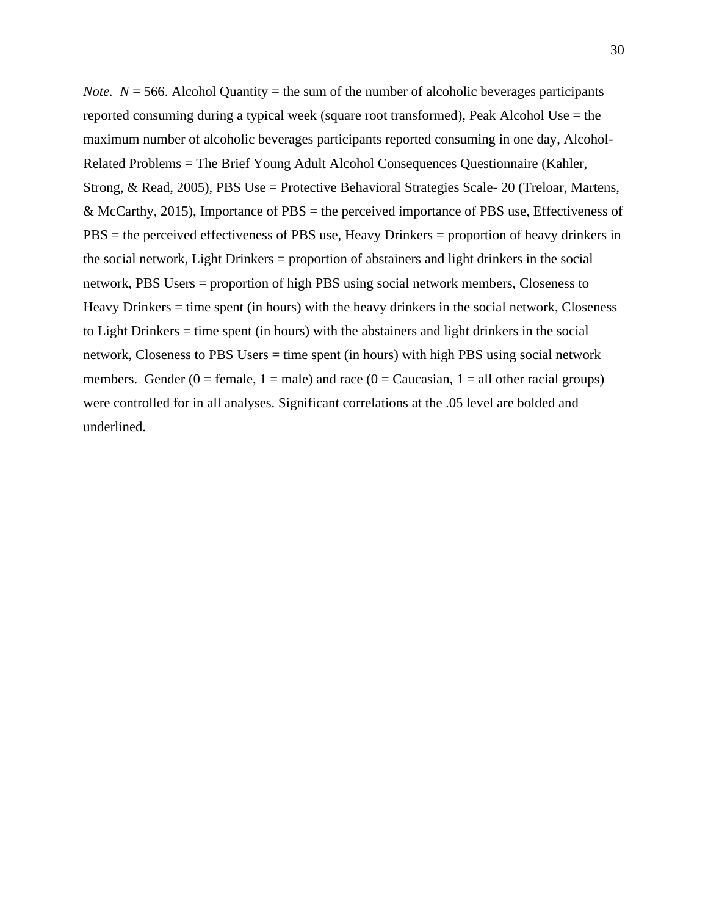*Note.* *N* = 566. Alcohol Quantity = the sum of the number of alcoholic beverages participants reported consuming during a typical week (square root transformed), Peak Alcohol Use = the maximum number of alcoholic beverages participants reported consuming in one day, Alcohol-Related Problems = The Brief Young Adult Alcohol Consequences Questionnaire (Kahler, Strong, & Read, 2005), PBS Use = Protective Behavioral Strategies Scale- 20 (Treloar, Martens, & McCarthy, 2015), Importance of PBS = the perceived importance of PBS use, Effectiveness of PBS = the perceived effectiveness of PBS use, Heavy Drinkers = proportion of heavy drinkers in the social network, Light Drinkers = proportion of abstainers and light drinkers in the social network, PBS Users = proportion of high PBS using social network members, Closeness to Heavy Drinkers = time spent (in hours) with the heavy drinkers in the social network, Closeness to Light Drinkers = time spent (in hours) with the abstainers and light drinkers in the social network, Closeness to PBS Users = time spent (in hours) with high PBS using social network members. Gender (0 = female, 1 = male) and race (0 = Caucasian, 1 = all other racial groups) were controlled for in all analyses. Significant correlations at the .05 level are bolded and underlined.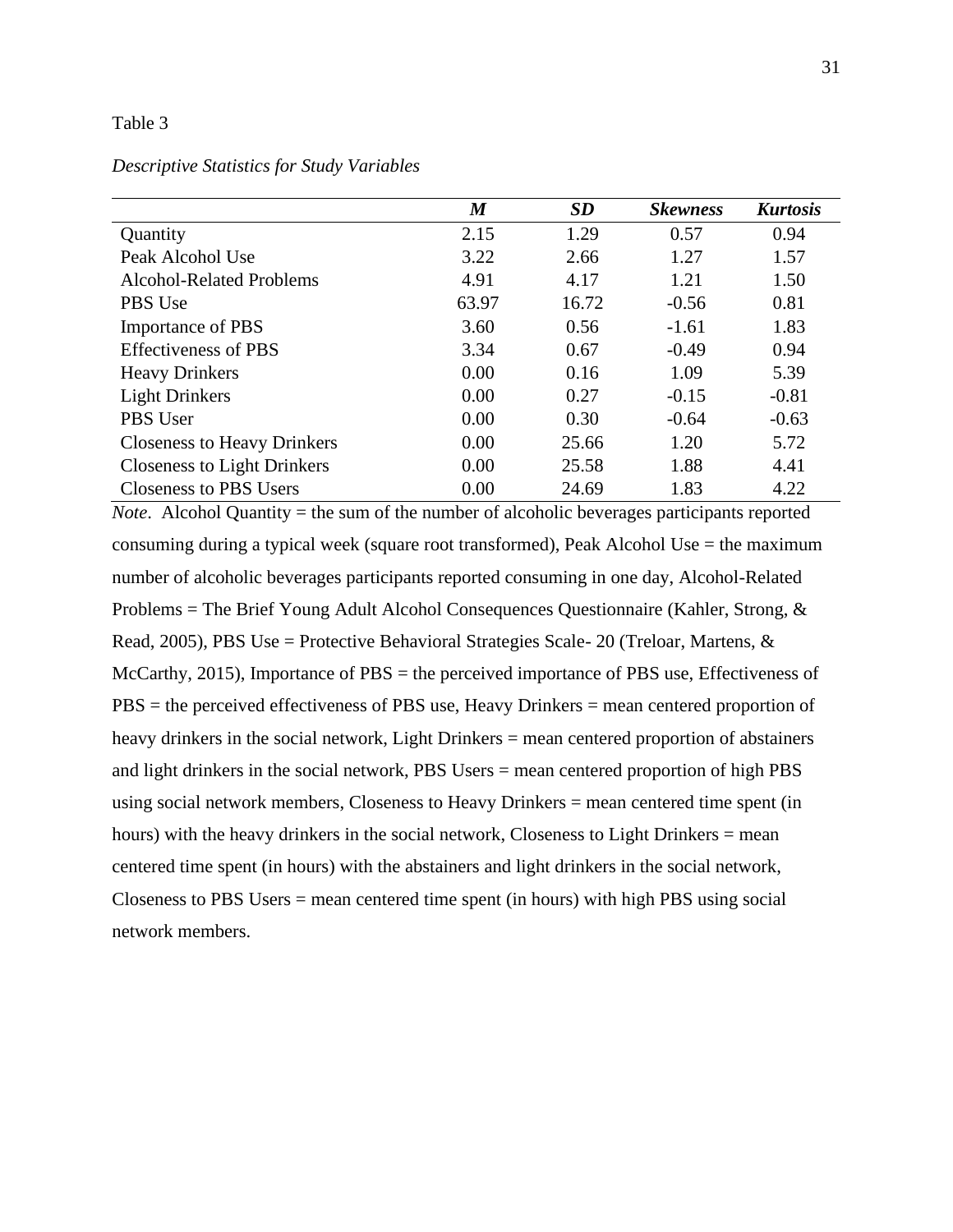Table 3

*Descriptive Statistics for Study Variables*

| | ***M*** | ***SD*** | ***Skewness*** | ***Kurtosis*** |
|---|---|---|---|---|
| Quantity | 2.15 | 1.29 | 0.57 | 0.94 |
| Peak Alcohol Use | 3.22 | 2.66 | 1.27 | 1.57 |
| Alcohol-Related Problems | 4.91 | 4.17 | 1.21 | 1.50 |
| PBS Use | 63.97 | 16.72 | -0.56 | 0.81 |
| Importance of PBS | 3.60 | 0.56 | -1.61 | 1.83 |
| Effectiveness of PBS | 3.34 | 0.67 | -0.49 | 0.94 |
| Heavy Drinkers | 0.00 | 0.16 | 1.09 | 5.39 |
| Light Drinkers | 0.00 | 0.27 | -0.15 | -0.81 |
| PBS User | 0.00 | 0.30 | -0.64 | -0.63 |
| Closeness to Heavy Drinkers | 0.00 | 25.66 | 1.20 | 5.72 |
| Closeness to Light Drinkers | 0.00 | 25.58 | 1.88 | 4.41 |
| Closeness to PBS Users | 0.00 | 24.69 | 1.83 | 4.22 |

*Note*. Alcohol Quantity = the sum of the number of alcoholic beverages participants reported consuming during a typical week (square root transformed), Peak Alcohol Use = the maximum number of alcoholic beverages participants reported consuming in one day, Alcohol-Related Problems = The Brief Young Adult Alcohol Consequences Questionnaire (Kahler, Strong, & Read, 2005), PBS Use = Protective Behavioral Strategies Scale- 20 (Treloar, Martens, & McCarthy, 2015), Importance of PBS = the perceived importance of PBS use, Effectiveness of PBS = the perceived effectiveness of PBS use, Heavy Drinkers = mean centered proportion of heavy drinkers in the social network, Light Drinkers = mean centered proportion of abstainers and light drinkers in the social network, PBS Users = mean centered proportion of high PBS using social network members, Closeness to Heavy Drinkers = mean centered time spent (in hours) with the heavy drinkers in the social network, Closeness to Light Drinkers = mean centered time spent (in hours) with the abstainers and light drinkers in the social network, Closeness to PBS Users = mean centered time spent (in hours) with high PBS using social network members.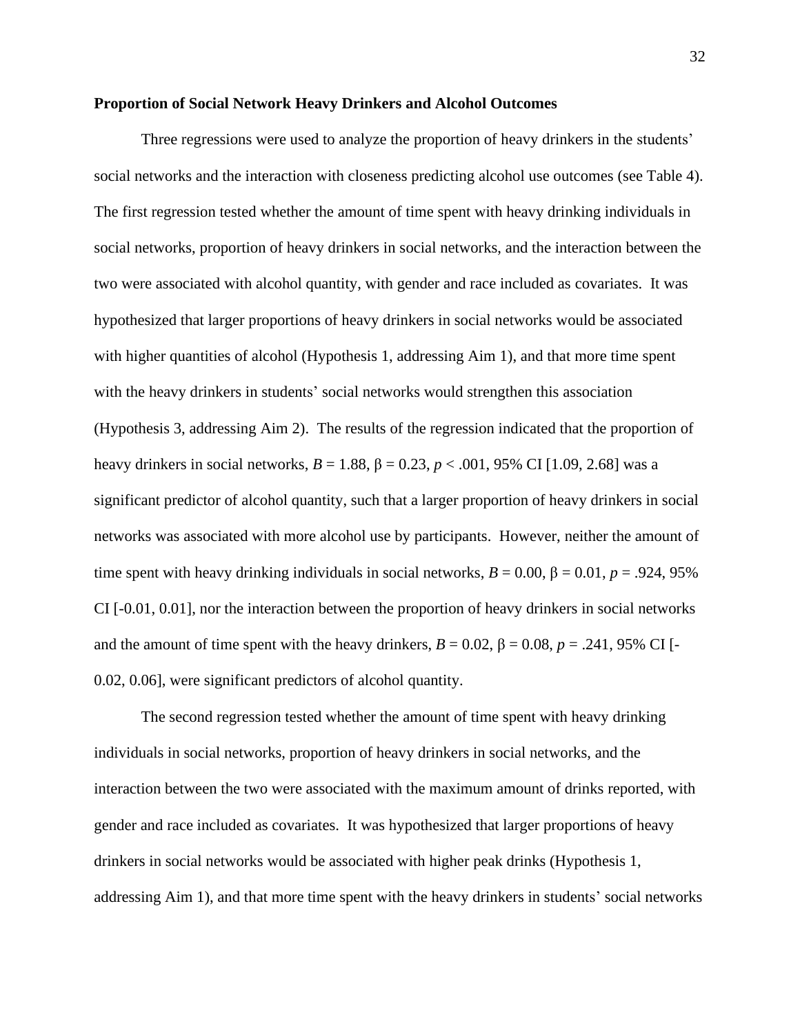**Proportion of Social Network Heavy Drinkers and Alcohol Outcomes**

Three regressions were used to analyze the proportion of heavy drinkers in the students' social networks and the interaction with closeness predicting alcohol use outcomes (see Table 4). The first regression tested whether the amount of time spent with heavy drinking individuals in social networks, proportion of heavy drinkers in social networks, and the interaction between the two were associated with alcohol quantity, with gender and race included as covariates. It was hypothesized that larger proportions of heavy drinkers in social networks would be associated with higher quantities of alcohol (Hypothesis 1, addressing Aim 1), and that more time spent with the heavy drinkers in students' social networks would strengthen this association (Hypothesis 3, addressing Aim 2). The results of the regression indicated that the proportion of heavy drinkers in social networks, $B = 1.88$, $\beta = 0.23$, $p < .001$, 95% CI [1.09, 2.68] was a significant predictor of alcohol quantity, such that a larger proportion of heavy drinkers in social networks was associated with more alcohol use by participants. However, neither the amount of time spent with heavy drinking individuals in social networks, $B = 0.00$, $\beta = 0.01$, $p = .924$, 95% CI [-0.01, 0.01], nor the interaction between the proportion of heavy drinkers in social networks and the amount of time spent with the heavy drinkers, $B = 0.02$, $\beta = 0.08$, $p = .241$, 95% CI [-0.02, 0.06], were significant predictors of alcohol quantity.

The second regression tested whether the amount of time spent with heavy drinking individuals in social networks, proportion of heavy drinkers in social networks, and the interaction between the two were associated with the maximum amount of drinks reported, with gender and race included as covariates. It was hypothesized that larger proportions of heavy drinkers in social networks would be associated with higher peak drinks (Hypothesis 1, addressing Aim 1), and that more time spent with the heavy drinkers in students' social networks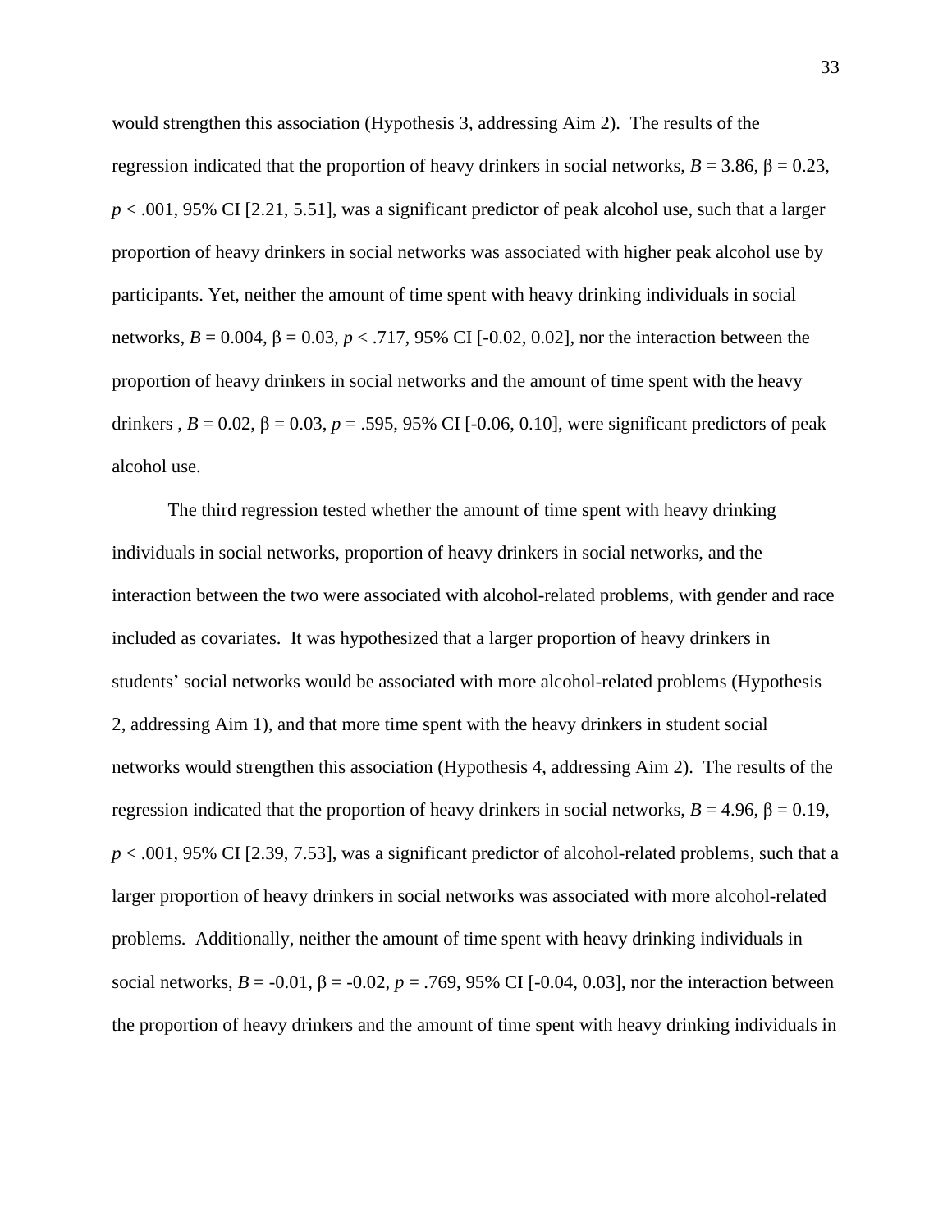would strengthen this association (Hypothesis 3, addressing Aim 2). The results of the regression indicated that the proportion of heavy drinkers in social networks, $B = 3.86$, $\beta = 0.23$, $p < .001$, 95% CI [2.21, 5.51], was a significant predictor of peak alcohol use, such that a larger proportion of heavy drinkers in social networks was associated with higher peak alcohol use by participants. Yet, neither the amount of time spent with heavy drinking individuals in social networks, $B = 0.004$, $\beta = 0.03$, $p < .717$, 95% CI [-0.02, 0.02], nor the interaction between the proportion of heavy drinkers in social networks and the amount of time spent with the heavy drinkers , $B = 0.02$, $\beta = 0.03$, $p = .595$, 95% CI [-0.06, 0.10], were significant predictors of peak alcohol use.

The third regression tested whether the amount of time spent with heavy drinking individuals in social networks, proportion of heavy drinkers in social networks, and the interaction between the two were associated with alcohol-related problems, with gender and race included as covariates. It was hypothesized that a larger proportion of heavy drinkers in students' social networks would be associated with more alcohol-related problems (Hypothesis 2, addressing Aim 1), and that more time spent with the heavy drinkers in student social networks would strengthen this association (Hypothesis 4, addressing Aim 2). The results of the regression indicated that the proportion of heavy drinkers in social networks, $B = 4.96$, $\beta = 0.19$, $p < .001$, 95% CI [2.39, 7.53], was a significant predictor of alcohol-related problems, such that a larger proportion of heavy drinkers in social networks was associated with more alcohol-related problems. Additionally, neither the amount of time spent with heavy drinking individuals in social networks, $B = -0.01$, $\beta = -0.02$, $p = .769$, 95% CI [-0.04, 0.03], nor the interaction between the proportion of heavy drinkers and the amount of time spent with heavy drinking individuals in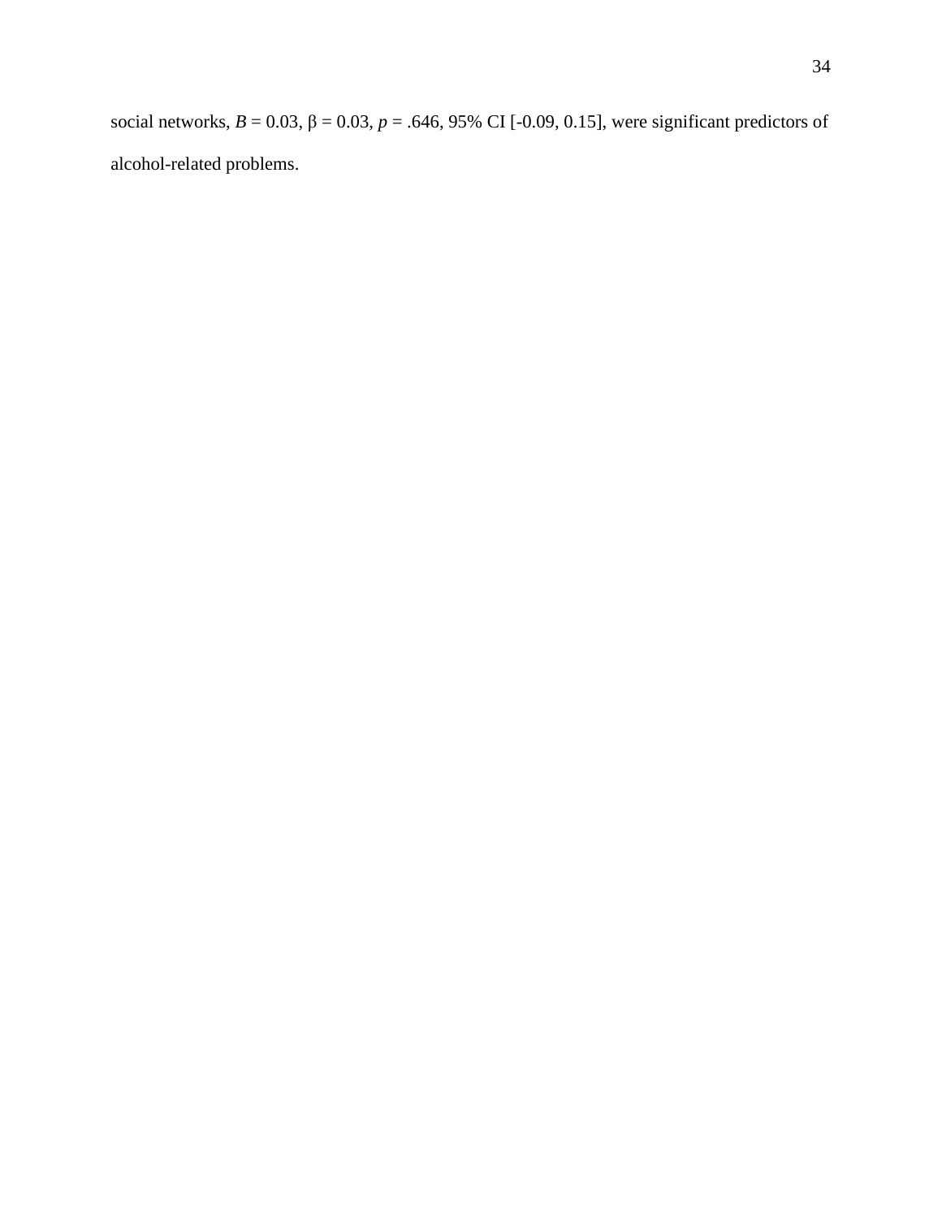social networks, $B = 0.03$, $\beta = 0.03$, $p = .646$, 95% CI [-0.09, 0.15], were significant predictors of alcohol-related problems.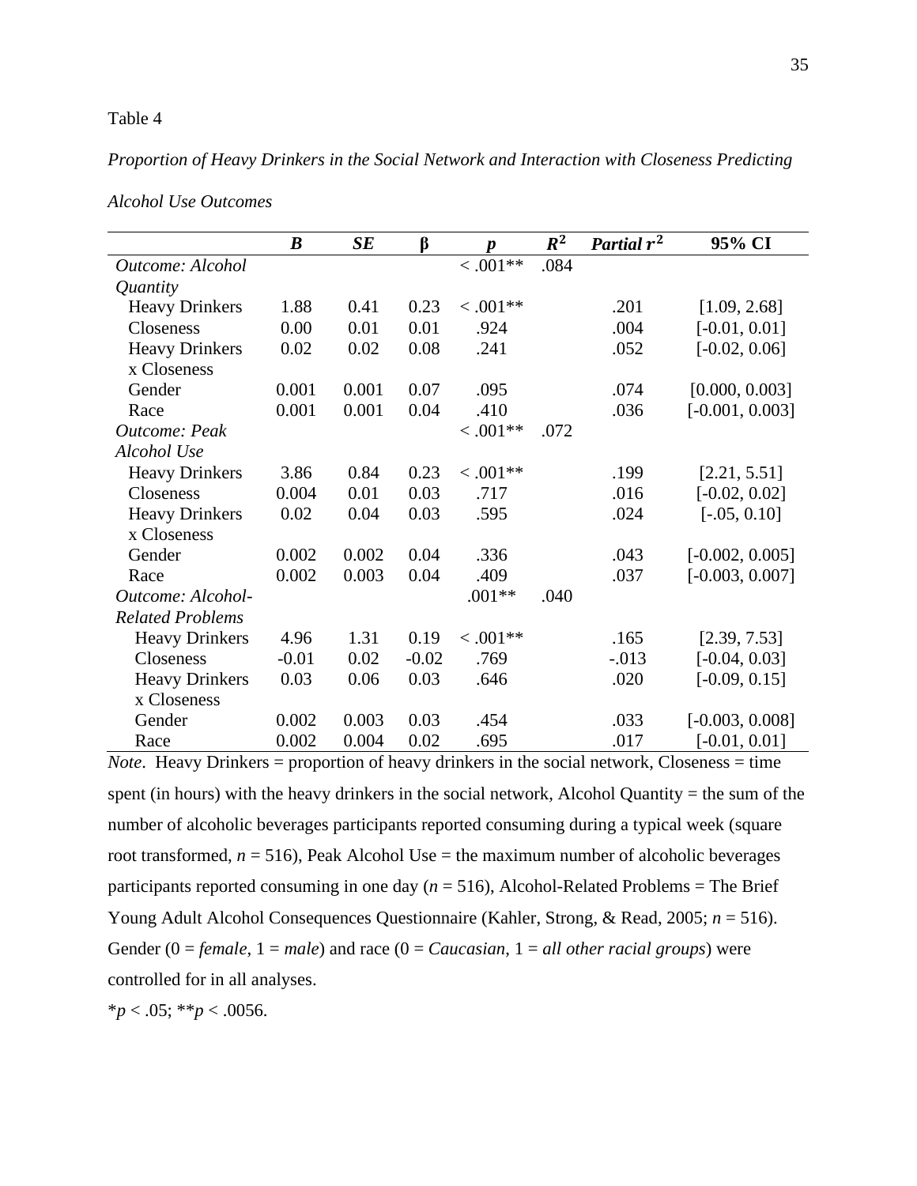Table 4

*Proportion of Heavy Drinkers in the Social Network and Interaction with Closeness Predicting Alcohol Use Outcomes*

| | ***B*** | ***SE*** | **β** | ***p*** | $R^2$ | ***Partial*** $r^2$ | **95% CI** |
|---|---|---|---|---|---|---|---|
| *Outcome: Alcohol Quantity* | | | | < .001** | .084 | | |
| Heavy Drinkers | 1.88 | 0.41 | 0.23 | < .001** | | .201 | [1.09, 2.68] |
| Closeness | 0.00 | 0.01 | 0.01 | .924 | | .004 | [-0.01, 0.01] |
| Heavy Drinkers x Closeness | 0.02 | 0.02 | 0.08 | .241 | | .052 | [-0.02, 0.06] |
| Gender | 0.001 | 0.001 | 0.07 | .095 | | .074 | [0.000, 0.003] |
| Race | 0.001 | 0.001 | 0.04 | .410 | | .036 | [-0.001, 0.003] |
| *Outcome: Peak Alcohol Use* | | | | < .001** | .072 | | |
| Heavy Drinkers | 3.86 | 0.84 | 0.23 | < .001** | | .199 | [2.21, 5.51] |
| Closeness | 0.004 | 0.01 | 0.03 | .717 | | .016 | [-0.02, 0.02] |
| Heavy Drinkers x Closeness | 0.02 | 0.04 | 0.03 | .595 | | .024 | [-.05, 0.10] |
| Gender | 0.002 | 0.002 | 0.04 | .336 | | .043 | [-0.002, 0.005] |
| Race | 0.002 | 0.003 | 0.04 | .409 | | .037 | [-0.003, 0.007] |
| *Outcome: Alcohol-Related Problems* | | | | .001** | .040 | | |
| Heavy Drinkers | 4.96 | 1.31 | 0.19 | < .001** | | .165 | [2.39, 7.53] |
| Closeness | -0.01 | 0.02 | -0.02 | .769 | | -.013 | [-0.04, 0.03] |
| Heavy Drinkers x Closeness | 0.03 | 0.06 | 0.03 | .646 | | .020 | [-0.09, 0.15] |
| Gender | 0.002 | 0.003 | 0.03 | .454 | | .033 | [-0.003, 0.008] |
| Race | 0.002 | 0.004 | 0.02 | .695 | | .017 | [-0.01, 0.01] |

*Note*. Heavy Drinkers = proportion of heavy drinkers in the social network, Closeness = time spent (in hours) with the heavy drinkers in the social network, Alcohol Quantity = the sum of the number of alcoholic beverages participants reported consuming during a typical week (square root transformed, $n = 516$), Peak Alcohol Use = the maximum number of alcoholic beverages participants reported consuming in one day ($n = 516$), Alcohol-Related Problems = The Brief Young Adult Alcohol Consequences Questionnaire (Kahler, Strong, & Read, 2005; $n = 516$). Gender (0 = *female*, 1 = *male*) and race (0 = *Caucasian*, 1 = *all other racial groups*) were controlled for in all analyses.

*$p < .05$; **$p < .0056$.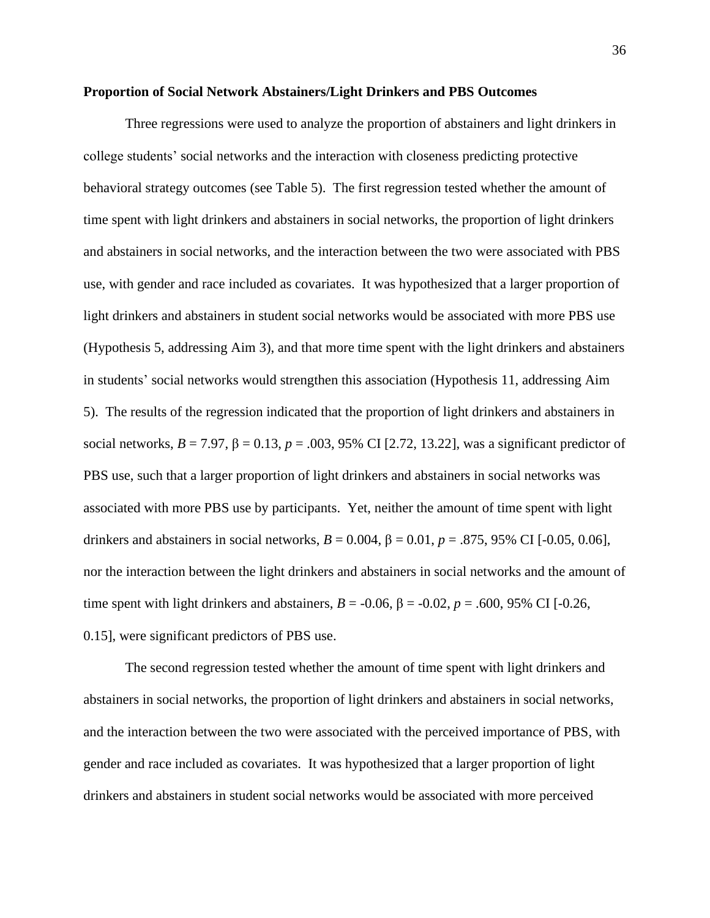**Proportion of Social Network Abstainers/Light Drinkers and PBS Outcomes**

Three regressions were used to analyze the proportion of abstainers and light drinkers in college students' social networks and the interaction with closeness predicting protective behavioral strategy outcomes (see Table 5). The first regression tested whether the amount of time spent with light drinkers and abstainers in social networks, the proportion of light drinkers and abstainers in social networks, and the interaction between the two were associated with PBS use, with gender and race included as covariates. It was hypothesized that a larger proportion of light drinkers and abstainers in student social networks would be associated with more PBS use (Hypothesis 5, addressing Aim 3), and that more time spent with the light drinkers and abstainers in students' social networks would strengthen this association (Hypothesis 11, addressing Aim 5). The results of the regression indicated that the proportion of light drinkers and abstainers in social networks, $B = 7.97$, $\beta = 0.13$, $p = .003$, 95% CI [2.72, 13.22], was a significant predictor of PBS use, such that a larger proportion of light drinkers and abstainers in social networks was associated with more PBS use by participants. Yet, neither the amount of time spent with light drinkers and abstainers in social networks, $B = 0.004$, $\beta = 0.01$, $p = .875$, 95% CI [-0.05, 0.06], nor the interaction between the light drinkers and abstainers in social networks and the amount of time spent with light drinkers and abstainers, $B = -0.06$, $\beta = -0.02$, $p = .600$, 95% CI [-0.26, 0.15], were significant predictors of PBS use.

The second regression tested whether the amount of time spent with light drinkers and abstainers in social networks, the proportion of light drinkers and abstainers in social networks, and the interaction between the two were associated with the perceived importance of PBS, with gender and race included as covariates. It was hypothesized that a larger proportion of light drinkers and abstainers in student social networks would be associated with more perceived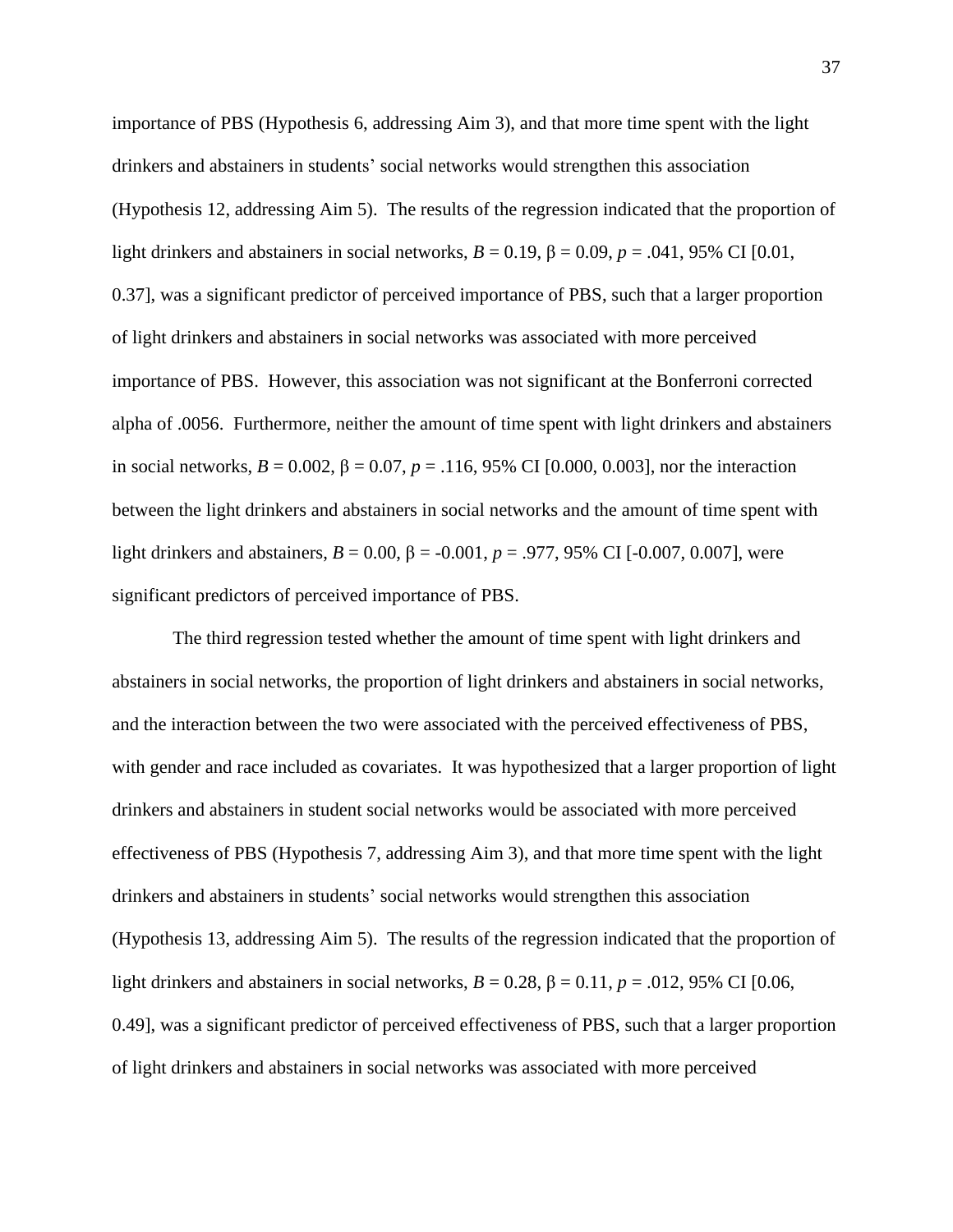importance of PBS (Hypothesis 6, addressing Aim 3), and that more time spent with the light drinkers and abstainers in students' social networks would strengthen this association (Hypothesis 12, addressing Aim 5). The results of the regression indicated that the proportion of light drinkers and abstainers in social networks, $B = 0.19$, $\beta = 0.09$, $p = .041$, 95% CI [0.01, 0.37], was a significant predictor of perceived importance of PBS, such that a larger proportion of light drinkers and abstainers in social networks was associated with more perceived importance of PBS. However, this association was not significant at the Bonferroni corrected alpha of .0056. Furthermore, neither the amount of time spent with light drinkers and abstainers in social networks, $B = 0.002$, $\beta = 0.07$, $p = .116$, 95% CI [0.000, 0.003], nor the interaction between the light drinkers and abstainers in social networks and the amount of time spent with light drinkers and abstainers, $B = 0.00$, $\beta = -0.001$, $p = .977$, 95% CI [-0.007, 0.007], were significant predictors of perceived importance of PBS.

The third regression tested whether the amount of time spent with light drinkers and abstainers in social networks, the proportion of light drinkers and abstainers in social networks, and the interaction between the two were associated with the perceived effectiveness of PBS, with gender and race included as covariates. It was hypothesized that a larger proportion of light drinkers and abstainers in student social networks would be associated with more perceived effectiveness of PBS (Hypothesis 7, addressing Aim 3), and that more time spent with the light drinkers and abstainers in students' social networks would strengthen this association (Hypothesis 13, addressing Aim 5). The results of the regression indicated that the proportion of light drinkers and abstainers in social networks, $B = 0.28$, $\beta = 0.11$, $p = .012$, 95% CI [0.06, 0.49], was a significant predictor of perceived effectiveness of PBS, such that a larger proportion of light drinkers and abstainers in social networks was associated with more perceived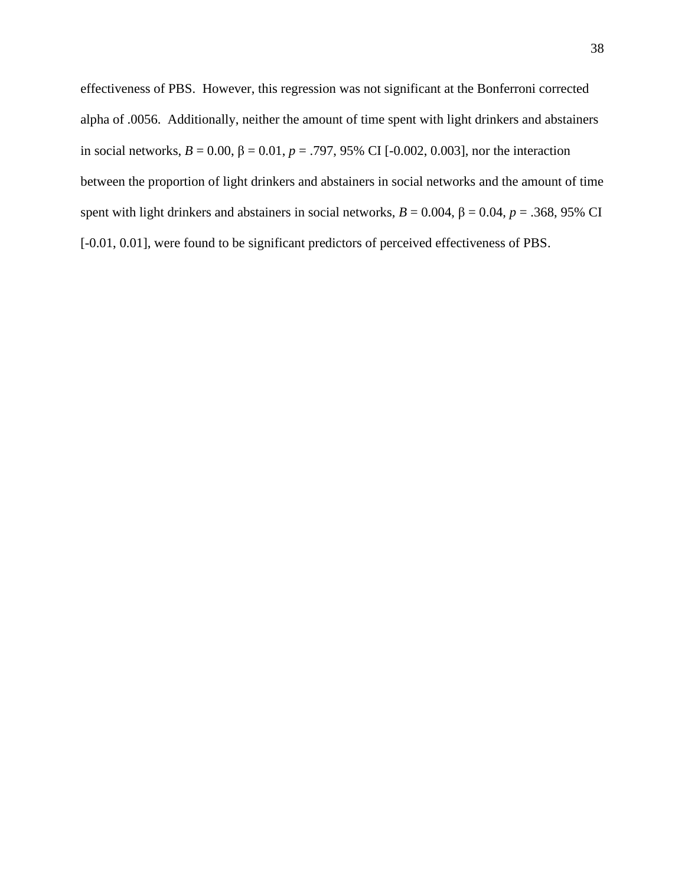effectiveness of PBS. However, this regression was not significant at the Bonferroni corrected alpha of .0056. Additionally, neither the amount of time spent with light drinkers and abstainers in social networks, $B = 0.00$, $\beta = 0.01$, $p = .797$, 95% CI [-0.002, 0.003], nor the interaction between the proportion of light drinkers and abstainers in social networks and the amount of time spent with light drinkers and abstainers in social networks, $B = 0.004$, $\beta = 0.04$, $p = .368$, 95% CI [-0.01, 0.01], were found to be significant predictors of perceived effectiveness of PBS.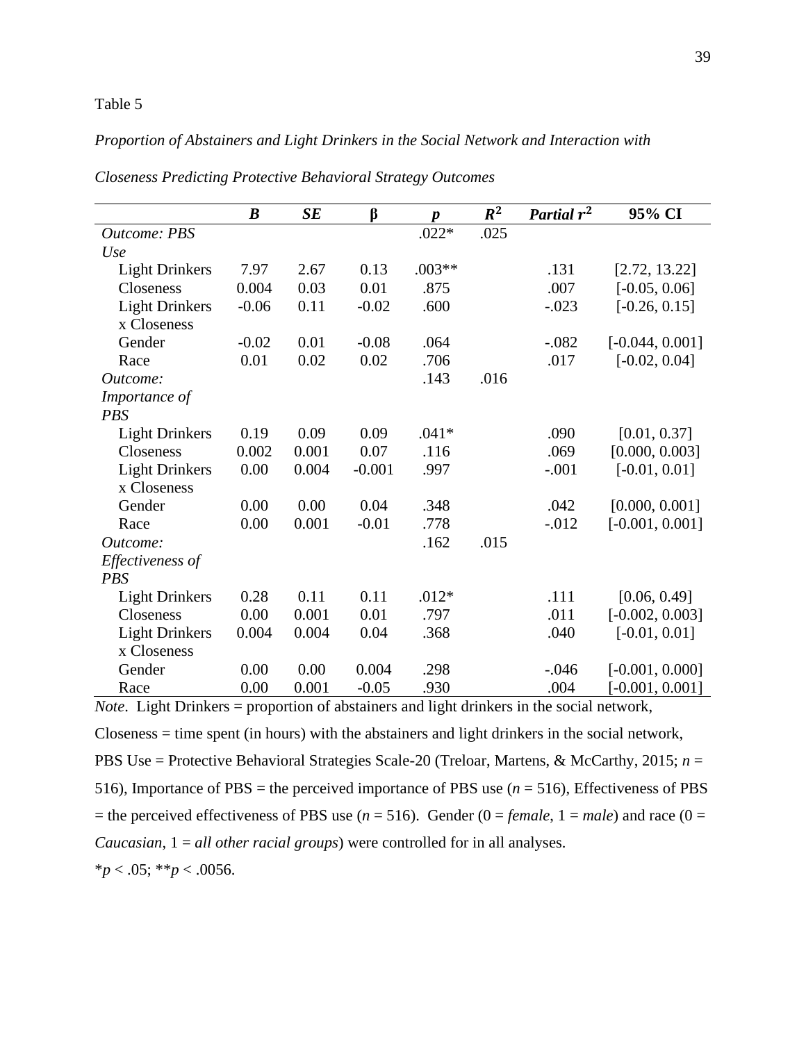Table 5

*Proportion of Abstainers and Light Drinkers in the Social Network and Interaction with Closeness Predicting Protective Behavioral Strategy Outcomes*

| | ***B*** | ***SE*** | **β** | ***p*** | $R^2$ | ***Partial*** $r^2$ | **95% CI** |
|---|---|---|---|---|---|---|---|
| *Outcome: PBS Use* | | | | .022* | .025 | | |
| Light Drinkers | 7.97 | 2.67 | 0.13 | .003** | | .131 | [2.72, 13.22] |
| Closeness | 0.004 | 0.03 | 0.01 | .875 | | .007 | [-0.05, 0.06] |
| Light Drinkers x Closeness | -0.06 | 0.11 | -0.02 | .600 | | -.023 | [-0.26, 0.15] |
| Gender | -0.02 | 0.01 | -0.08 | .064 | | -.082 | [-0.044, 0.001] |
| Race | 0.01 | 0.02 | 0.02 | .706 | | .017 | [-0.02, 0.04] |
| *Outcome: Importance of PBS* | | | | .143 | .016 | | |
| Light Drinkers | 0.19 | 0.09 | 0.09 | .041* | | .090 | [0.01, 0.37] |
| Closeness | 0.002 | 0.001 | 0.07 | .116 | | .069 | [0.000, 0.003] |
| Light Drinkers x Closeness | 0.00 | 0.004 | -0.001 | .997 | | -.001 | [-0.01, 0.01] |
| Gender | 0.00 | 0.00 | 0.04 | .348 | | .042 | [0.000, 0.001] |
| Race | 0.00 | 0.001 | -0.01 | .778 | | -.012 | [-0.001, 0.001] |
| *Outcome: Effectiveness of PBS* | | | | .162 | .015 | | |
| Light Drinkers | 0.28 | 0.11 | 0.11 | .012* | | .111 | [0.06, 0.49] |
| Closeness | 0.00 | 0.001 | 0.01 | .797 | | .011 | [-0.002, 0.003] |
| Light Drinkers x Closeness | 0.004 | 0.004 | 0.04 | .368 | | .040 | [-0.01, 0.01] |
| Gender | 0.00 | 0.00 | 0.004 | .298 | | -.046 | [-0.001, 0.000] |
| Race | 0.00 | 0.001 | -0.05 | .930 | | .004 | [-0.001, 0.001] |

*Note*. Light Drinkers = proportion of abstainers and light drinkers in the social network, Closeness = time spent (in hours) with the abstainers and light drinkers in the social network, PBS Use = Protective Behavioral Strategies Scale-20 (Treloar, Martens, & McCarthy, 2015; *n* = 516), Importance of PBS = the perceived importance of PBS use (*n* = 516), Effectiveness of PBS = the perceived effectiveness of PBS use (*n* = 516). Gender (0 = *female*, 1 = *male*) and race (0 = *Caucasian*, 1 = *all other racial groups*) were controlled for in all analyses.

*$p < .05$; **$p < .0056$.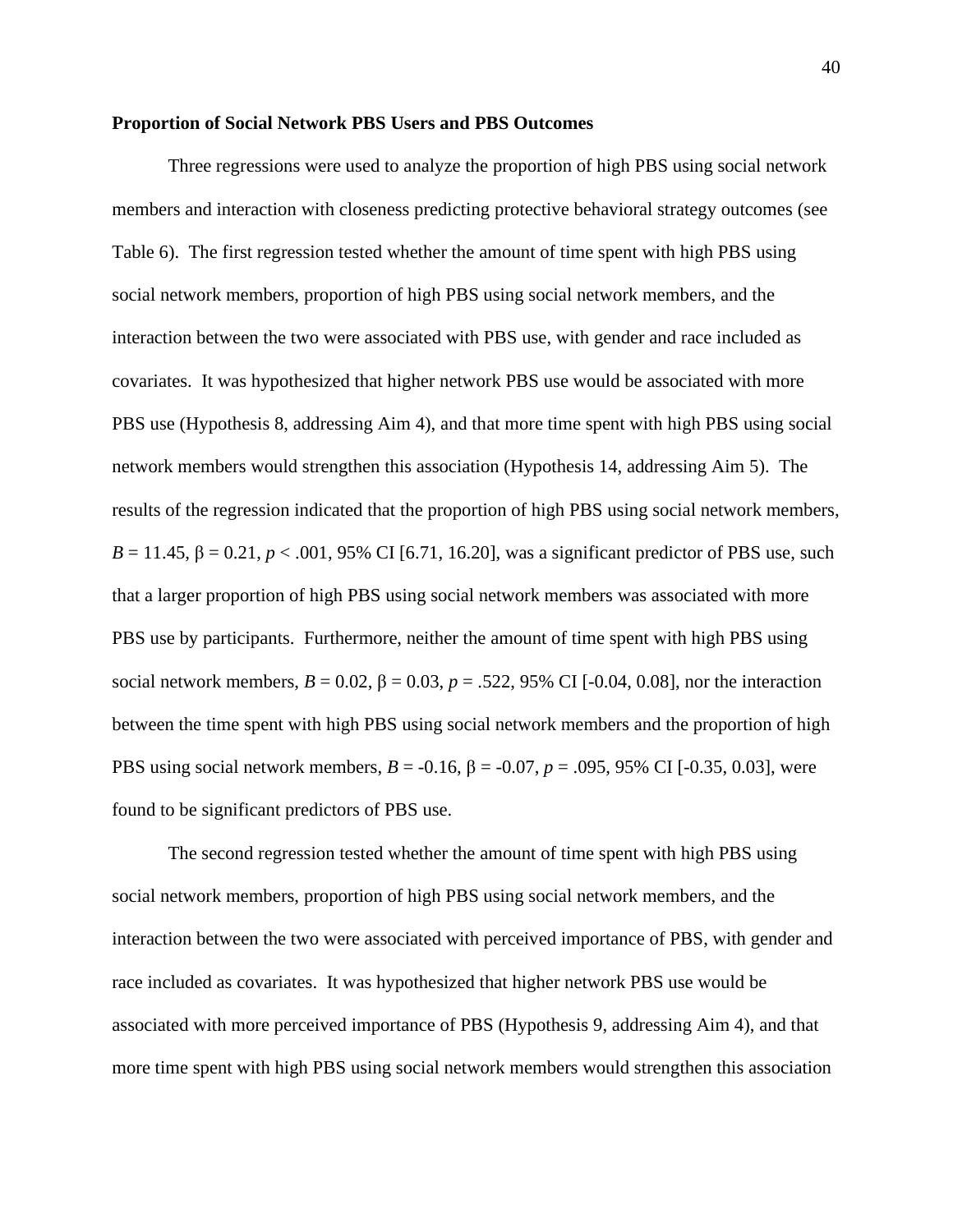**Proportion of Social Network PBS Users and PBS Outcomes**

Three regressions were used to analyze the proportion of high PBS using social network members and interaction with closeness predicting protective behavioral strategy outcomes (see Table 6). The first regression tested whether the amount of time spent with high PBS using social network members, proportion of high PBS using social network members, and the interaction between the two were associated with PBS use, with gender and race included as covariates. It was hypothesized that higher network PBS use would be associated with more PBS use (Hypothesis 8, addressing Aim 4), and that more time spent with high PBS using social network members would strengthen this association (Hypothesis 14, addressing Aim 5). The results of the regression indicated that the proportion of high PBS using social network members, $B = 11.45$, $\beta = 0.21$, $p < .001$, 95% CI [6.71, 16.20], was a significant predictor of PBS use, such that a larger proportion of high PBS using social network members was associated with more PBS use by participants. Furthermore, neither the amount of time spent with high PBS using social network members, $B = 0.02$, $\beta = 0.03$, $p = .522$, 95% CI [-0.04, 0.08], nor the interaction between the time spent with high PBS using social network members and the proportion of high PBS using social network members, $B = -0.16$, $\beta = -0.07$, $p = .095$, 95% CI [-0.35, 0.03], were found to be significant predictors of PBS use.

The second regression tested whether the amount of time spent with high PBS using social network members, proportion of high PBS using social network members, and the interaction between the two were associated with perceived importance of PBS, with gender and race included as covariates. It was hypothesized that higher network PBS use would be associated with more perceived importance of PBS (Hypothesis 9, addressing Aim 4), and that more time spent with high PBS using social network members would strengthen this association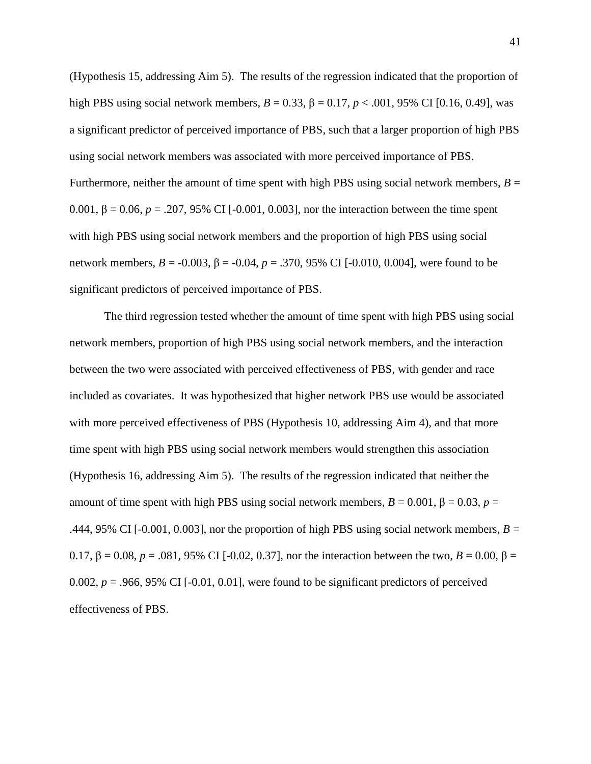(Hypothesis 15, addressing Aim 5). The results of the regression indicated that the proportion of high PBS using social network members, $B = 0.33$, $\beta = 0.17$, $p < .001$, 95% CI [0.16, 0.49], was a significant predictor of perceived importance of PBS, such that a larger proportion of high PBS using social network members was associated with more perceived importance of PBS. Furthermore, neither the amount of time spent with high PBS using social network members, $B = 0.001$, $\beta = 0.06$, $p = .207$, 95% CI [-0.001, 0.003], nor the interaction between the time spent with high PBS using social network members and the proportion of high PBS using social network members, $B = -0.003$, $\beta = -0.04$, $p = .370$, 95% CI [-0.010, 0.004], were found to be significant predictors of perceived importance of PBS.

The third regression tested whether the amount of time spent with high PBS using social network members, proportion of high PBS using social network members, and the interaction between the two were associated with perceived effectiveness of PBS, with gender and race included as covariates. It was hypothesized that higher network PBS use would be associated with more perceived effectiveness of PBS (Hypothesis 10, addressing Aim 4), and that more time spent with high PBS using social network members would strengthen this association (Hypothesis 16, addressing Aim 5). The results of the regression indicated that neither the amount of time spent with high PBS using social network members, $B = 0.001$, $\beta = 0.03$, $p = .444$, 95% CI [-0.001, 0.003], nor the proportion of high PBS using social network members, $B = 0.17$, $\beta = 0.08$, $p = .081$, 95% CI [-0.02, 0.37], nor the interaction between the two, $B = 0.00$, $\beta = 0.002$, $p = .966$, 95% CI [-0.01, 0.01], were found to be significant predictors of perceived effectiveness of PBS.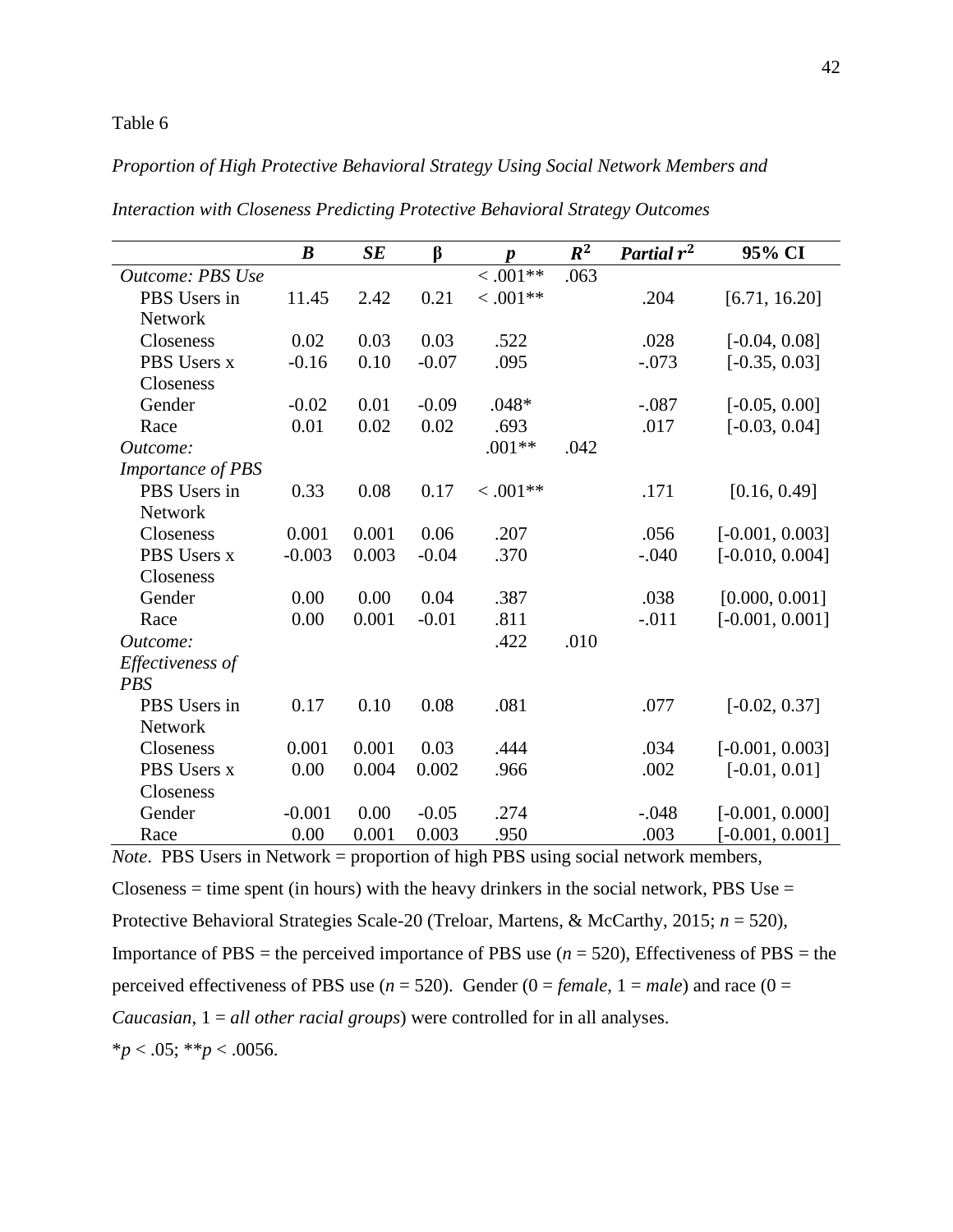Table 6

*Proportion of High Protective Behavioral Strategy Using Social Network Members and Interaction with Closeness Predicting Protective Behavioral Strategy Outcomes*

| | ***B*** | ***SE*** | **β** | ***p*** | $R^2$ | ***Partial*** $r^2$ | **95% CI** |
|---|---|---|---|---|---|---|---|
| *Outcome: PBS Use* | | | | < .001** | .063 | | |
| PBS Users in Network | 11.45 | 2.42 | 0.21 | < .001** | | .204 | [6.71, 16.20] |
| Closeness | 0.02 | 0.03 | 0.03 | .522 | | .028 | [-0.04, 0.08] |
| PBS Users x Closeness | -0.16 | 0.10 | -0.07 | .095 | | -.073 | [-0.35, 0.03] |
| Gender | -0.02 | 0.01 | -0.09 | .048* | | -.087 | [-0.05, 0.00] |
| Race | 0.01 | 0.02 | 0.02 | .693 | | .017 | [-0.03, 0.04] |
| *Outcome: Importance of PBS* | | | | .001** | .042 | | |
| PBS Users in Network | 0.33 | 0.08 | 0.17 | < .001** | | .171 | [0.16, 0.49] |
| Closeness | 0.001 | 0.001 | 0.06 | .207 | | .056 | [-0.001, 0.003] |
| PBS Users x Closeness | -0.003 | 0.003 | -0.04 | .370 | | -.040 | [-0.010, 0.004] |
| Gender | 0.00 | 0.00 | 0.04 | .387 | | .038 | [0.000, 0.001] |
| Race | 0.00 | 0.001 | -0.01 | .811 | | -.011 | [-0.001, 0.001] |
| *Outcome: Effectiveness of PBS* | | | | .422 | .010 | | |
| PBS Users in Network | 0.17 | 0.10 | 0.08 | .081 | | .077 | [-0.02, 0.37] |
| Closeness | 0.001 | 0.001 | 0.03 | .444 | | .034 | [-0.001, 0.003] |
| PBS Users x Closeness | 0.00 | 0.004 | 0.002 | .966 | | .002 | [-0.01, 0.01] |
| Gender | -0.001 | 0.00 | -0.05 | .274 | | -.048 | [-0.001, 0.000] |
| Race | 0.00 | 0.001 | 0.003 | .950 | | .003 | [-0.001, 0.001] |

*Note*. PBS Users in Network = proportion of high PBS using social network members, Closeness = time spent (in hours) with the heavy drinkers in the social network, PBS Use = Protective Behavioral Strategies Scale-20 (Treloar, Martens, & McCarthy, 2015; *n* = 520), Importance of PBS = the perceived importance of PBS use (*n* = 520), Effectiveness of PBS = the perceived effectiveness of PBS use (*n* = 520). Gender (0 = *female*, 1 = *male*) and race (0 = *Caucasian*, 1 = *all other racial groups*) were controlled for in all analyses.

*$p < .05$; **$p < .0056$.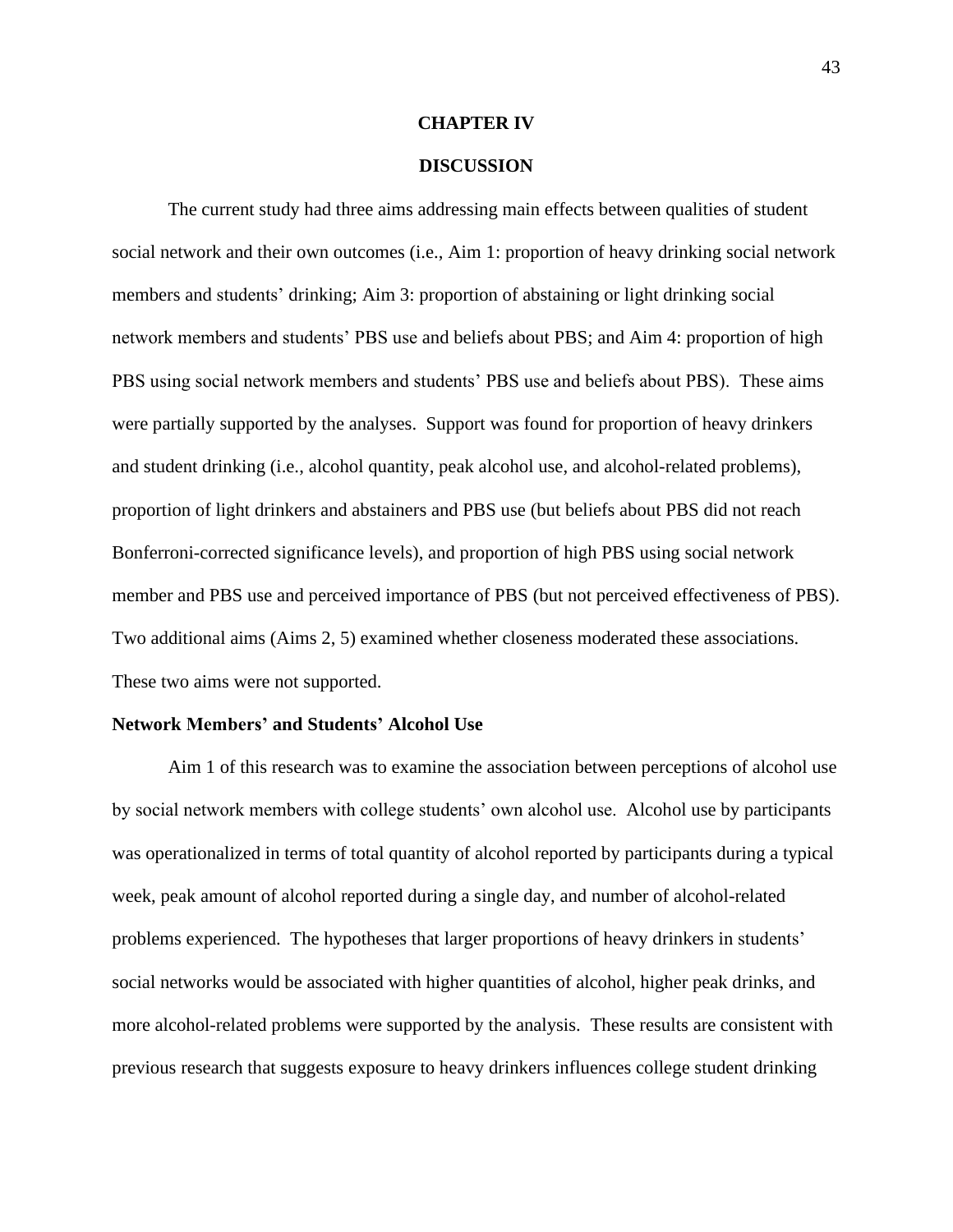# CHAPTER IV

# DISCUSSION

The current study had three aims addressing main effects between qualities of student social network and their own outcomes (i.e., Aim 1: proportion of heavy drinking social network members and students' drinking; Aim 3: proportion of abstaining or light drinking social network members and students' PBS use and beliefs about PBS; and Aim 4: proportion of high PBS using social network members and students' PBS use and beliefs about PBS). These aims were partially supported by the analyses. Support was found for proportion of heavy drinkers and student drinking (i.e., alcohol quantity, peak alcohol use, and alcohol-related problems), proportion of light drinkers and abstainers and PBS use (but beliefs about PBS did not reach Bonferroni-corrected significance levels), and proportion of high PBS using social network member and PBS use and perceived importance of PBS (but not perceived effectiveness of PBS). Two additional aims (Aims 2, 5) examined whether closeness moderated these associations. These two aims were not supported.

## Network Members' and Students' Alcohol Use

Aim 1 of this research was to examine the association between perceptions of alcohol use by social network members with college students' own alcohol use. Alcohol use by participants was operationalized in terms of total quantity of alcohol reported by participants during a typical week, peak amount of alcohol reported during a single day, and number of alcohol-related problems experienced. The hypotheses that larger proportions of heavy drinkers in students' social networks would be associated with higher quantities of alcohol, higher peak drinks, and more alcohol-related problems were supported by the analysis. These results are consistent with previous research that suggests exposure to heavy drinkers influences college student drinking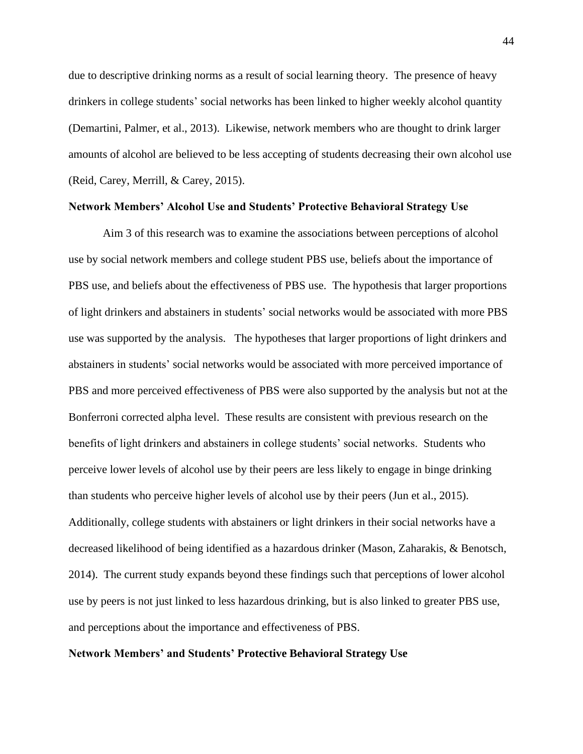due to descriptive drinking norms as a result of social learning theory. The presence of heavy drinkers in college students' social networks has been linked to higher weekly alcohol quantity (Demartini, Palmer, et al., 2013). Likewise, network members who are thought to drink larger amounts of alcohol are believed to be less accepting of students decreasing their own alcohol use (Reid, Carey, Merrill, & Carey, 2015).

**Network Members' Alcohol Use and Students' Protective Behavioral Strategy Use**

Aim 3 of this research was to examine the associations between perceptions of alcohol use by social network members and college student PBS use, beliefs about the importance of PBS use, and beliefs about the effectiveness of PBS use. The hypothesis that larger proportions of light drinkers and abstainers in students' social networks would be associated with more PBS use was supported by the analysis. The hypotheses that larger proportions of light drinkers and abstainers in students' social networks would be associated with more perceived importance of PBS and more perceived effectiveness of PBS were also supported by the analysis but not at the Bonferroni corrected alpha level. These results are consistent with previous research on the benefits of light drinkers and abstainers in college students' social networks. Students who perceive lower levels of alcohol use by their peers are less likely to engage in binge drinking than students who perceive higher levels of alcohol use by their peers (Jun et al., 2015). Additionally, college students with abstainers or light drinkers in their social networks have a decreased likelihood of being identified as a hazardous drinker (Mason, Zaharakis, & Benotsch, 2014). The current study expands beyond these findings such that perceptions of lower alcohol use by peers is not just linked to less hazardous drinking, but is also linked to greater PBS use, and perceptions about the importance and effectiveness of PBS.

**Network Members' and Students' Protective Behavioral Strategy Use**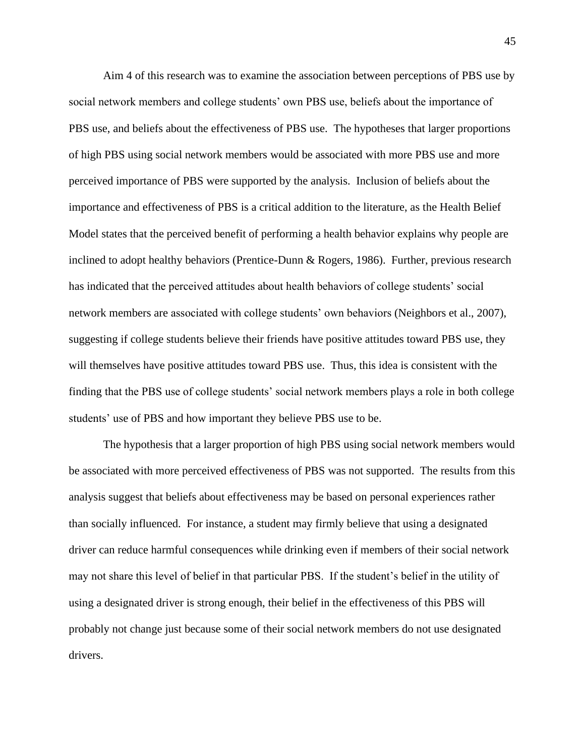Aim 4 of this research was to examine the association between perceptions of PBS use by social network members and college students' own PBS use, beliefs about the importance of PBS use, and beliefs about the effectiveness of PBS use. The hypotheses that larger proportions of high PBS using social network members would be associated with more PBS use and more perceived importance of PBS were supported by the analysis. Inclusion of beliefs about the importance and effectiveness of PBS is a critical addition to the literature, as the Health Belief Model states that the perceived benefit of performing a health behavior explains why people are inclined to adopt healthy behaviors (Prentice-Dunn & Rogers, 1986). Further, previous research has indicated that the perceived attitudes about health behaviors of college students' social network members are associated with college students' own behaviors (Neighbors et al., 2007), suggesting if college students believe their friends have positive attitudes toward PBS use, they will themselves have positive attitudes toward PBS use. Thus, this idea is consistent with the finding that the PBS use of college students' social network members plays a role in both college students' use of PBS and how important they believe PBS use to be.

The hypothesis that a larger proportion of high PBS using social network members would be associated with more perceived effectiveness of PBS was not supported. The results from this analysis suggest that beliefs about effectiveness may be based on personal experiences rather than socially influenced. For instance, a student may firmly believe that using a designated driver can reduce harmful consequences while drinking even if members of their social network may not share this level of belief in that particular PBS. If the student's belief in the utility of using a designated driver is strong enough, their belief in the effectiveness of this PBS will probably not change just because some of their social network members do not use designated drivers.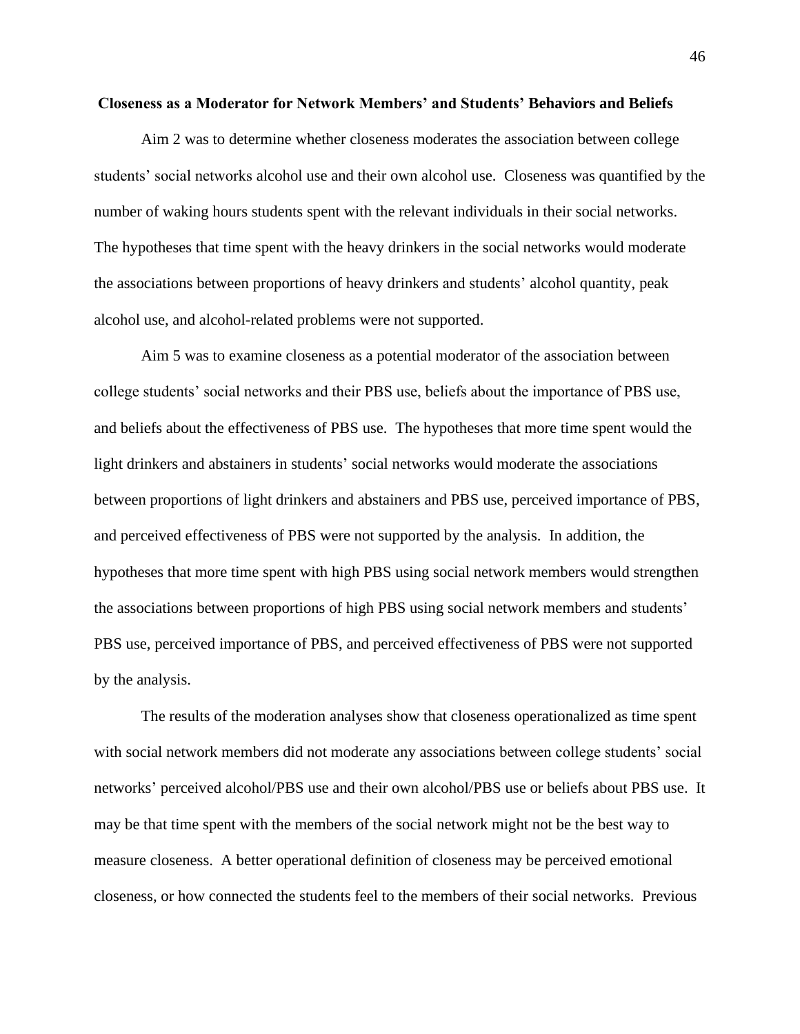## Closeness as a Moderator for Network Members' and Students' Behaviors and Beliefs

Aim 2 was to determine whether closeness moderates the association between college students' social networks alcohol use and their own alcohol use. Closeness was quantified by the number of waking hours students spent with the relevant individuals in their social networks. The hypotheses that time spent with the heavy drinkers in the social networks would moderate the associations between proportions of heavy drinkers and students' alcohol quantity, peak alcohol use, and alcohol-related problems were not supported.

Aim 5 was to examine closeness as a potential moderator of the association between college students' social networks and their PBS use, beliefs about the importance of PBS use, and beliefs about the effectiveness of PBS use. The hypotheses that more time spent would the light drinkers and abstainers in students' social networks would moderate the associations between proportions of light drinkers and abstainers and PBS use, perceived importance of PBS, and perceived effectiveness of PBS were not supported by the analysis. In addition, the hypotheses that more time spent with high PBS using social network members would strengthen the associations between proportions of high PBS using social network members and students' PBS use, perceived importance of PBS, and perceived effectiveness of PBS were not supported by the analysis.

The results of the moderation analyses show that closeness operationalized as time spent with social network members did not moderate any associations between college students' social networks' perceived alcohol/PBS use and their own alcohol/PBS use or beliefs about PBS use. It may be that time spent with the members of the social network might not be the best way to measure closeness. A better operational definition of closeness may be perceived emotional closeness, or how connected the students feel to the members of their social networks. Previous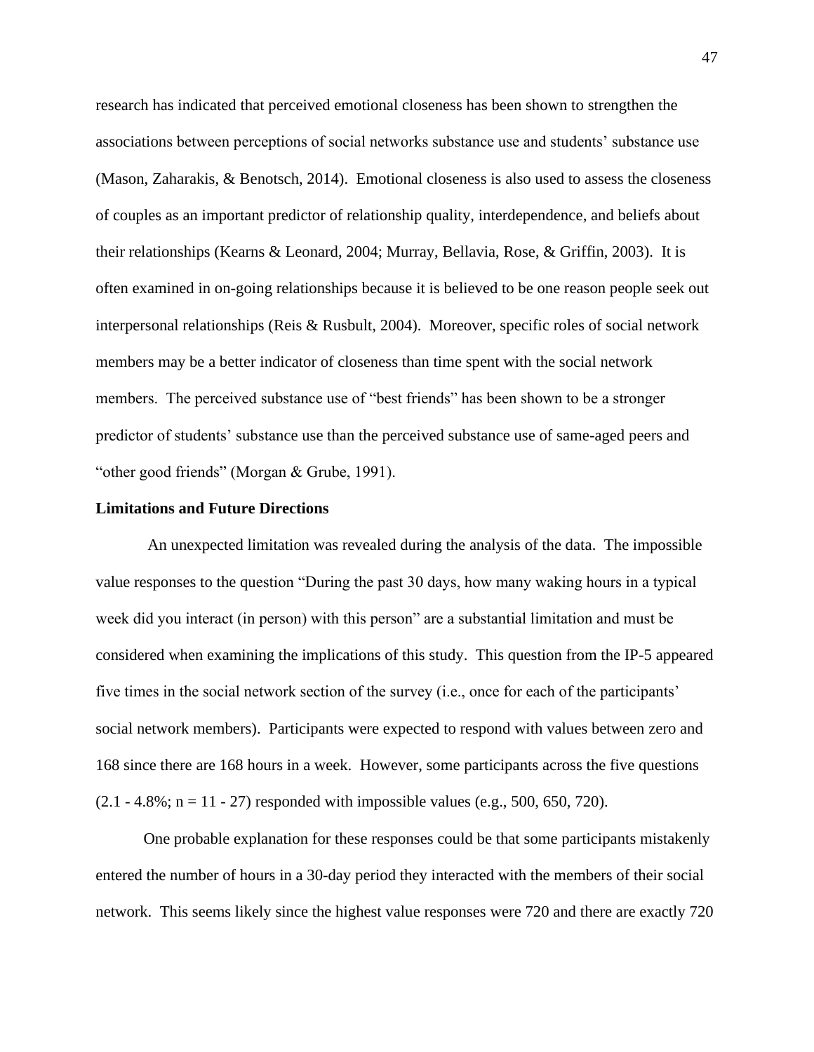research has indicated that perceived emotional closeness has been shown to strengthen the associations between perceptions of social networks substance use and students' substance use (Mason, Zaharakis, & Benotsch, 2014). Emotional closeness is also used to assess the closeness of couples as an important predictor of relationship quality, interdependence, and beliefs about their relationships (Kearns & Leonard, 2004; Murray, Bellavia, Rose, & Griffin, 2003). It is often examined in on-going relationships because it is believed to be one reason people seek out interpersonal relationships (Reis & Rusbult, 2004). Moreover, specific roles of social network members may be a better indicator of closeness than time spent with the social network members. The perceived substance use of "best friends" has been shown to be a stronger predictor of students' substance use than the perceived substance use of same-aged peers and "other good friends" (Morgan & Grube, 1991).

**Limitations and Future Directions**

An unexpected limitation was revealed during the analysis of the data. The impossible value responses to the question "During the past 30 days, how many waking hours in a typical week did you interact (in person) with this person" are a substantial limitation and must be considered when examining the implications of this study. This question from the IP-5 appeared five times in the social network section of the survey (i.e., once for each of the participants' social network members). Participants were expected to respond with values between zero and 168 since there are 168 hours in a week. However, some participants across the five questions (2.1 - 4.8%; n = 11 - 27) responded with impossible values (e.g., 500, 650, 720).

One probable explanation for these responses could be that some participants mistakenly entered the number of hours in a 30-day period they interacted with the members of their social network. This seems likely since the highest value responses were 720 and there are exactly 720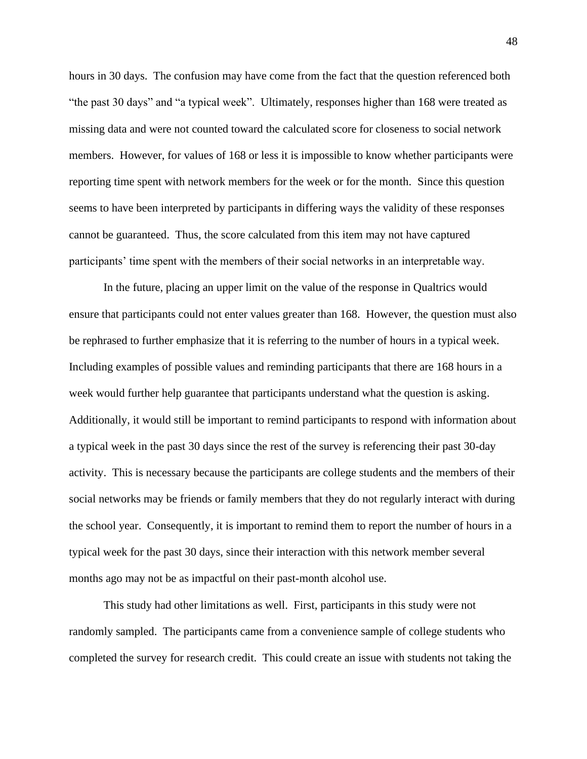hours in 30 days. The confusion may have come from the fact that the question referenced both "the past 30 days" and "a typical week". Ultimately, responses higher than 168 were treated as missing data and were not counted toward the calculated score for closeness to social network members. However, for values of 168 or less it is impossible to know whether participants were reporting time spent with network members for the week or for the month. Since this question seems to have been interpreted by participants in differing ways the validity of these responses cannot be guaranteed. Thus, the score calculated from this item may not have captured participants' time spent with the members of their social networks in an interpretable way.

In the future, placing an upper limit on the value of the response in Qualtrics would ensure that participants could not enter values greater than 168. However, the question must also be rephrased to further emphasize that it is referring to the number of hours in a typical week. Including examples of possible values and reminding participants that there are 168 hours in a week would further help guarantee that participants understand what the question is asking. Additionally, it would still be important to remind participants to respond with information about a typical week in the past 30 days since the rest of the survey is referencing their past 30-day activity. This is necessary because the participants are college students and the members of their social networks may be friends or family members that they do not regularly interact with during the school year. Consequently, it is important to remind them to report the number of hours in a typical week for the past 30 days, since their interaction with this network member several months ago may not be as impactful on their past-month alcohol use.

This study had other limitations as well. First, participants in this study were not randomly sampled. The participants came from a convenience sample of college students who completed the survey for research credit. This could create an issue with students not taking the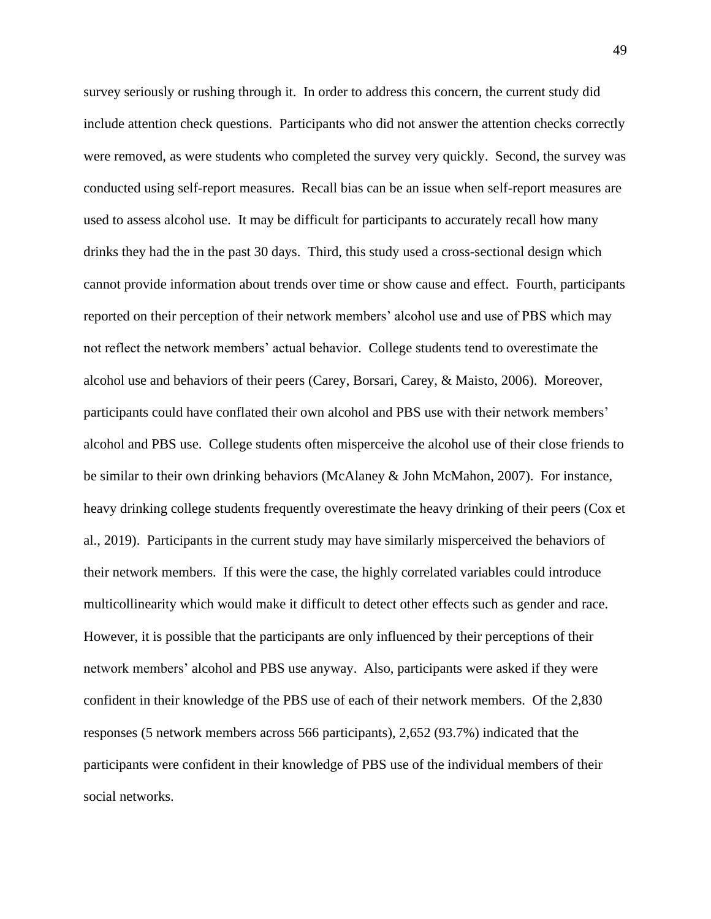survey seriously or rushing through it. In order to address this concern, the current study did include attention check questions. Participants who did not answer the attention checks correctly were removed, as were students who completed the survey very quickly. Second, the survey was conducted using self-report measures. Recall bias can be an issue when self-report measures are used to assess alcohol use. It may be difficult for participants to accurately recall how many drinks they had the in the past 30 days. Third, this study used a cross-sectional design which cannot provide information about trends over time or show cause and effect. Fourth, participants reported on their perception of their network members' alcohol use and use of PBS which may not reflect the network members' actual behavior. College students tend to overestimate the alcohol use and behaviors of their peers (Carey, Borsari, Carey, & Maisto, 2006). Moreover, participants could have conflated their own alcohol and PBS use with their network members' alcohol and PBS use. College students often misperceive the alcohol use of their close friends to be similar to their own drinking behaviors (McAlaney & John McMahon, 2007). For instance, heavy drinking college students frequently overestimate the heavy drinking of their peers (Cox et al., 2019). Participants in the current study may have similarly misperceived the behaviors of their network members. If this were the case, the highly correlated variables could introduce multicollinearity which would make it difficult to detect other effects such as gender and race. However, it is possible that the participants are only influenced by their perceptions of their network members' alcohol and PBS use anyway. Also, participants were asked if they were confident in their knowledge of the PBS use of each of their network members. Of the 2,830 responses (5 network members across 566 participants), 2,652 (93.7%) indicated that the participants were confident in their knowledge of PBS use of the individual members of their social networks.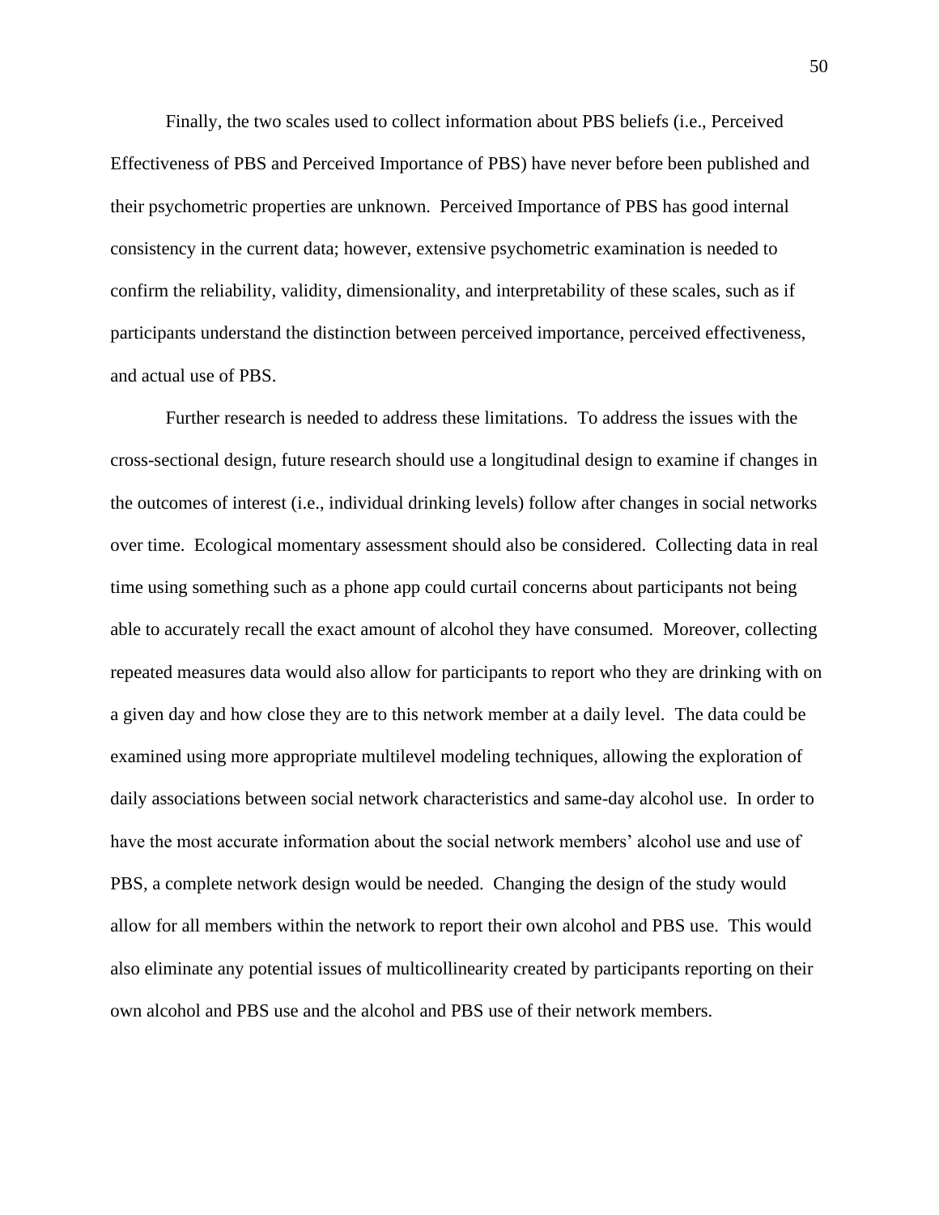Finally, the two scales used to collect information about PBS beliefs (i.e., Perceived Effectiveness of PBS and Perceived Importance of PBS) have never before been published and their psychometric properties are unknown. Perceived Importance of PBS has good internal consistency in the current data; however, extensive psychometric examination is needed to confirm the reliability, validity, dimensionality, and interpretability of these scales, such as if participants understand the distinction between perceived importance, perceived effectiveness, and actual use of PBS.

Further research is needed to address these limitations. To address the issues with the cross-sectional design, future research should use a longitudinal design to examine if changes in the outcomes of interest (i.e., individual drinking levels) follow after changes in social networks over time. Ecological momentary assessment should also be considered. Collecting data in real time using something such as a phone app could curtail concerns about participants not being able to accurately recall the exact amount of alcohol they have consumed. Moreover, collecting repeated measures data would also allow for participants to report who they are drinking with on a given day and how close they are to this network member at a daily level. The data could be examined using more appropriate multilevel modeling techniques, allowing the exploration of daily associations between social network characteristics and same-day alcohol use. In order to have the most accurate information about the social network members' alcohol use and use of PBS, a complete network design would be needed. Changing the design of the study would allow for all members within the network to report their own alcohol and PBS use. This would also eliminate any potential issues of multicollinearity created by participants reporting on their own alcohol and PBS use and the alcohol and PBS use of their network members.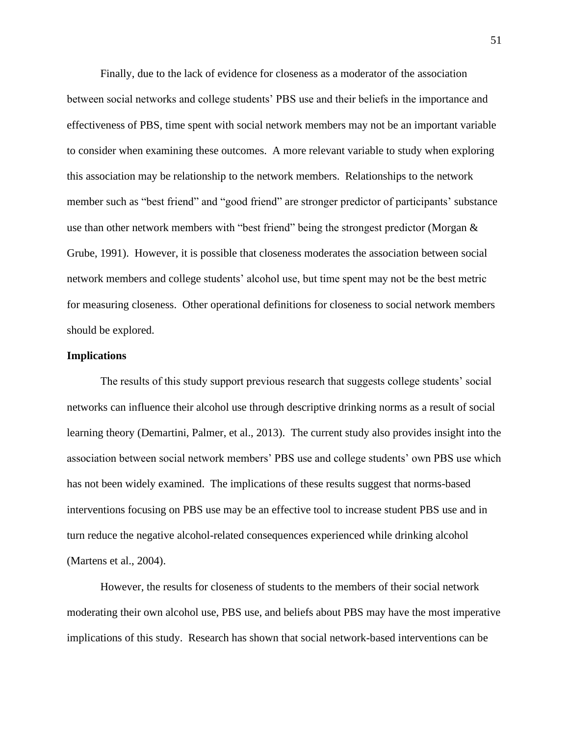Finally, due to the lack of evidence for closeness as a moderator of the association between social networks and college students' PBS use and their beliefs in the importance and effectiveness of PBS, time spent with social network members may not be an important variable to consider when examining these outcomes. A more relevant variable to study when exploring this association may be relationship to the network members. Relationships to the network member such as "best friend" and "good friend" are stronger predictor of participants' substance use than other network members with "best friend" being the strongest predictor (Morgan & Grube, 1991). However, it is possible that closeness moderates the association between social network members and college students' alcohol use, but time spent may not be the best metric for measuring closeness. Other operational definitions for closeness to social network members should be explored.

**Implications**

The results of this study support previous research that suggests college students' social networks can influence their alcohol use through descriptive drinking norms as a result of social learning theory (Demartini, Palmer, et al., 2013). The current study also provides insight into the association between social network members' PBS use and college students' own PBS use which has not been widely examined. The implications of these results suggest that norms-based interventions focusing on PBS use may be an effective tool to increase student PBS use and in turn reduce the negative alcohol-related consequences experienced while drinking alcohol (Martens et al., 2004).

However, the results for closeness of students to the members of their social network moderating their own alcohol use, PBS use, and beliefs about PBS may have the most imperative implications of this study. Research has shown that social network-based interventions can be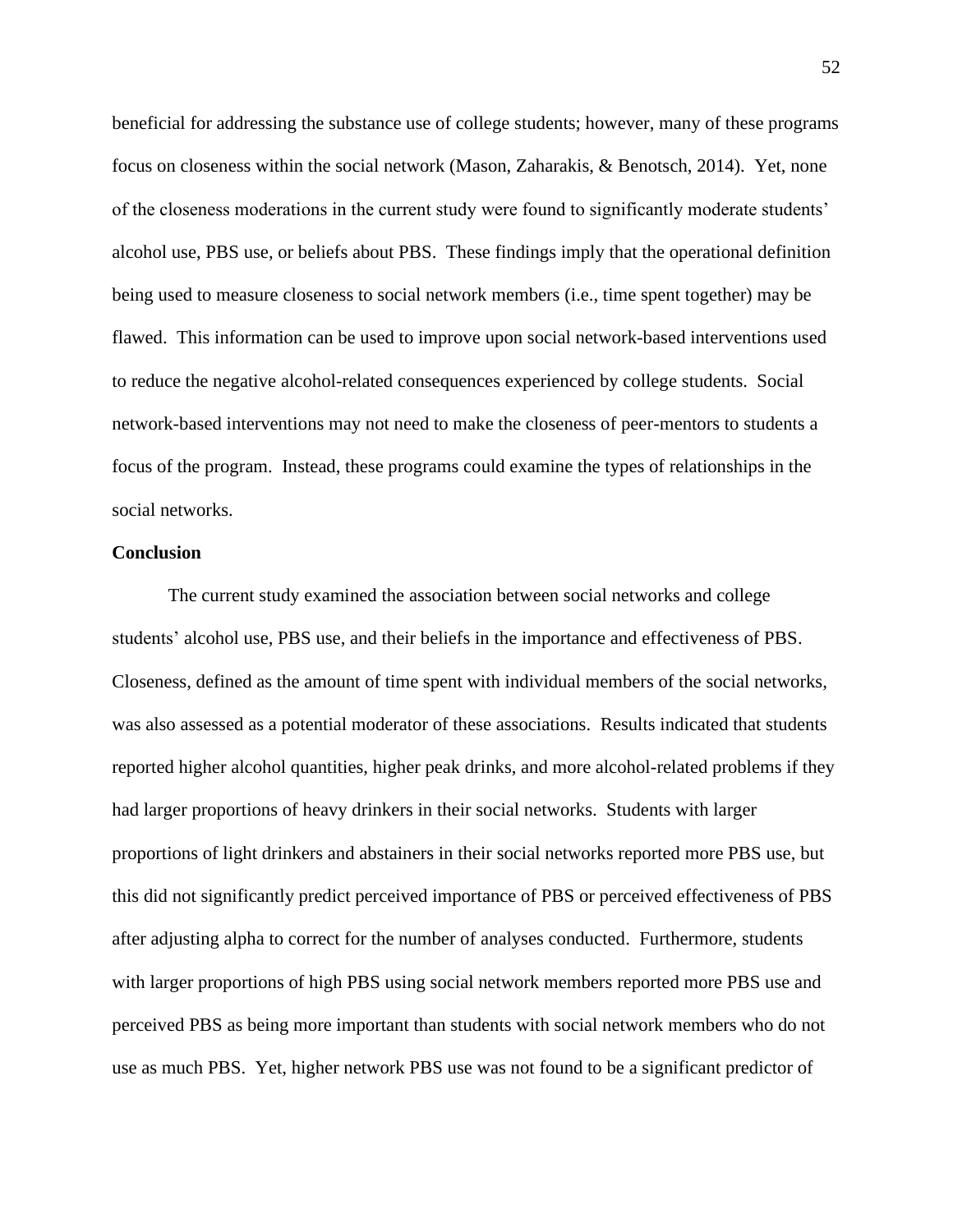beneficial for addressing the substance use of college students; however, many of these programs focus on closeness within the social network (Mason, Zaharakis, & Benotsch, 2014). Yet, none of the closeness moderations in the current study were found to significantly moderate students' alcohol use, PBS use, or beliefs about PBS. These findings imply that the operational definition being used to measure closeness to social network members (i.e., time spent together) may be flawed. This information can be used to improve upon social network-based interventions used to reduce the negative alcohol-related consequences experienced by college students. Social network-based interventions may not need to make the closeness of peer-mentors to students a focus of the program. Instead, these programs could examine the types of relationships in the social networks.

**Conclusion**

The current study examined the association between social networks and college students' alcohol use, PBS use, and their beliefs in the importance and effectiveness of PBS. Closeness, defined as the amount of time spent with individual members of the social networks, was also assessed as a potential moderator of these associations. Results indicated that students reported higher alcohol quantities, higher peak drinks, and more alcohol-related problems if they had larger proportions of heavy drinkers in their social networks. Students with larger proportions of light drinkers and abstainers in their social networks reported more PBS use, but this did not significantly predict perceived importance of PBS or perceived effectiveness of PBS after adjusting alpha to correct for the number of analyses conducted. Furthermore, students with larger proportions of high PBS using social network members reported more PBS use and perceived PBS as being more important than students with social network members who do not use as much PBS. Yet, higher network PBS use was not found to be a significant predictor of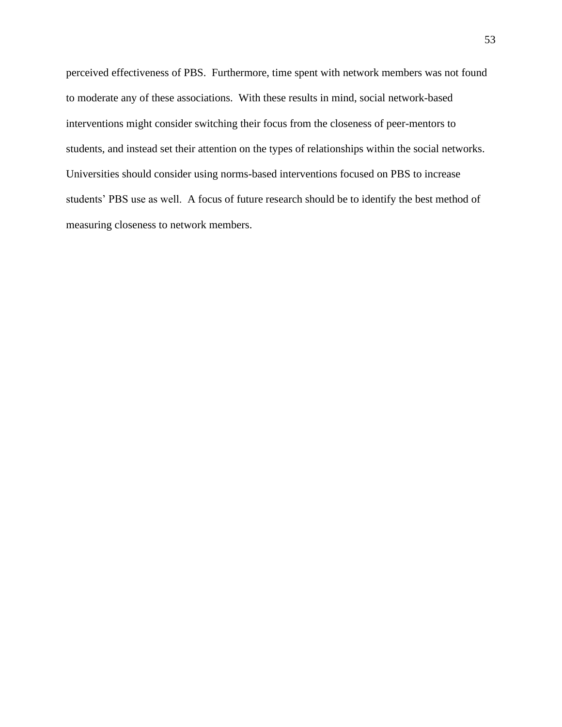perceived effectiveness of PBS. Furthermore, time spent with network members was not found to moderate any of these associations. With these results in mind, social network-based interventions might consider switching their focus from the closeness of peer-mentors to students, and instead set their attention on the types of relationships within the social networks. Universities should consider using norms-based interventions focused on PBS to increase students' PBS use as well. A focus of future research should be to identify the best method of measuring closeness to network members.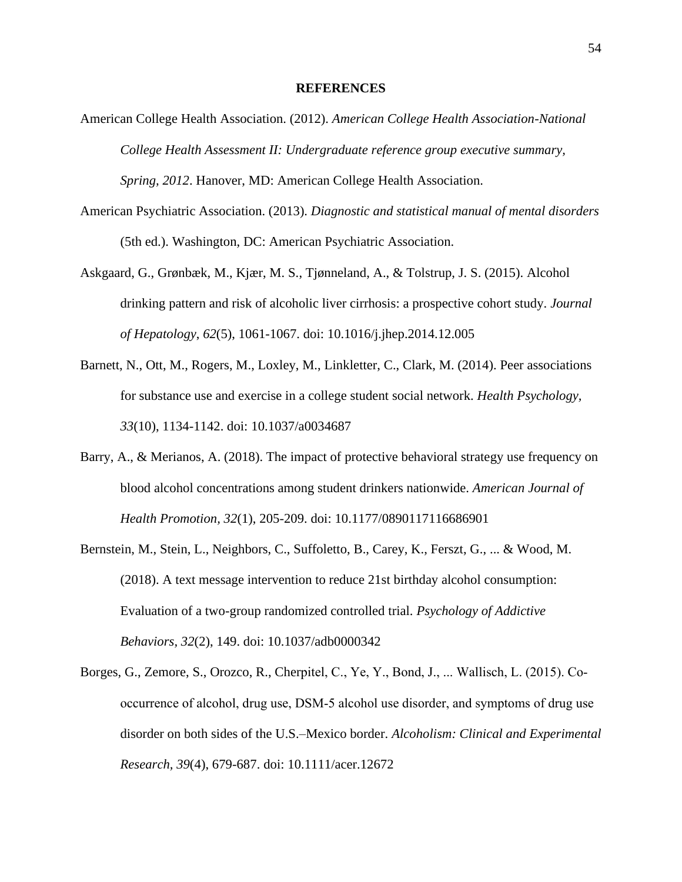# REFERENCES

American College Health Association. (2012). *American College Health Association-National College Health Assessment II: Undergraduate reference group executive summary, Spring, 2012*. Hanover, MD: American College Health Association.

American Psychiatric Association. (2013). *Diagnostic and statistical manual of mental disorders* (5th ed.). Washington, DC: American Psychiatric Association.

Askgaard, G., Grønbæk, M., Kjær, M. S., Tjønneland, A., & Tolstrup, J. S. (2015). Alcohol drinking pattern and risk of alcoholic liver cirrhosis: a prospective cohort study. *Journal of Hepatology, 62*(5), 1061-1067. doi: 10.1016/j.jhep.2014.12.005

Barnett, N., Ott, M., Rogers, M., Loxley, M., Linkletter, C., Clark, M. (2014). Peer associations for substance use and exercise in a college student social network. *Health Psychology, 33*(10), 1134-1142. doi: 10.1037/a0034687

Barry, A., & Merianos, A. (2018). The impact of protective behavioral strategy use frequency on blood alcohol concentrations among student drinkers nationwide. *American Journal of Health Promotion, 32*(1), 205-209. doi: 10.1177/0890117116686901

Bernstein, M., Stein, L., Neighbors, C., Suffoletto, B., Carey, K., Ferszt, G., ... & Wood, M. (2018). A text message intervention to reduce 21st birthday alcohol consumption: Evaluation of a two-group randomized controlled trial. *Psychology of Addictive Behaviors, 32*(2), 149. doi: 10.1037/adb0000342

Borges, G., Zemore, S., Orozco, R., Cherpitel, C., Ye, Y., Bond, J., ... Wallisch, L. (2015). Co-occurrence of alcohol, drug use, DSM-5 alcohol use disorder, and symptoms of drug use disorder on both sides of the U.S.–Mexico border. *Alcoholism: Clinical and Experimental Research, 39*(4), 679-687. doi: 10.1111/acer.12672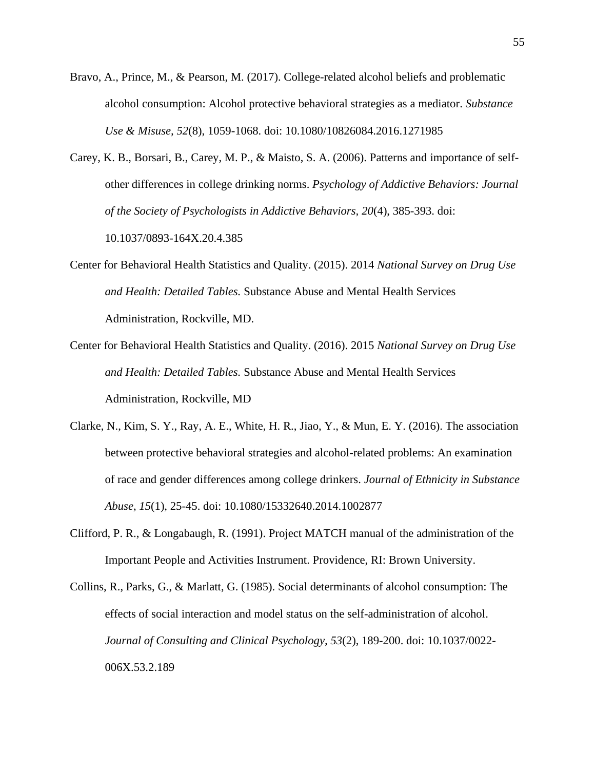Bravo, A., Prince, M., & Pearson, M. (2017). College-related alcohol beliefs and problematic alcohol consumption: Alcohol protective behavioral strategies as a mediator. *Substance Use & Misuse, 52*(8), 1059-1068. doi: 10.1080/10826084.2016.1271985

Carey, K. B., Borsari, B., Carey, M. P., & Maisto, S. A. (2006). Patterns and importance of self-other differences in college drinking norms. *Psychology of Addictive Behaviors: Journal of the Society of Psychologists in Addictive Behaviors, 20*(4), 385-393. doi: 10.1037/0893-164X.20.4.385

Center for Behavioral Health Statistics and Quality. (2015). 2014 *National Survey on Drug Use and Health: Detailed Tables.* Substance Abuse and Mental Health Services Administration, Rockville, MD.

Center for Behavioral Health Statistics and Quality. (2016). 2015 *National Survey on Drug Use and Health: Detailed Tables.* Substance Abuse and Mental Health Services Administration, Rockville, MD

Clarke, N., Kim, S. Y., Ray, A. E., White, H. R., Jiao, Y., & Mun, E. Y. (2016). The association between protective behavioral strategies and alcohol-related problems: An examination of race and gender differences among college drinkers. *Journal of Ethnicity in Substance Abuse, 15*(1), 25-45. doi: 10.1080/15332640.2014.1002877

Clifford, P. R., & Longabaugh, R. (1991). Project MATCH manual of the administration of the Important People and Activities Instrument. Providence, RI: Brown University.

Collins, R., Parks, G., & Marlatt, G. (1985). Social determinants of alcohol consumption: The effects of social interaction and model status on the self-administration of alcohol. *Journal of Consulting and Clinical Psychology, 53*(2), 189-200. doi: 10.1037/0022-006X.53.2.189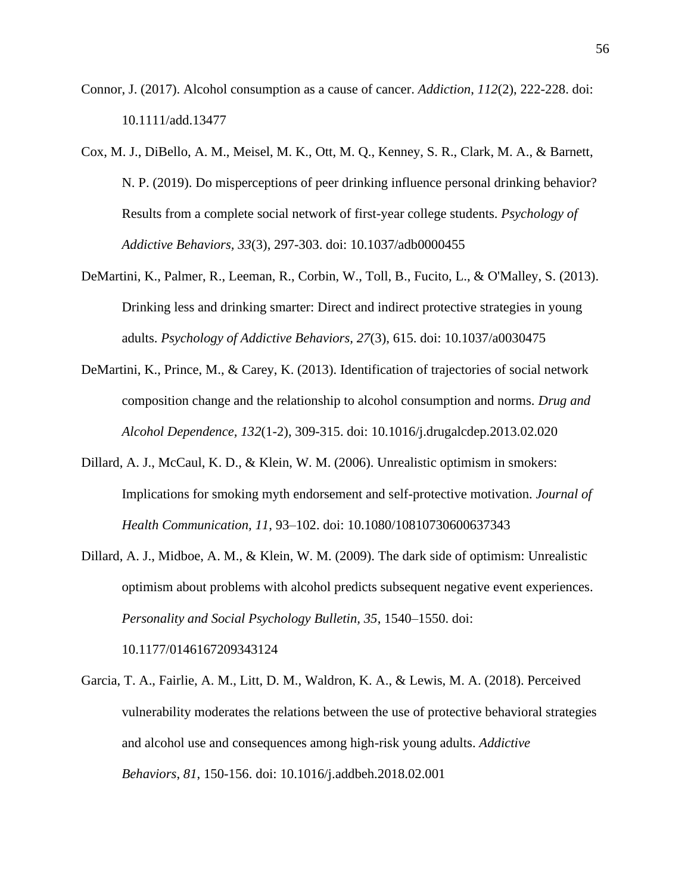Connor, J. (2017). Alcohol consumption as a cause of cancer. *Addiction*, *112*(2), 222-228. doi: 10.1111/add.13477

Cox, M. J., DiBello, A. M., Meisel, M. K., Ott, M. Q., Kenney, S. R., Clark, M. A., & Barnett, N. P. (2019). Do misperceptions of peer drinking influence personal drinking behavior? Results from a complete social network of first-year college students. *Psychology of Addictive Behaviors*, *33*(3), 297-303. doi: 10.1037/adb0000455

DeMartini, K., Palmer, R., Leeman, R., Corbin, W., Toll, B., Fucito, L., & O'Malley, S. (2013). Drinking less and drinking smarter: Direct and indirect protective strategies in young adults. *Psychology of Addictive Behaviors, 27*(3), 615. doi: 10.1037/a0030475

DeMartini, K., Prince, M., & Carey, K. (2013). Identification of trajectories of social network composition change and the relationship to alcohol consumption and norms. *Drug and Alcohol Dependence*, *132*(1-2), 309-315. doi: 10.1016/j.drugalcdep.2013.02.020

Dillard, A. J., McCaul, K. D., & Klein, W. M. (2006). Unrealistic optimism in smokers: Implications for smoking myth endorsement and self-protective motivation. *Journal of Health Communication*, *11*, 93–102. doi: 10.1080/10810730600637343

Dillard, A. J., Midboe, A. M., & Klein, W. M. (2009). The dark side of optimism: Unrealistic optimism about problems with alcohol predicts subsequent negative event experiences. *Personality and Social Psychology Bulletin*, *35*, 1540–1550. doi: 10.1177/0146167209343124

Garcia, T. A., Fairlie, A. M., Litt, D. M., Waldron, K. A., & Lewis, M. A. (2018). Perceived vulnerability moderates the relations between the use of protective behavioral strategies and alcohol use and consequences among high-risk young adults. *Addictive Behaviors*, *81*, 150-156. doi: 10.1016/j.addbeh.2018.02.001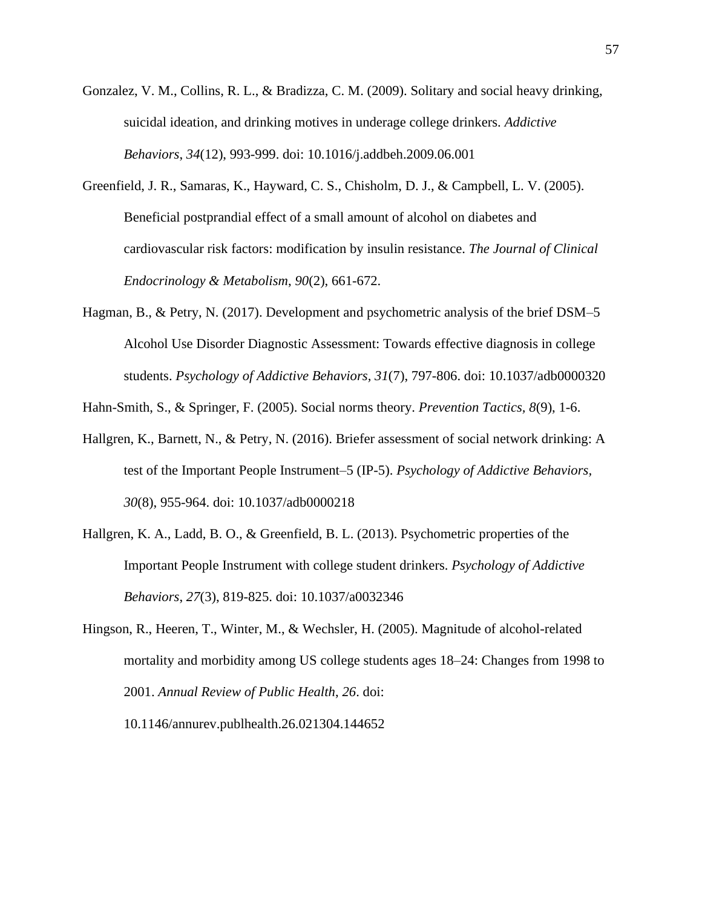Gonzalez, V. M., Collins, R. L., & Bradizza, C. M. (2009). Solitary and social heavy drinking, suicidal ideation, and drinking motives in underage college drinkers. *Addictive Behaviors*, *34*(12), 993-999. doi: 10.1016/j.addbeh.2009.06.001

Greenfield, J. R., Samaras, K., Hayward, C. S., Chisholm, D. J., & Campbell, L. V. (2005). Beneficial postprandial effect of a small amount of alcohol on diabetes and cardiovascular risk factors: modification by insulin resistance. *The Journal of Clinical Endocrinology & Metabolism*, *90*(2), 661-672.

Hagman, B., & Petry, N. (2017). Development and psychometric analysis of the brief DSM–5 Alcohol Use Disorder Diagnostic Assessment: Towards effective diagnosis in college students. *Psychology of Addictive Behaviors*, *31*(7), 797-806. doi: 10.1037/adb0000320

Hahn-Smith, S., & Springer, F. (2005). Social norms theory. *Prevention Tactics*, *8*(9), 1-6.

Hallgren, K., Barnett, N., & Petry, N. (2016). Briefer assessment of social network drinking: A test of the Important People Instrument–5 (IP-5). *Psychology of Addictive Behaviors, 30*(8), 955-964. doi: 10.1037/adb0000218

Hallgren, K. A., Ladd, B. O., & Greenfield, B. L. (2013). Psychometric properties of the Important People Instrument with college student drinkers. *Psychology of Addictive Behaviors*, *27*(3), 819-825. doi: 10.1037/a0032346

Hingson, R., Heeren, T., Winter, M., & Wechsler, H. (2005). Magnitude of alcohol-related mortality and morbidity among US college students ages 18–24: Changes from 1998 to 2001. *Annual Review of Public Health*, *26*. doi: 10.1146/annurev.publhealth.26.021304.144652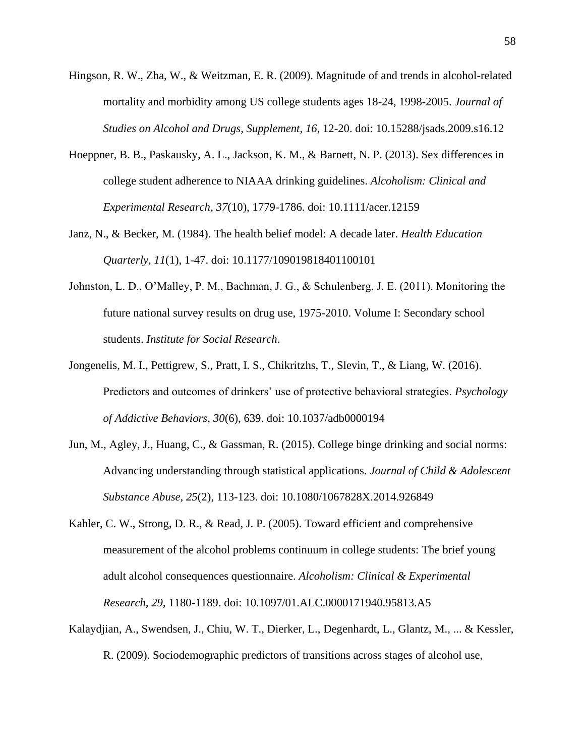Hingson, R. W., Zha, W., & Weitzman, E. R. (2009). Magnitude of and trends in alcohol-related mortality and morbidity among US college students ages 18-24, 1998-2005. *Journal of Studies on Alcohol and Drugs, Supplement*, *16*, 12-20. doi: 10.15288/jsads.2009.s16.12

Hoeppner, B. B., Paskausky, A. L., Jackson, K. M., & Barnett, N. P. (2013). Sex differences in college student adherence to NIAAA drinking guidelines. *Alcoholism: Clinical and Experimental Research*, *37*(10), 1779-1786. doi: 10.1111/acer.12159

Janz, N., & Becker, M. (1984). The health belief model: A decade later. *Health Education Quarterly, 11*(1), 1-47. doi: 10.1177/109019818401100101

Johnston, L. D., O'Malley, P. M., Bachman, J. G., & Schulenberg, J. E. (2011). Monitoring the future national survey results on drug use, 1975-2010. Volume I: Secondary school students. *Institute for Social Research*.

Jongenelis, M. I., Pettigrew, S., Pratt, I. S., Chikritzhs, T., Slevin, T., & Liang, W. (2016). Predictors and outcomes of drinkers' use of protective behavioral strategies. *Psychology of Addictive Behaviors*, *30*(6), 639. doi: 10.1037/adb0000194

Jun, M., Agley, J., Huang, C., & Gassman, R. (2015). College binge drinking and social norms: Advancing understanding through statistical applications. *Journal of Child & Adolescent Substance Abuse, 25*(2), 113-123. doi: 10.1080/1067828X.2014.926849

Kahler, C. W., Strong, D. R., & Read, J. P. (2005). Toward efficient and comprehensive measurement of the alcohol problems continuum in college students: The brief young adult alcohol consequences questionnaire. *Alcoholism: Clinical & Experimental Research, 29*, 1180-1189. doi: 10.1097/01.ALC.0000171940.95813.A5

Kalaydjian, A., Swendsen, J., Chiu, W. T., Dierker, L., Degenhardt, L., Glantz, M., ... & Kessler, R. (2009). Sociodemographic predictors of transitions across stages of alcohol use,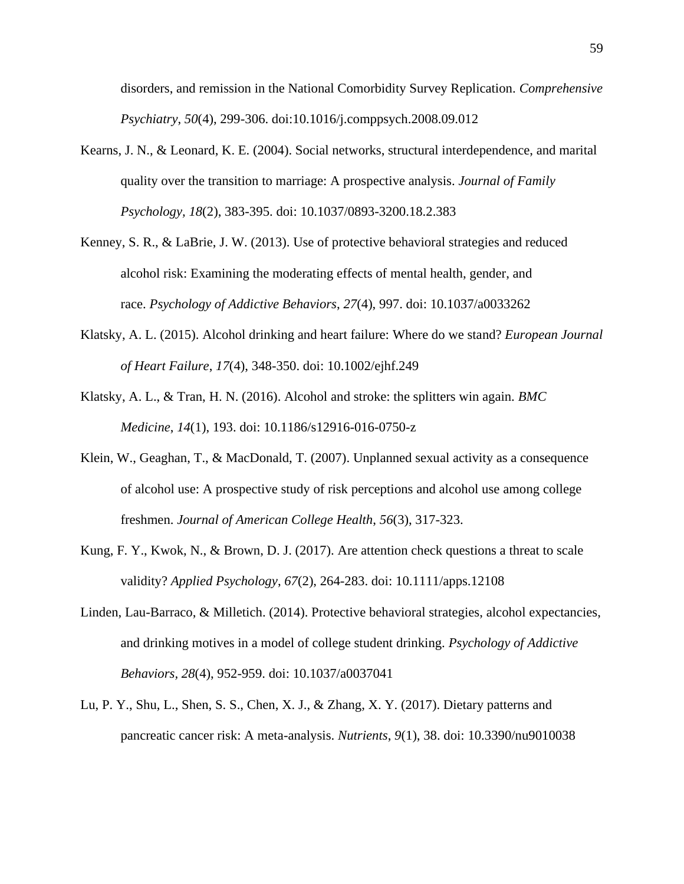disorders, and remission in the National Comorbidity Survey Replication. *Comprehensive Psychiatry*, *50*(4), 299-306. doi:10.1016/j.comppsych.2008.09.012

Kearns, J. N., & Leonard, K. E. (2004). Social networks, structural interdependence, and marital quality over the transition to marriage: A prospective analysis. *Journal of Family Psychology, 18*(2), 383-395. doi: 10.1037/0893-3200.18.2.383

Kenney, S. R., & LaBrie, J. W. (2013). Use of protective behavioral strategies and reduced alcohol risk: Examining the moderating effects of mental health, gender, and race. *Psychology of Addictive Behaviors*, *27*(4), 997. doi: 10.1037/a0033262

Klatsky, A. L. (2015). Alcohol drinking and heart failure: Where do we stand? *European Journal of Heart Failure*, *17*(4), 348-350. doi: 10.1002/ejhf.249

Klatsky, A. L., & Tran, H. N. (2016). Alcohol and stroke: the splitters win again. *BMC Medicine*, *14*(1), 193. doi: 10.1186/s12916-016-0750-z

Klein, W., Geaghan, T., & MacDonald, T. (2007). Unplanned sexual activity as a consequence of alcohol use: A prospective study of risk perceptions and alcohol use among college freshmen. *Journal of American College Health*, *56*(3), 317-323.

Kung, F. Y., Kwok, N., & Brown, D. J. (2017). Are attention check questions a threat to scale validity? *Applied Psychology*, *67*(2), 264-283. doi: 10.1111/apps.12108

Linden, Lau-Barraco, & Milletich. (2014). Protective behavioral strategies, alcohol expectancies, and drinking motives in a model of college student drinking. *Psychology of Addictive Behaviors, 28*(4), 952-959. doi: 10.1037/a0037041

Lu, P. Y., Shu, L., Shen, S. S., Chen, X. J., & Zhang, X. Y. (2017). Dietary patterns and pancreatic cancer risk: A meta-analysis. *Nutrients*, *9*(1), 38. doi: 10.3390/nu9010038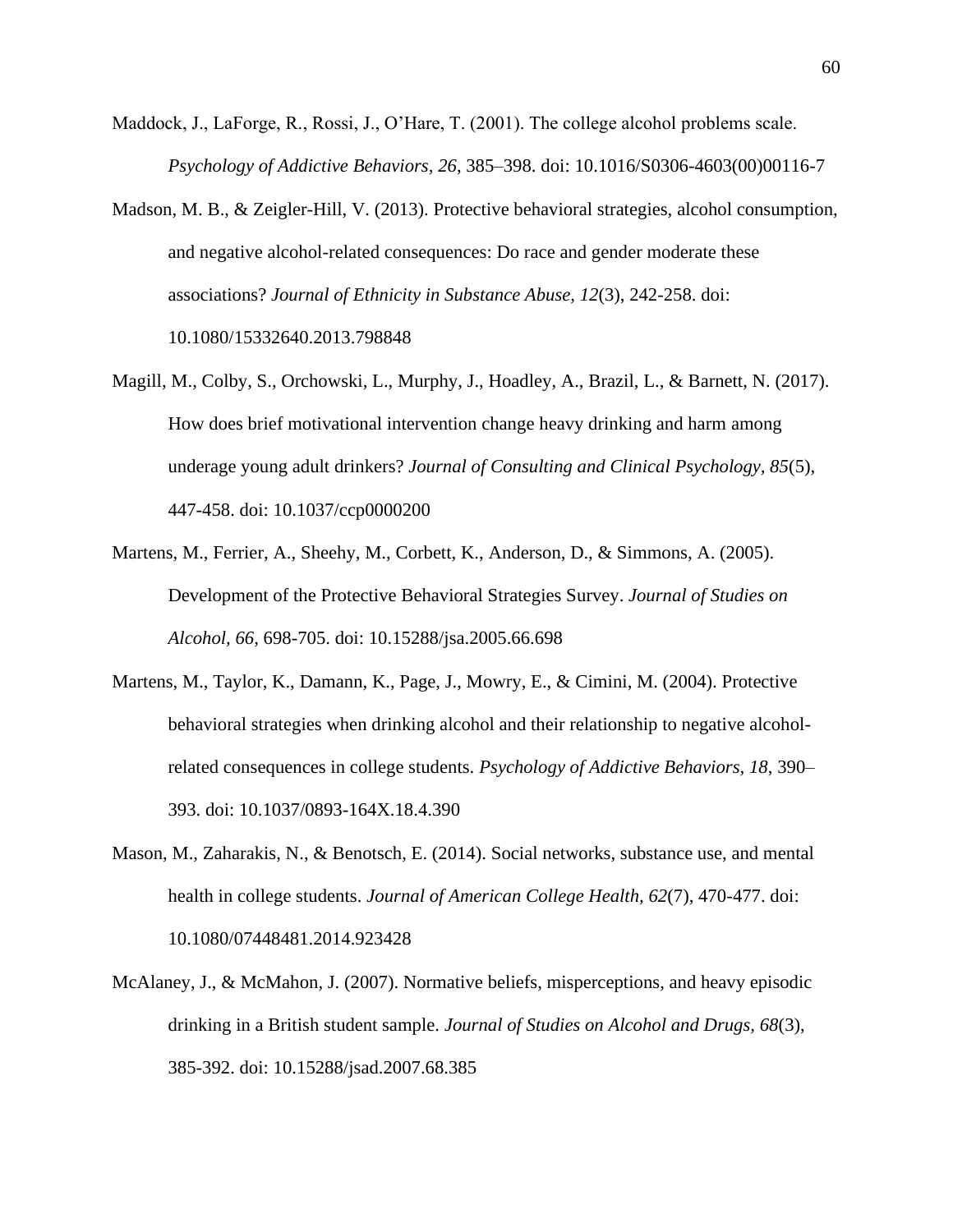Maddock, J., LaForge, R., Rossi, J., O'Hare, T. (2001). The college alcohol problems scale. *Psychology of Addictive Behaviors, 26*, 385–398. doi: 10.1016/S0306-4603(00)00116-7

Madson, M. B., & Zeigler-Hill, V. (2013). Protective behavioral strategies, alcohol consumption, and negative alcohol-related consequences: Do race and gender moderate these associations? *Journal of Ethnicity in Substance Abuse, 12*(3), 242-258. doi: 10.1080/15332640.2013.798848

Magill, M., Colby, S., Orchowski, L., Murphy, J., Hoadley, A., Brazil, L., & Barnett, N. (2017). How does brief motivational intervention change heavy drinking and harm among underage young adult drinkers? *Journal of Consulting and Clinical Psychology, 85*(5), 447-458. doi: 10.1037/ccp0000200

Martens, M., Ferrier, A., Sheehy, M., Corbett, K., Anderson, D., & Simmons, A. (2005). Development of the Protective Behavioral Strategies Survey. *Journal of Studies on Alcohol, 66*, 698-705. doi: 10.15288/jsa.2005.66.698

Martens, M., Taylor, K., Damann, K., Page, J., Mowry, E., & Cimini, M. (2004). Protective behavioral strategies when drinking alcohol and their relationship to negative alcohol-related consequences in college students. *Psychology of Addictive Behaviors, 18*, 390–393. doi: 10.1037/0893-164X.18.4.390

Mason, M., Zaharakis, N., & Benotsch, E. (2014). Social networks, substance use, and mental health in college students. *Journal of American College Health, 62*(7), 470-477. doi: 10.1080/07448481.2014.923428

McAlaney, J., & McMahon, J. (2007). Normative beliefs, misperceptions, and heavy episodic drinking in a British student sample. *Journal of Studies on Alcohol and Drugs, 68*(3), 385-392. doi: 10.15288/jsad.2007.68.385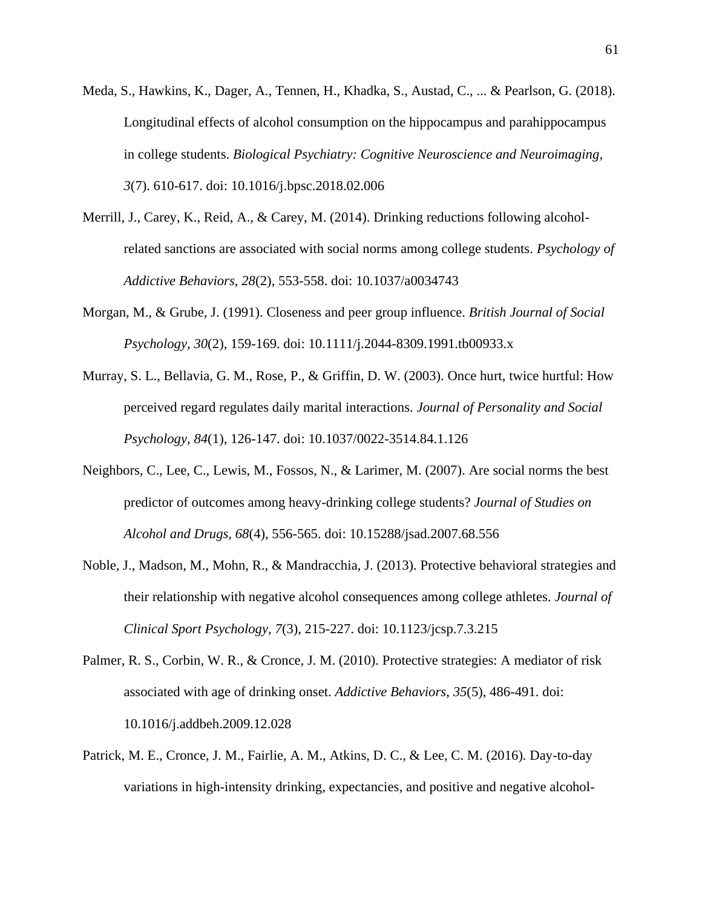Meda, S., Hawkins, K., Dager, A., Tennen, H., Khadka, S., Austad, C., ... & Pearlson, G. (2018). Longitudinal effects of alcohol consumption on the hippocampus and parahippocampus in college students. *Biological Psychiatry: Cognitive Neuroscience and Neuroimaging, 3*(7). 610-617. doi: 10.1016/j.bpsc.2018.02.006

Merrill, J., Carey, K., Reid, A., & Carey, M. (2014). Drinking reductions following alcohol-related sanctions are associated with social norms among college students. *Psychology of Addictive Behaviors, 28*(2), 553-558. doi: 10.1037/a0034743

Morgan, M., & Grube, J. (1991). Closeness and peer group influence. *British Journal of Social Psychology, 30*(2), 159-169. doi: 10.1111/j.2044-8309.1991.tb00933.x

Murray, S. L., Bellavia, G. M., Rose, P., & Griffin, D. W. (2003). Once hurt, twice hurtful: How perceived regard regulates daily marital interactions. *Journal of Personality and Social Psychology, 84*(1), 126-147. doi: 10.1037/0022-3514.84.1.126

Neighbors, C., Lee, C., Lewis, M., Fossos, N., & Larimer, M. (2007). Are social norms the best predictor of outcomes among heavy-drinking college students? *Journal of Studies on Alcohol and Drugs, 68*(4), 556-565. doi: 10.15288/jsad.2007.68.556

Noble, J., Madson, M., Mohn, R., & Mandracchia, J. (2013). Protective behavioral strategies and their relationship with negative alcohol consequences among college athletes. *Journal of Clinical Sport Psychology, 7*(3), 215-227. doi: 10.1123/jcsp.7.3.215

Palmer, R. S., Corbin, W. R., & Cronce, J. M. (2010). Protective strategies: A mediator of risk associated with age of drinking onset. *Addictive Behaviors*, *35*(5), 486-491. doi: 10.1016/j.addbeh.2009.12.028

Patrick, M. E., Cronce, J. M., Fairlie, A. M., Atkins, D. C., & Lee, C. M. (2016). Day-to-day variations in high-intensity drinking, expectancies, and positive and negative alcohol-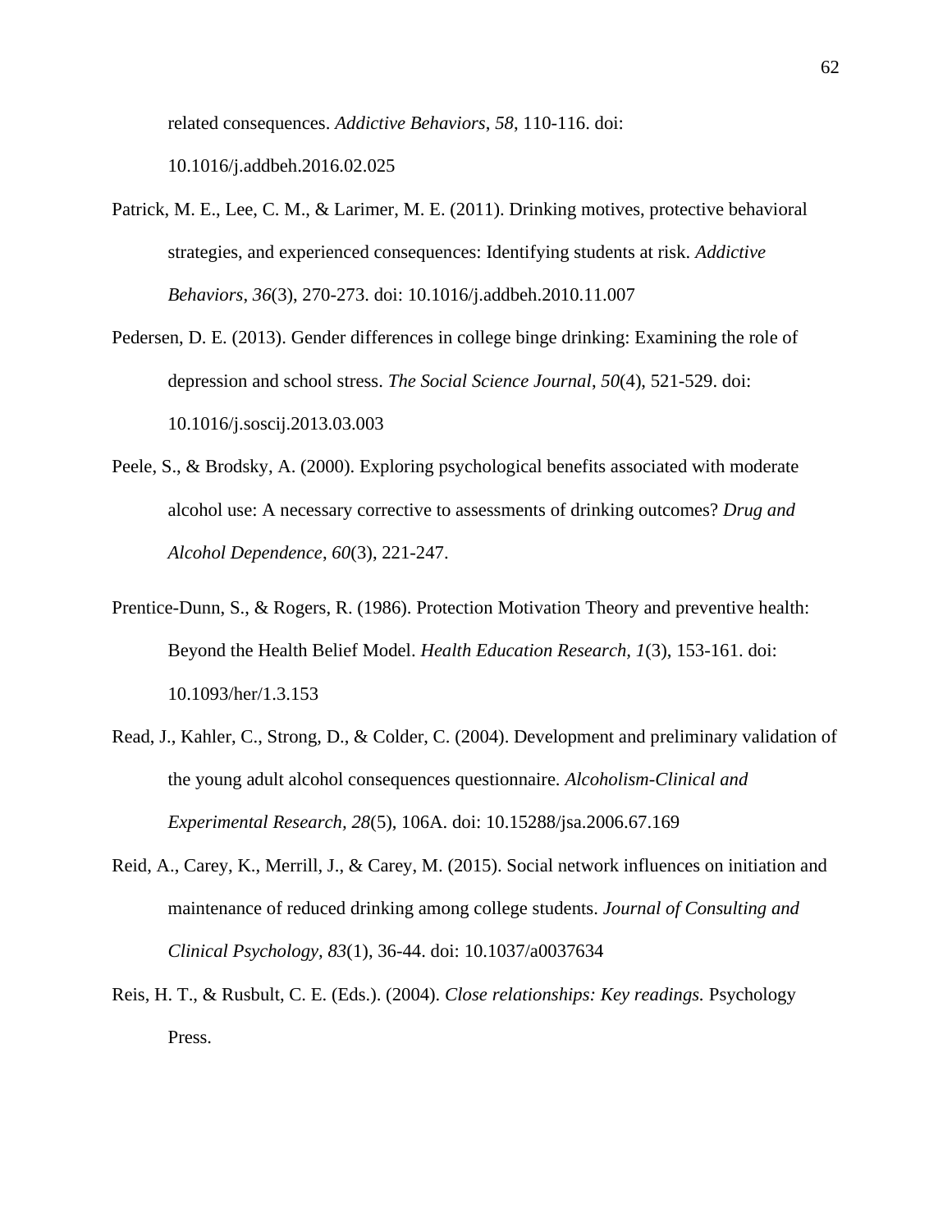related consequences. *Addictive Behaviors*, *58*, 110-116. doi: 10.1016/j.addbeh.2016.02.025

Patrick, M. E., Lee, C. M., & Larimer, M. E. (2011). Drinking motives, protective behavioral strategies, and experienced consequences: Identifying students at risk. *Addictive Behaviors*, *36*(3), 270-273. doi: 10.1016/j.addbeh.2010.11.007

Pedersen, D. E. (2013). Gender differences in college binge drinking: Examining the role of depression and school stress. *The Social Science Journal*, *50*(4), 521-529. doi: 10.1016/j.soscij.2013.03.003

Peele, S., & Brodsky, A. (2000). Exploring psychological benefits associated with moderate alcohol use: A necessary corrective to assessments of drinking outcomes? *Drug and Alcohol Dependence*, *60*(3), 221-247.

Prentice-Dunn, S., & Rogers, R. (1986). Protection Motivation Theory and preventive health: Beyond the Health Belief Model. *Health Education Research, 1*(3), 153-161. doi: 10.1093/her/1.3.153

Read, J., Kahler, C., Strong, D., & Colder, C. (2004). Development and preliminary validation of the young adult alcohol consequences questionnaire. *Alcoholism-Clinical and Experimental Research, 28*(5), 106A. doi: 10.15288/jsa.2006.67.169

Reid, A., Carey, K., Merrill, J., & Carey, M. (2015). Social network influences on initiation and maintenance of reduced drinking among college students. *Journal of Consulting and Clinical Psychology, 83*(1), 36-44. doi: 10.1037/a0037634

Reis, H. T., & Rusbult, C. E. (Eds.). (2004). *Close relationships: Key readings.* Psychology Press.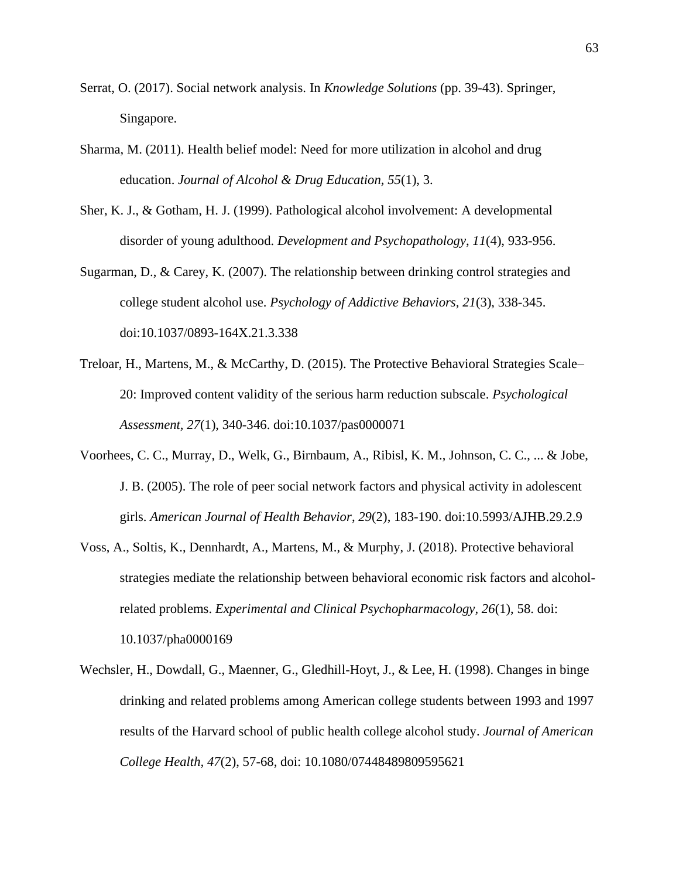Serrat, O. (2017). Social network analysis. In *Knowledge Solutions* (pp. 39-43). Springer, Singapore.

Sharma, M. (2011). Health belief model: Need for more utilization in alcohol and drug education. *Journal of Alcohol & Drug Education, 55*(1), 3.

Sher, K. J., & Gotham, H. J. (1999). Pathological alcohol involvement: A developmental disorder of young adulthood. *Development and Psychopathology*, *11*(4), 933-956.

Sugarman, D., & Carey, K. (2007). The relationship between drinking control strategies and college student alcohol use. *Psychology of Addictive Behaviors, 21*(3), 338-345. doi:10.1037/0893-164X.21.3.338

Treloar, H., Martens, M., & McCarthy, D. (2015). The Protective Behavioral Strategies Scale–20: Improved content validity of the serious harm reduction subscale. *Psychological Assessment, 27*(1), 340-346. doi:10.1037/pas0000071

Voorhees, C. C., Murray, D., Welk, G., Birnbaum, A., Ribisl, K. M., Johnson, C. C., ... & Jobe, J. B. (2005). The role of peer social network factors and physical activity in adolescent girls. *American Journal of Health Behavior*, *29*(2), 183-190. doi:10.5993/AJHB.29.2.9

Voss, A., Soltis, K., Dennhardt, A., Martens, M., & Murphy, J. (2018). Protective behavioral strategies mediate the relationship between behavioral economic risk factors and alcohol-related problems. *Experimental and Clinical Psychopharmacology*, *26*(1), 58. doi: 10.1037/pha0000169

Wechsler, H., Dowdall, G., Maenner, G., Gledhill-Hoyt, J., & Lee, H. (1998). Changes in binge drinking and related problems among American college students between 1993 and 1997 results of the Harvard school of public health college alcohol study. *Journal of American College Health*, *47*(2), 57-68, doi: 10.1080/07448489809595621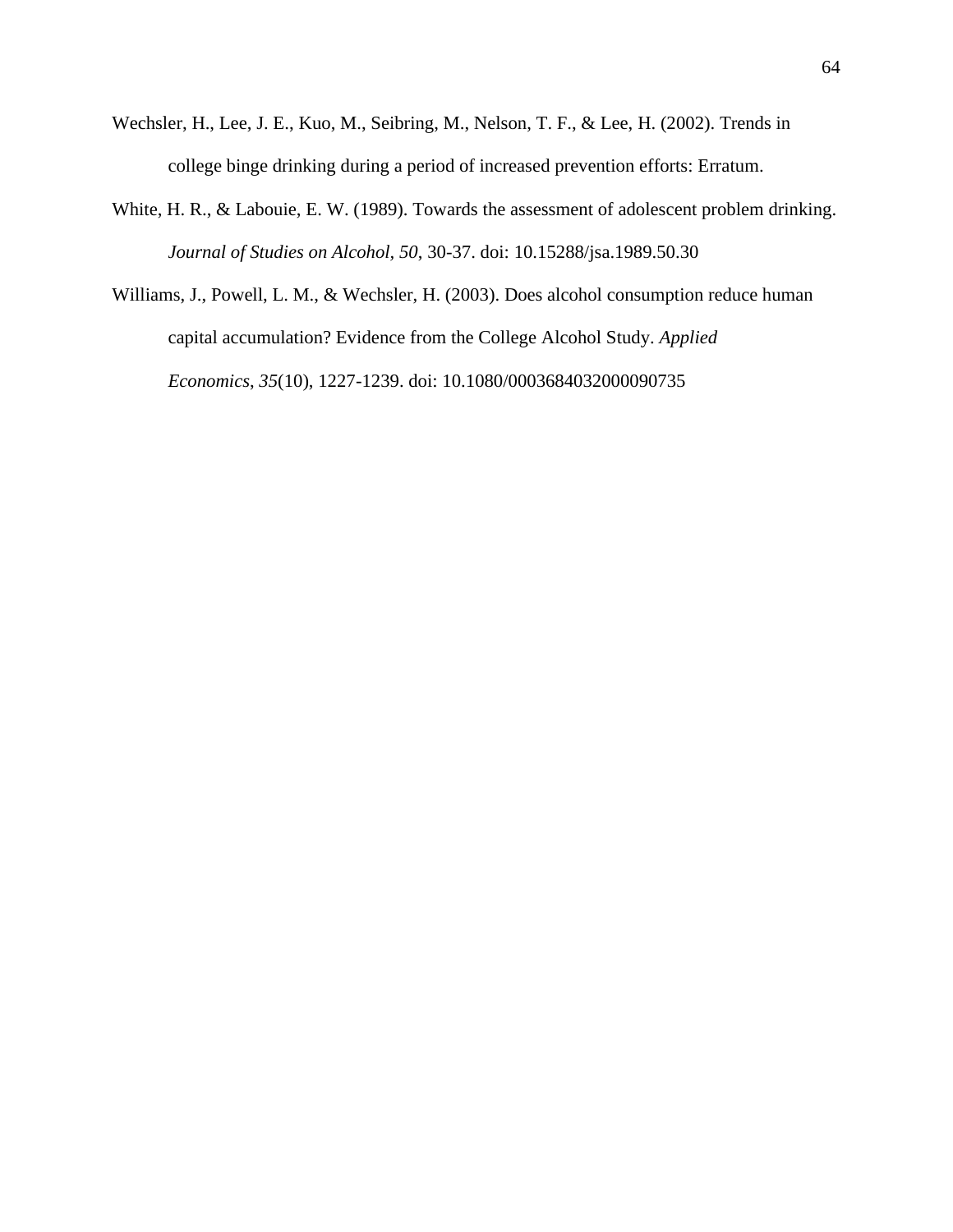Wechsler, H., Lee, J. E., Kuo, M., Seibring, M., Nelson, T. F., & Lee, H. (2002). Trends in college binge drinking during a period of increased prevention efforts: Erratum.

White, H. R., & Labouie, E. W. (1989). Towards the assessment of adolescent problem drinking. *Journal of Studies on Alcohol*, *50*, 30-37. doi: 10.15288/jsa.1989.50.30

Williams, J., Powell, L. M., & Wechsler, H. (2003). Does alcohol consumption reduce human capital accumulation? Evidence from the College Alcohol Study. *Applied Economics*, *35*(10), 1227-1239. doi: 10.1080/0003684032000090735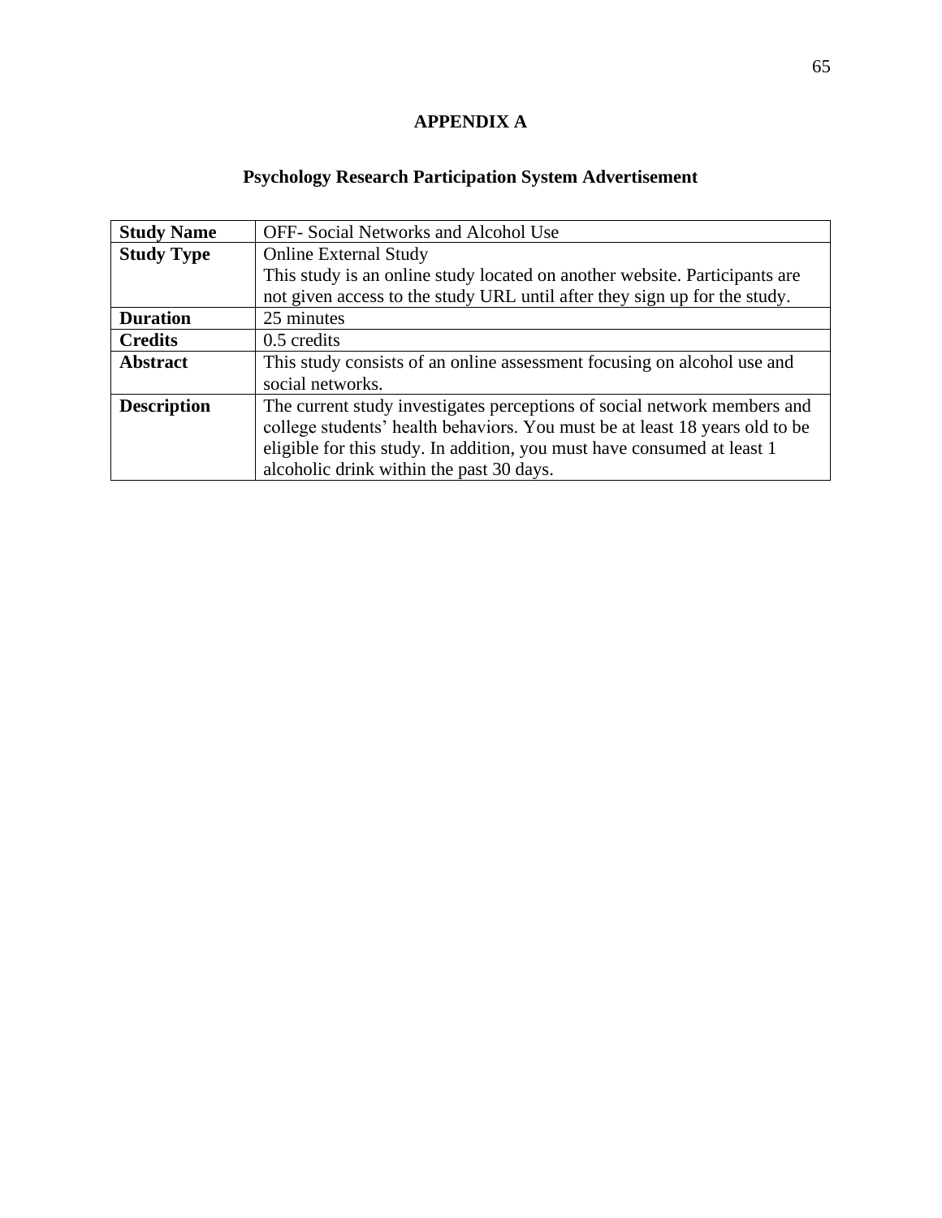# APPENDIX A

## Psychology Research Participation System Advertisement

| **Study Name** | OFF- Social Networks and Alcohol Use |
|---|---|
| **Study Type** | Online External Study<br>This study is an online study located on another website. Participants are not given access to the study URL until after they sign up for the study. |
| **Duration** | 25 minutes |
| **Credits** | 0.5 credits |
| **Abstract** | This study consists of an online assessment focusing on alcohol use and social networks. |
| **Description** | The current study investigates perceptions of social network members and college students' health behaviors. You must be at least 18 years old to be eligible for this study. In addition, you must have consumed at least 1 alcoholic drink within the past 30 days. |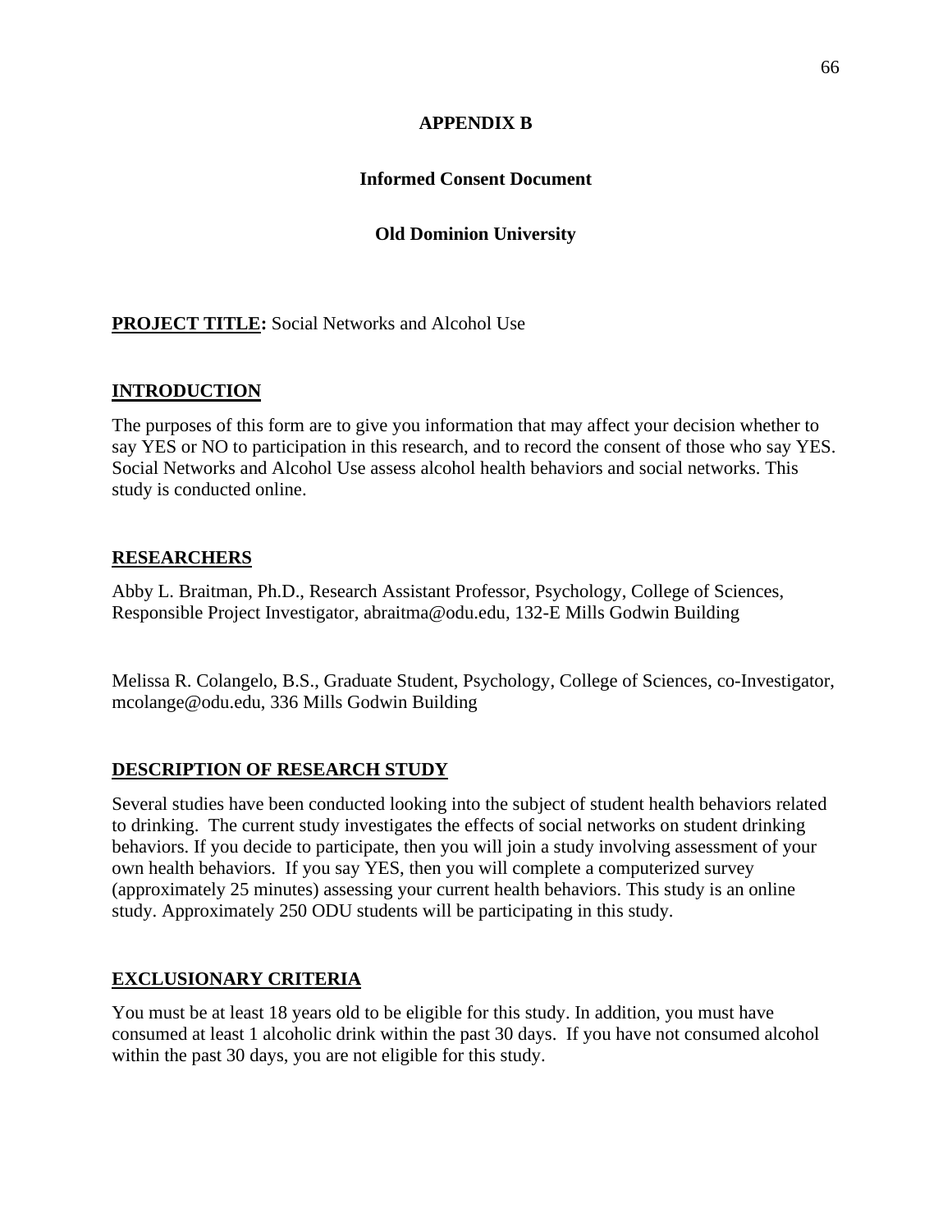**APPENDIX B**

**Informed Consent Document**

**Old Dominion University**

**PROJECT TITLE:** Social Networks and Alcohol Use

## INTRODUCTION

The purposes of this form are to give you information that may affect your decision whether to say YES or NO to participation in this research, and to record the consent of those who say YES. Social Networks and Alcohol Use assess alcohol health behaviors and social networks. This study is conducted online.

## RESEARCHERS

Abby L. Braitman, Ph.D., Research Assistant Professor, Psychology, College of Sciences, Responsible Project Investigator, abraitma@odu.edu, 132-E Mills Godwin Building

Melissa R. Colangelo, B.S., Graduate Student, Psychology, College of Sciences, co-Investigator, mcolange@odu.edu, 336 Mills Godwin Building

## DESCRIPTION OF RESEARCH STUDY

Several studies have been conducted looking into the subject of student health behaviors related to drinking. The current study investigates the effects of social networks on student drinking behaviors. If you decide to participate, then you will join a study involving assessment of your own health behaviors. If you say YES, then you will complete a computerized survey (approximately 25 minutes) assessing your current health behaviors. This study is an online study. Approximately 250 ODU students will be participating in this study.

## EXCLUSIONARY CRITERIA

You must be at least 18 years old to be eligible for this study. In addition, you must have consumed at least 1 alcoholic drink within the past 30 days. If you have not consumed alcohol within the past 30 days, you are not eligible for this study.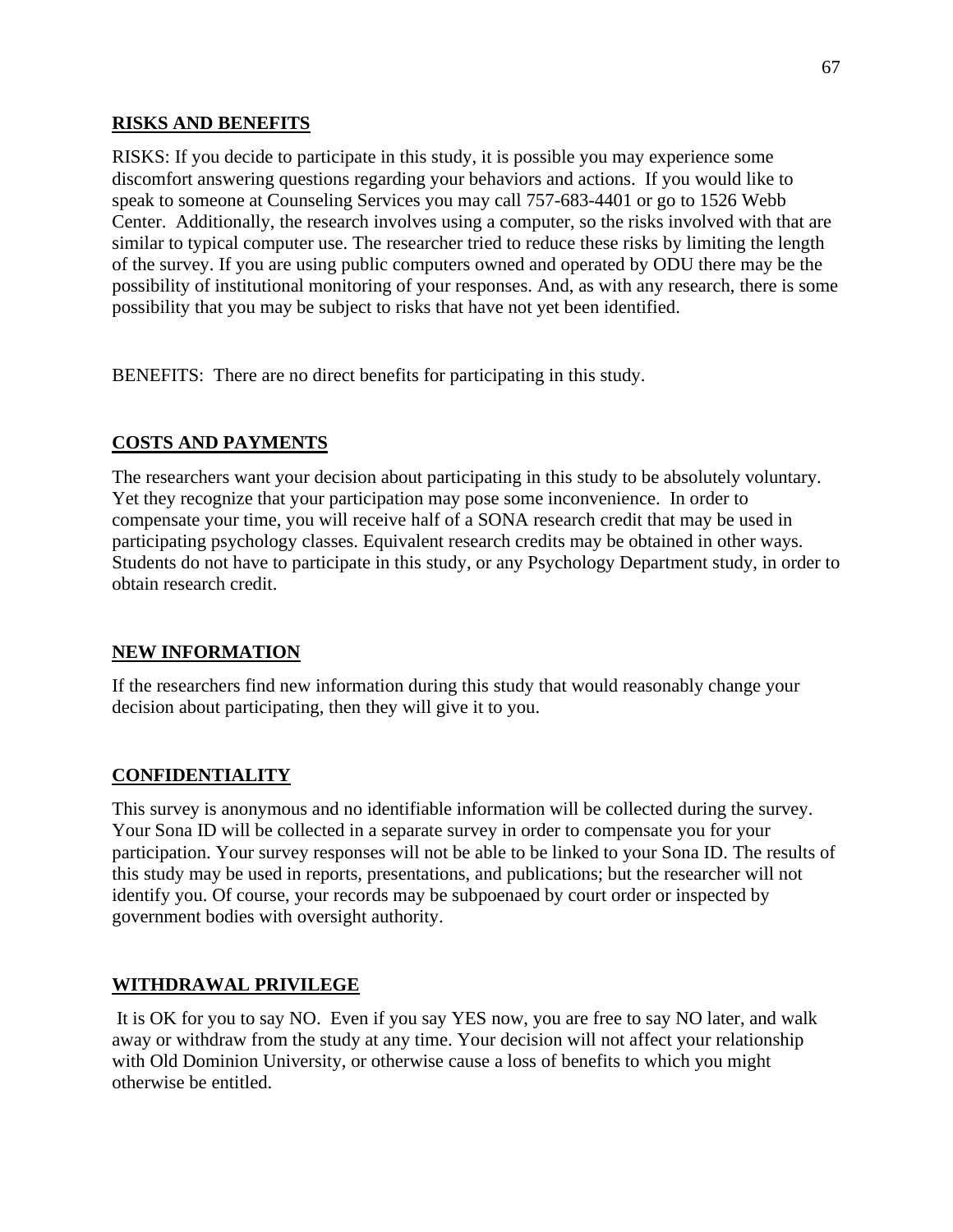## RISKS AND BENEFITS

RISKS: If you decide to participate in this study, it is possible you may experience some discomfort answering questions regarding your behaviors and actions. If you would like to speak to someone at Counseling Services you may call 757-683-4401 or go to 1526 Webb Center. Additionally, the research involves using a computer, so the risks involved with that are similar to typical computer use. The researcher tried to reduce these risks by limiting the length of the survey. If you are using public computers owned and operated by ODU there may be the possibility of institutional monitoring of your responses. And, as with any research, there is some possibility that you may be subject to risks that have not yet been identified.

BENEFITS: There are no direct benefits for participating in this study.

## COSTS AND PAYMENTS

The researchers want your decision about participating in this study to be absolutely voluntary. Yet they recognize that your participation may pose some inconvenience. In order to compensate your time, you will receive half of a SONA research credit that may be used in participating psychology classes. Equivalent research credits may be obtained in other ways. Students do not have to participate in this study, or any Psychology Department study, in order to obtain research credit.

## NEW INFORMATION

If the researchers find new information during this study that would reasonably change your decision about participating, then they will give it to you.

## CONFIDENTIALITY

This survey is anonymous and no identifiable information will be collected during the survey. Your Sona ID will be collected in a separate survey in order to compensate you for your participation. Your survey responses will not be able to be linked to your Sona ID. The results of this study may be used in reports, presentations, and publications; but the researcher will not identify you. Of course, your records may be subpoenaed by court order or inspected by government bodies with oversight authority.

## WITHDRAWAL PRIVILEGE

It is OK for you to say NO. Even if you say YES now, you are free to say NO later, and walk away or withdraw from the study at any time. Your decision will not affect your relationship with Old Dominion University, or otherwise cause a loss of benefits to which you might otherwise be entitled.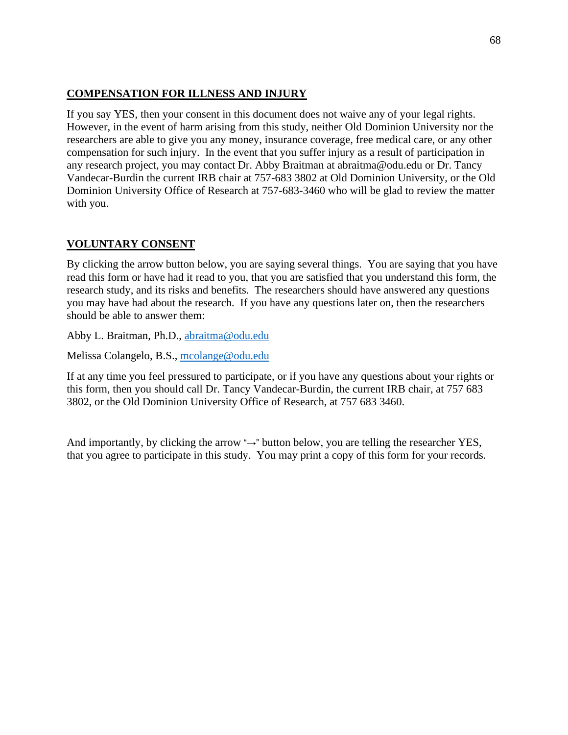**COMPENSATION FOR ILLNESS AND INJURY**

If you say YES, then your consent in this document does not waive any of your legal rights. However, in the event of harm arising from this study, neither Old Dominion University nor the researchers are able to give you any money, insurance coverage, free medical care, or any other compensation for such injury. In the event that you suffer injury as a result of participation in any research project, you may contact Dr. Abby Braitman at abraitma@odu.edu or Dr. Tancy Vandecar-Burdin the current IRB chair at 757-683 3802 at Old Dominion University, or the Old Dominion University Office of Research at 757-683-3460 who will be glad to review the matter with you.

**VOLUNTARY CONSENT**

By clicking the arrow button below, you are saying several things. You are saying that you have read this form or have had it read to you, that you are satisfied that you understand this form, the research study, and its risks and benefits. The researchers should have answered any questions you may have had about the research. If you have any questions later on, then the researchers should be able to answer them:

Abby L. Braitman, Ph.D., abraitma@odu.edu

Melissa Colangelo, B.S., mcolange@odu.edu

If at any time you feel pressured to participate, or if you have any questions about your rights or this form, then you should call Dr. Tancy Vandecar-Burdin, the current IRB chair, at 757 683 3802, or the Old Dominion University Office of Research, at 757 683 3460.

And importantly, by clicking the arrow "→" button below, you are telling the researcher YES, that you agree to participate in this study. You may print a copy of this form for your records.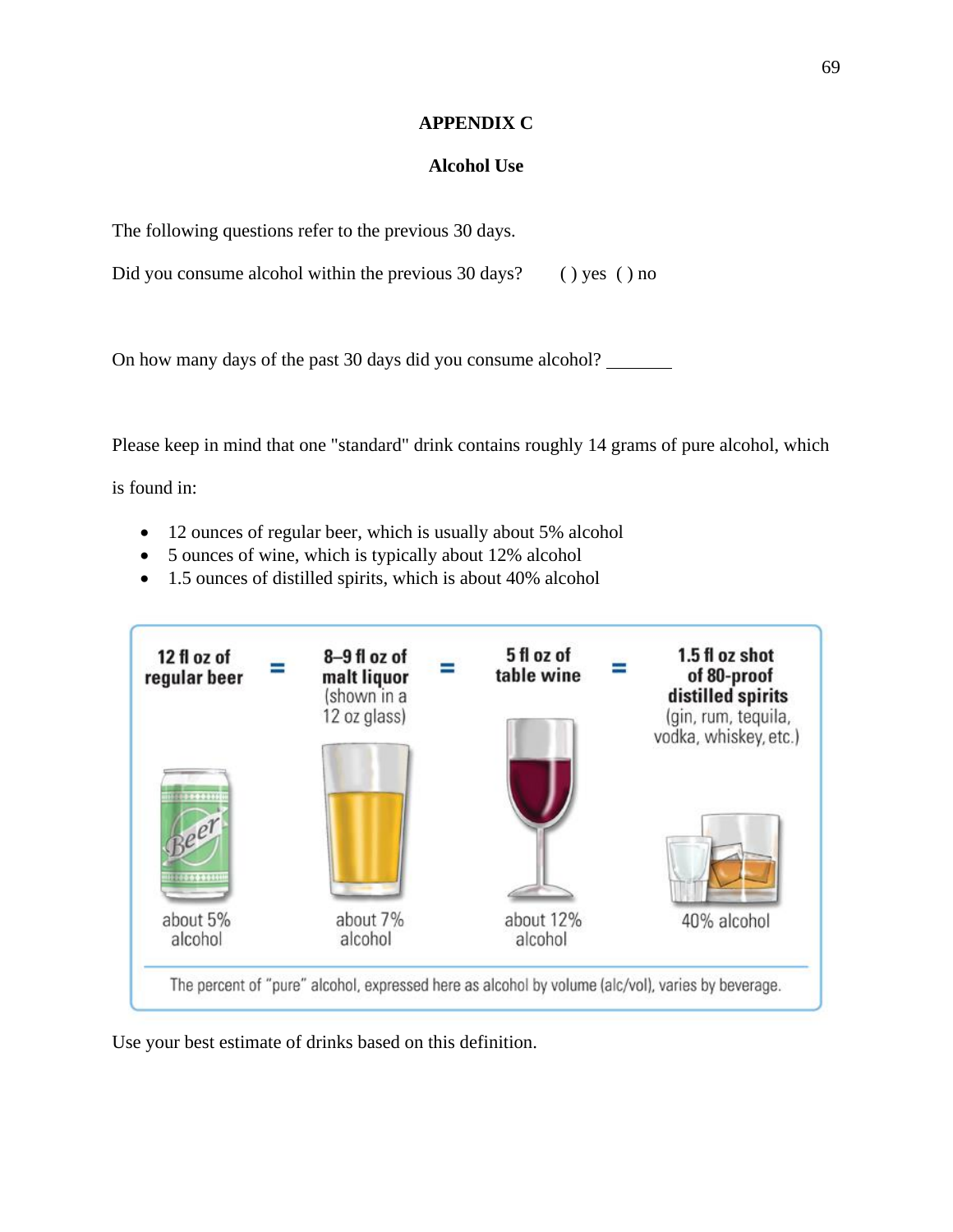# APPENDIX C

## Alcohol Use

The following questions refer to the previous 30 days.

Did you consume alcohol within the previous 30 days? ( ) yes ( ) no

On how many days of the past 30 days did you consume alcohol? ________

Please keep in mind that one "standard" drink contains roughly 14 grams of pure alcohol, which is found in:

- 12 ounces of regular beer, which is usually about 5% alcohol
- 5 ounces of wine, which is typically about 12% alcohol
- 1.5 ounces of distilled spirits, which is about 40% alcohol

| 12 fl oz of regular beer | = | 8–9 fl oz of malt liquor (shown in a 12 oz glass) | = | 5 fl oz of table wine | = | 1.5 fl oz shot of 80-proof distilled spirits (gin, rum, tequila, vodka, whiskey, etc.) |
|---|---|---|---|---|---|---|
| about 5% alcohol | | about 7% alcohol | | about 12% alcohol | | 40% alcohol |

The percent of "pure" alcohol, expressed here as alcohol by volume (alc/vol), varies by beverage.

Use your best estimate of drinks based on this definition.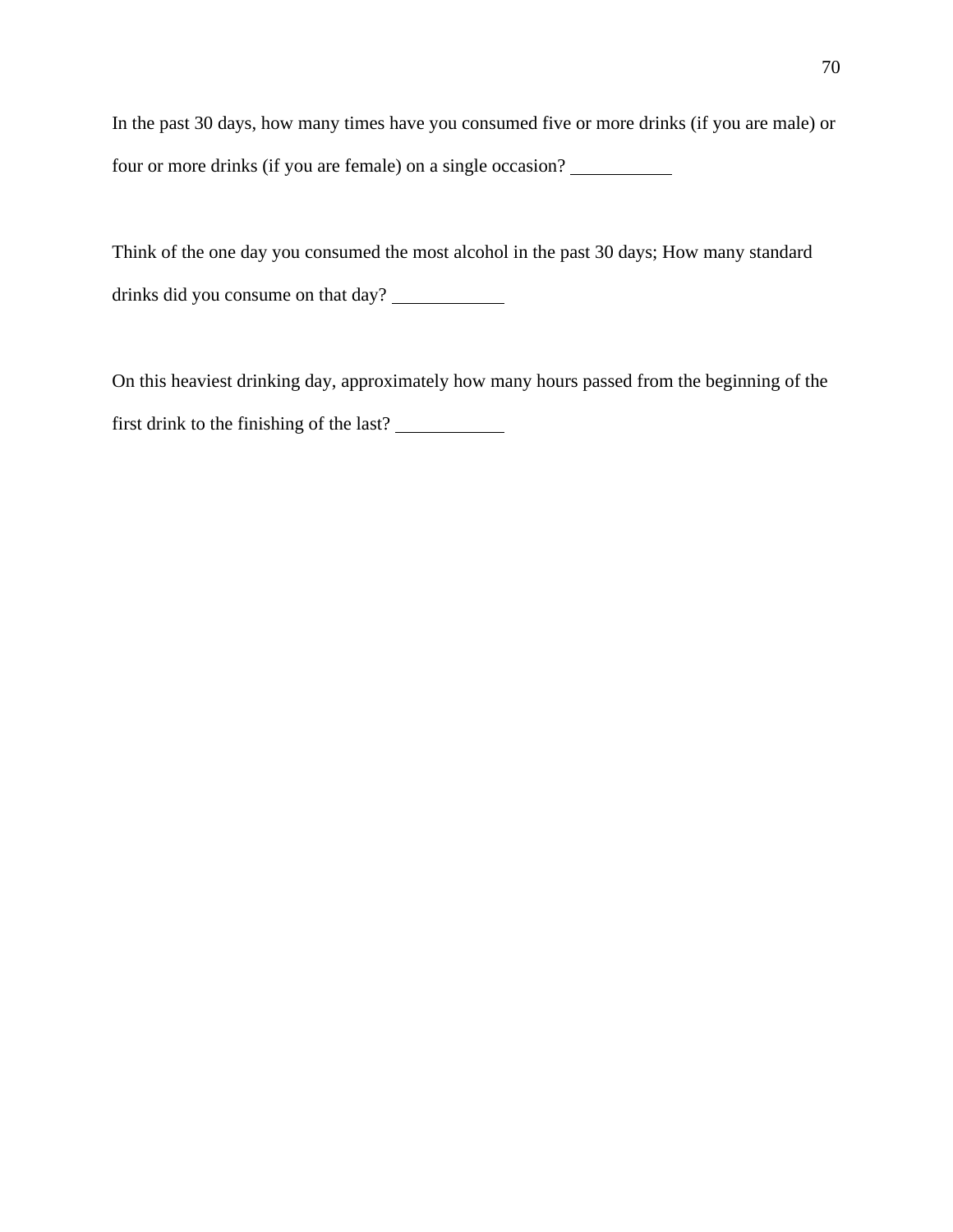In the past 30 days, how many times have you consumed five or more drinks (if you are male) or four or more drinks (if you are female) on a single occasion? ___________

Think of the one day you consumed the most alcohol in the past 30 days; How many standard drinks did you consume on that day? ____________

On this heaviest drinking day, approximately how many hours passed from the beginning of the first drink to the finishing of the last? ____________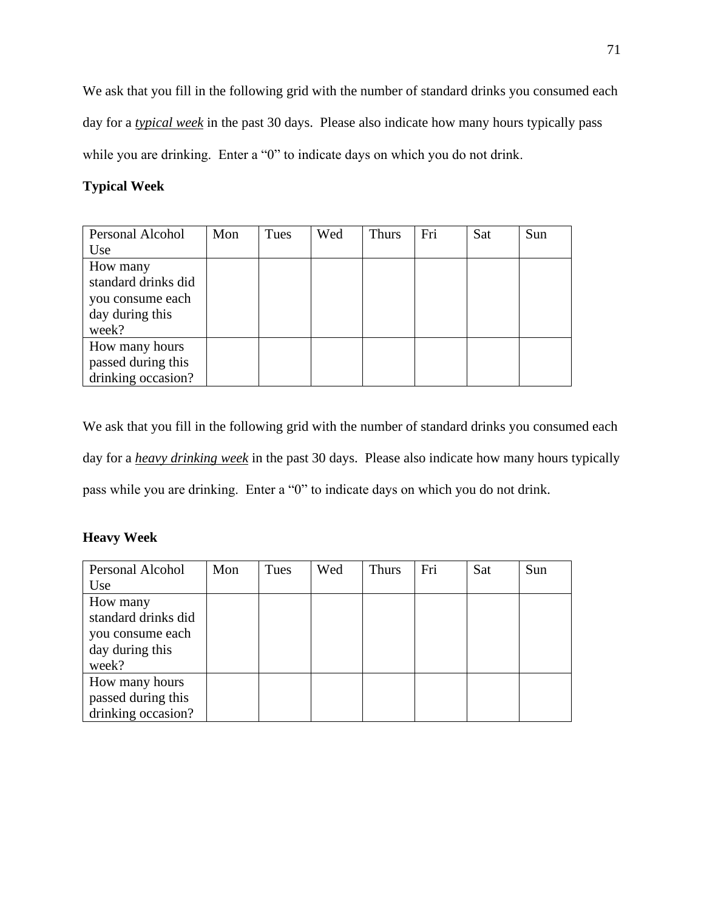We ask that you fill in the following grid with the number of standard drinks you consumed each day for a ***typical week*** in the past 30 days. Please also indicate how many hours typically pass while you are drinking. Enter a "0" to indicate days on which you do not drink.

**Typical Week**

| Personal Alcohol Use | Mon | Tues | Wed | Thurs | Fri | Sat | Sun |
|---|---|---|---|---|---|---|---|
| How many standard drinks did you consume each day during this week? | | | | | | | |
| How many hours passed during this drinking occasion? | | | | | | | |

We ask that you fill in the following grid with the number of standard drinks you consumed each day for a ***heavy drinking week*** in the past 30 days. Please also indicate how many hours typically pass while you are drinking. Enter a "0" to indicate days on which you do not drink.

**Heavy Week**

| Personal Alcohol Use | Mon | Tues | Wed | Thurs | Fri | Sat | Sun |
|---|---|---|---|---|---|---|---|
| How many standard drinks did you consume each day during this week? | | | | | | | |
| How many hours passed during this drinking occasion? | | | | | | | |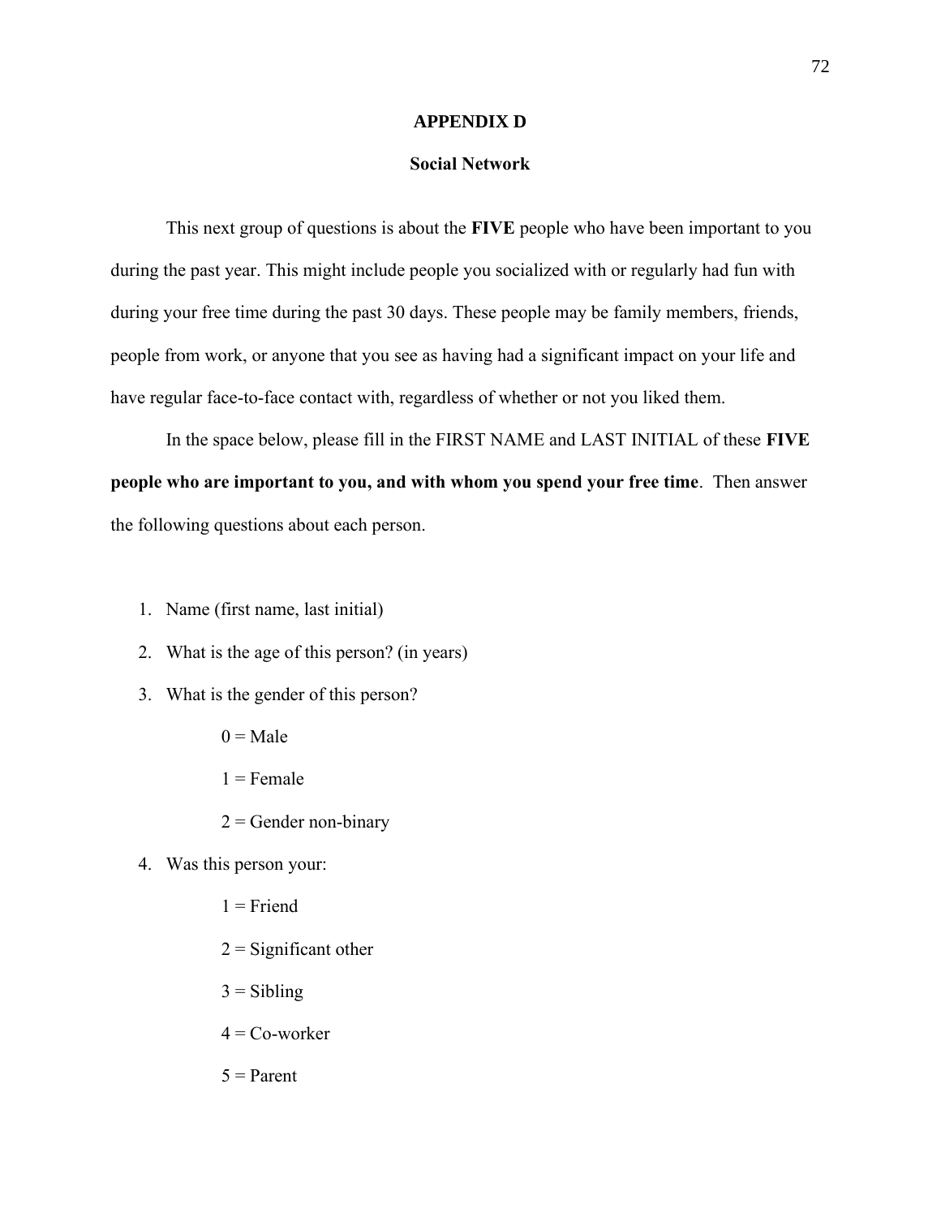## APPENDIX D

## Social Network

This next group of questions is about the **FIVE** people who have been important to you during the past year. This might include people you socialized with or regularly had fun with during your free time during the past 30 days. These people may be family members, friends, people from work, or anyone that you see as having had a significant impact on your life and have regular face-to-face contact with, regardless of whether or not you liked them.

In the space below, please fill in the FIRST NAME and LAST INITIAL of these **FIVE people who are important to you, and with whom you spend your free time**. Then answer the following questions about each person.

1. Name (first name, last initial)
2. What is the age of this person? (in years)
3. What is the gender of this person?

   0 = Male

   1 = Female

   2 = Gender non-binary
4. Was this person your:

   1 = Friend

   2 = Significant other

   3 = Sibling

   4 = Co-worker

   5 = Parent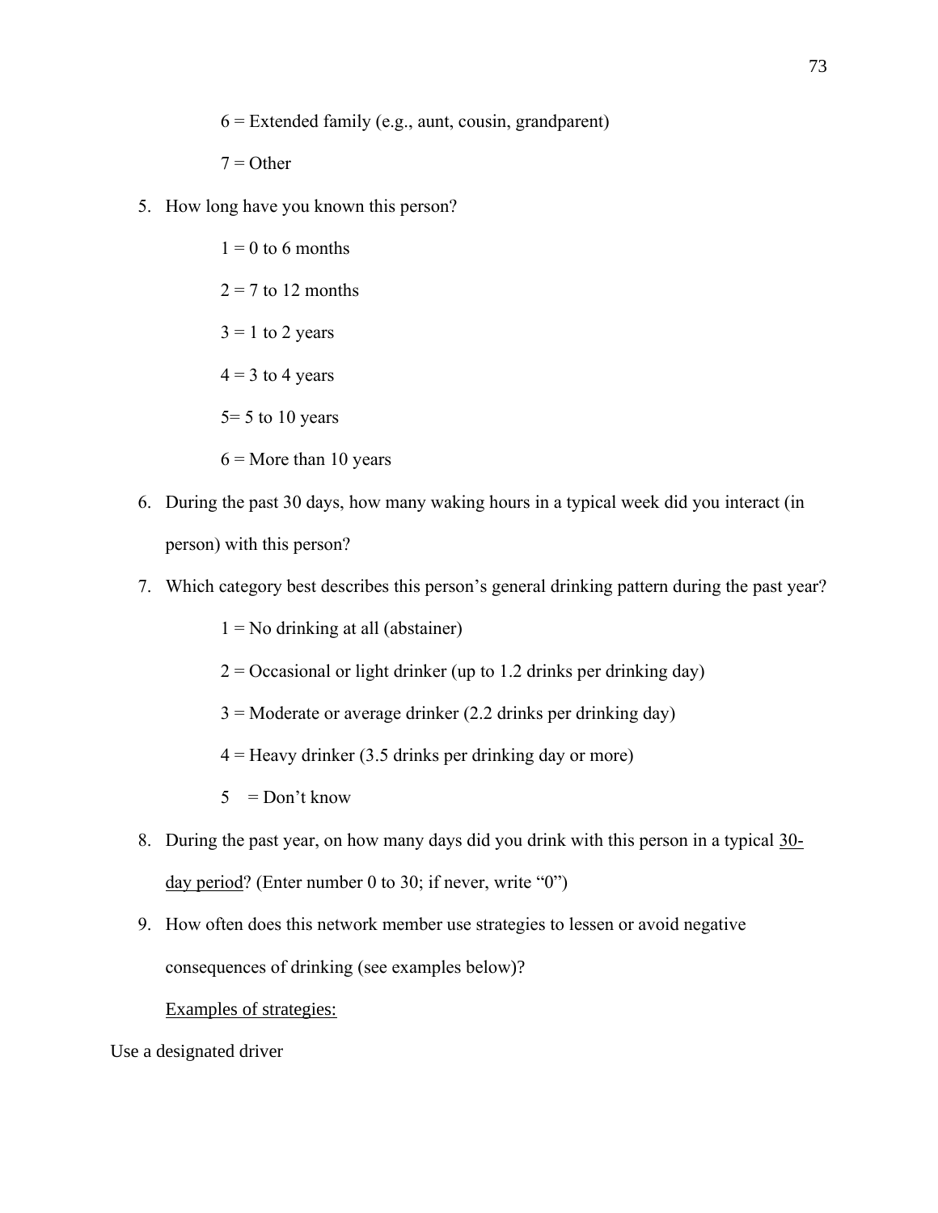6 = Extended family (e.g., aunt, cousin, grandparent)

7 = Other

5. How long have you known this person?

    1 = 0 to 6 months

    2 = 7 to 12 months

    3 = 1 to 2 years

    4 = 3 to 4 years

    5= 5 to 10 years

    6 = More than 10 years

6. During the past 30 days, how many waking hours in a typical week did you interact (in person) with this person?

7. Which category best describes this person's general drinking pattern during the past year?

    1 = No drinking at all (abstainer)

    2 = Occasional or light drinker (up to 1.2 drinks per drinking day)

    3 = Moderate or average drinker (2.2 drinks per drinking day)

    4 = Heavy drinker (3.5 drinks per drinking day or more)

    5 = Don't know

8. During the past year, on how many days did you drink with this person in a typical <u>30-day period</u>? (Enter number 0 to 30; if never, write "0")

9. How often does this network member use strategies to lessen or avoid negative consequences of drinking (see examples below)?

    <u>Examples of strategies:</u>

Use a designated driver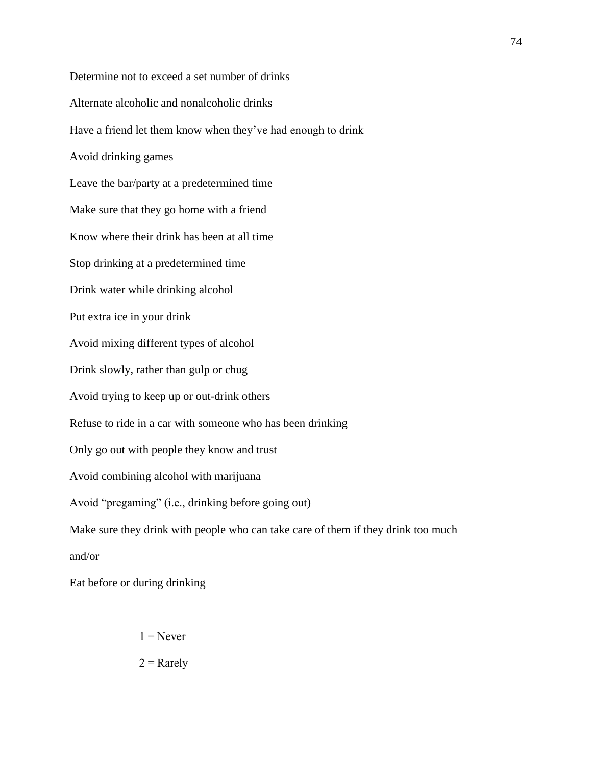Determine not to exceed a set number of drinks

Alternate alcoholic and nonalcoholic drinks

Have a friend let them know when they've had enough to drink

Avoid drinking games

Leave the bar/party at a predetermined time

Make sure that they go home with a friend

Know where their drink has been at all time

Stop drinking at a predetermined time

Drink water while drinking alcohol

Put extra ice in your drink

Avoid mixing different types of alcohol

Drink slowly, rather than gulp or chug

Avoid trying to keep up or out-drink others

Refuse to ride in a car with someone who has been drinking

Only go out with people they know and trust

Avoid combining alcohol with marijuana

Avoid "pregaming" (i.e., drinking before going out)

Make sure they drink with people who can take care of them if they drink too much

and/or

Eat before or during drinking

1 = Never

2 = Rarely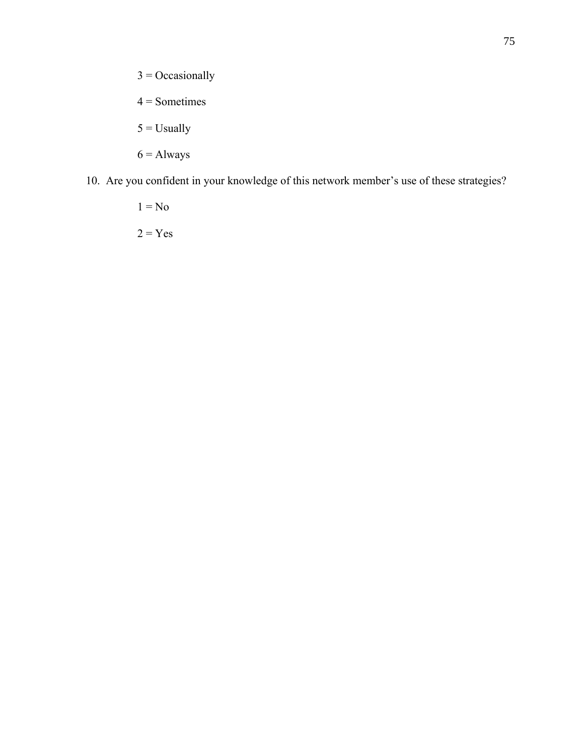3 = Occasionally

4 = Sometimes

5 = Usually

6 = Always

10. Are you confident in your knowledge of this network member's use of these strategies?

    1 = No

    2 = Yes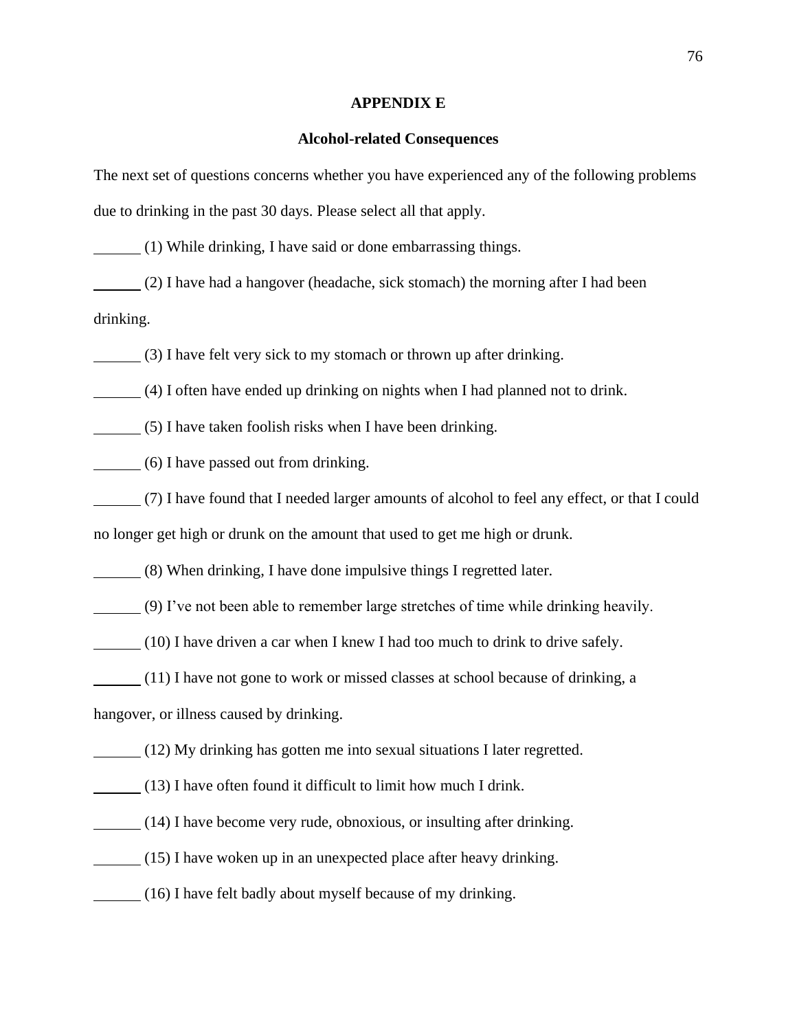**APPENDIX E**

**Alcohol-related Consequences**

The next set of questions concerns whether you have experienced any of the following problems due to drinking in the past 30 days. Please select all that apply.

______ (1) While drinking, I have said or done embarrassing things.

______ (2) I have had a hangover (headache, sick stomach) the morning after I had been drinking.

______ (3) I have felt very sick to my stomach or thrown up after drinking.

______ (4) I often have ended up drinking on nights when I had planned not to drink.

______ (5) I have taken foolish risks when I have been drinking.

______ (6) I have passed out from drinking.

______ (7) I have found that I needed larger amounts of alcohol to feel any effect, or that I could no longer get high or drunk on the amount that used to get me high or drunk.

______ (8) When drinking, I have done impulsive things I regretted later.

______ (9) I've not been able to remember large stretches of time while drinking heavily.

______ (10) I have driven a car when I knew I had too much to drink to drive safely.

______ (11) I have not gone to work or missed classes at school because of drinking, a hangover, or illness caused by drinking.

______ (12) My drinking has gotten me into sexual situations I later regretted.

______ (13) I have often found it difficult to limit how much I drink.

______ (14) I have become very rude, obnoxious, or insulting after drinking.

______ (15) I have woken up in an unexpected place after heavy drinking.

______ (16) I have felt badly about myself because of my drinking.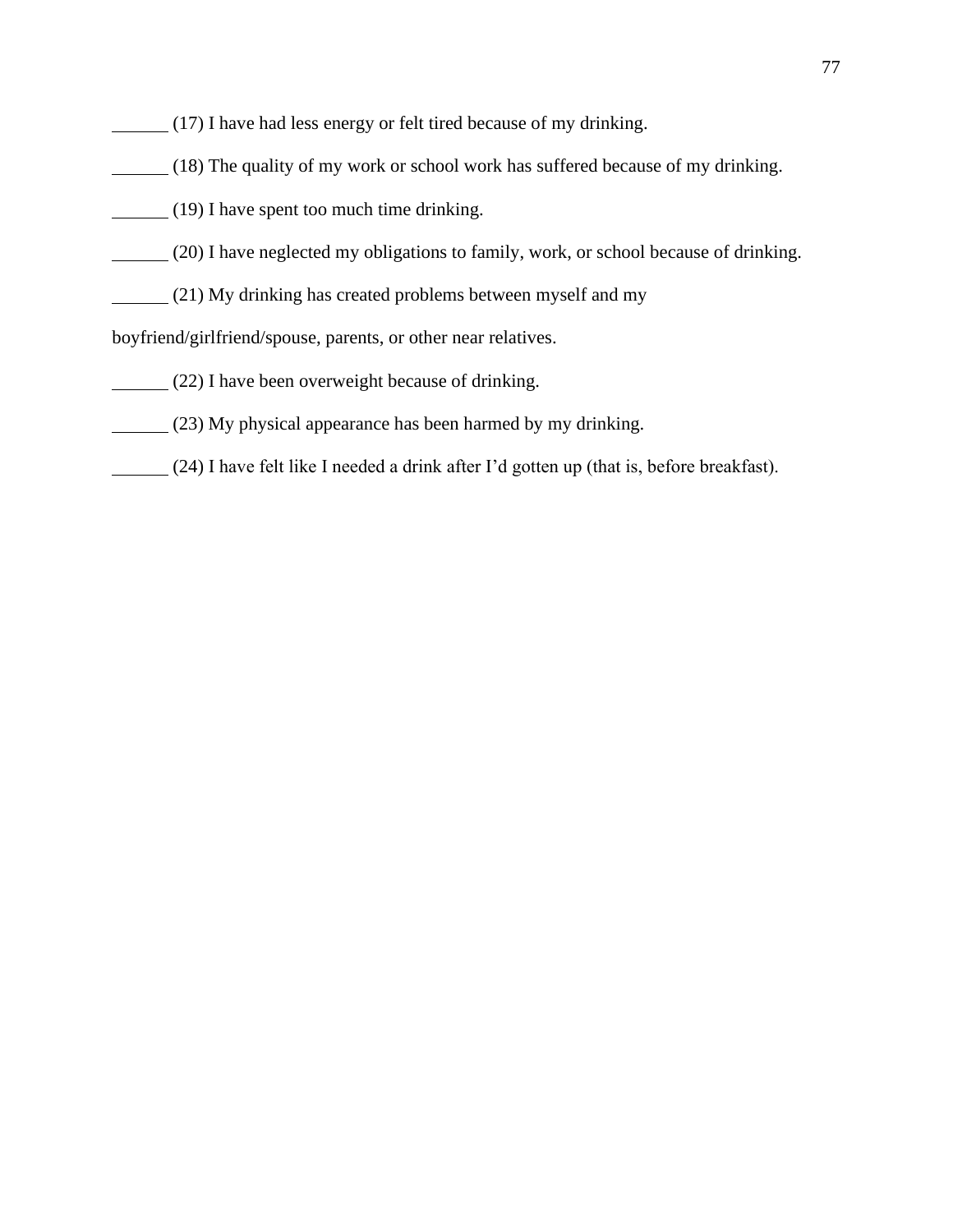______ (17) I have had less energy or felt tired because of my drinking.

______ (18) The quality of my work or school work has suffered because of my drinking.

______ (19) I have spent too much time drinking.

______ (20) I have neglected my obligations to family, work, or school because of drinking.

______ (21) My drinking has created problems between myself and my boyfriend/girlfriend/spouse, parents, or other near relatives.

______ (22) I have been overweight because of drinking.

______ (23) My physical appearance has been harmed by my drinking.

______ (24) I have felt like I needed a drink after I'd gotten up (that is, before breakfast).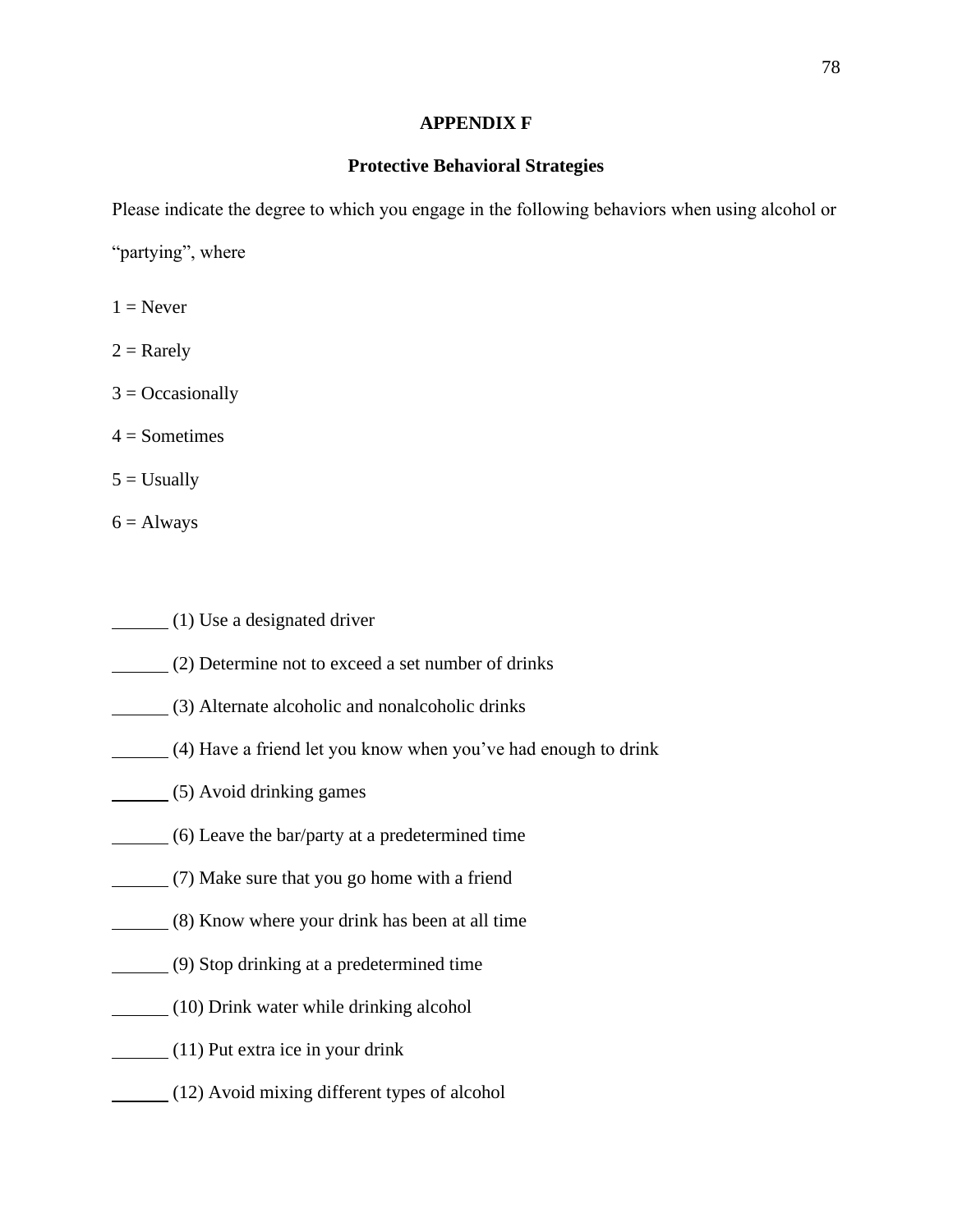## APPENDIX F

### Protective Behavioral Strategies

Please indicate the degree to which you engage in the following behaviors when using alcohol or "partying", where

1 = Never

2 = Rarely

3 = Occasionally

4 = Sometimes

5 = Usually

6 = Always

______ (1) Use a designated driver

______ (2) Determine not to exceed a set number of drinks

______ (3) Alternate alcoholic and nonalcoholic drinks

______ (4) Have a friend let you know when you've had enough to drink

______ (5) Avoid drinking games

______ (6) Leave the bar/party at a predetermined time

______ (7) Make sure that you go home with a friend

______ (8) Know where your drink has been at all time

______ (9) Stop drinking at a predetermined time

______ (10) Drink water while drinking alcohol

______ (11) Put extra ice in your drink

______ (12) Avoid mixing different types of alcohol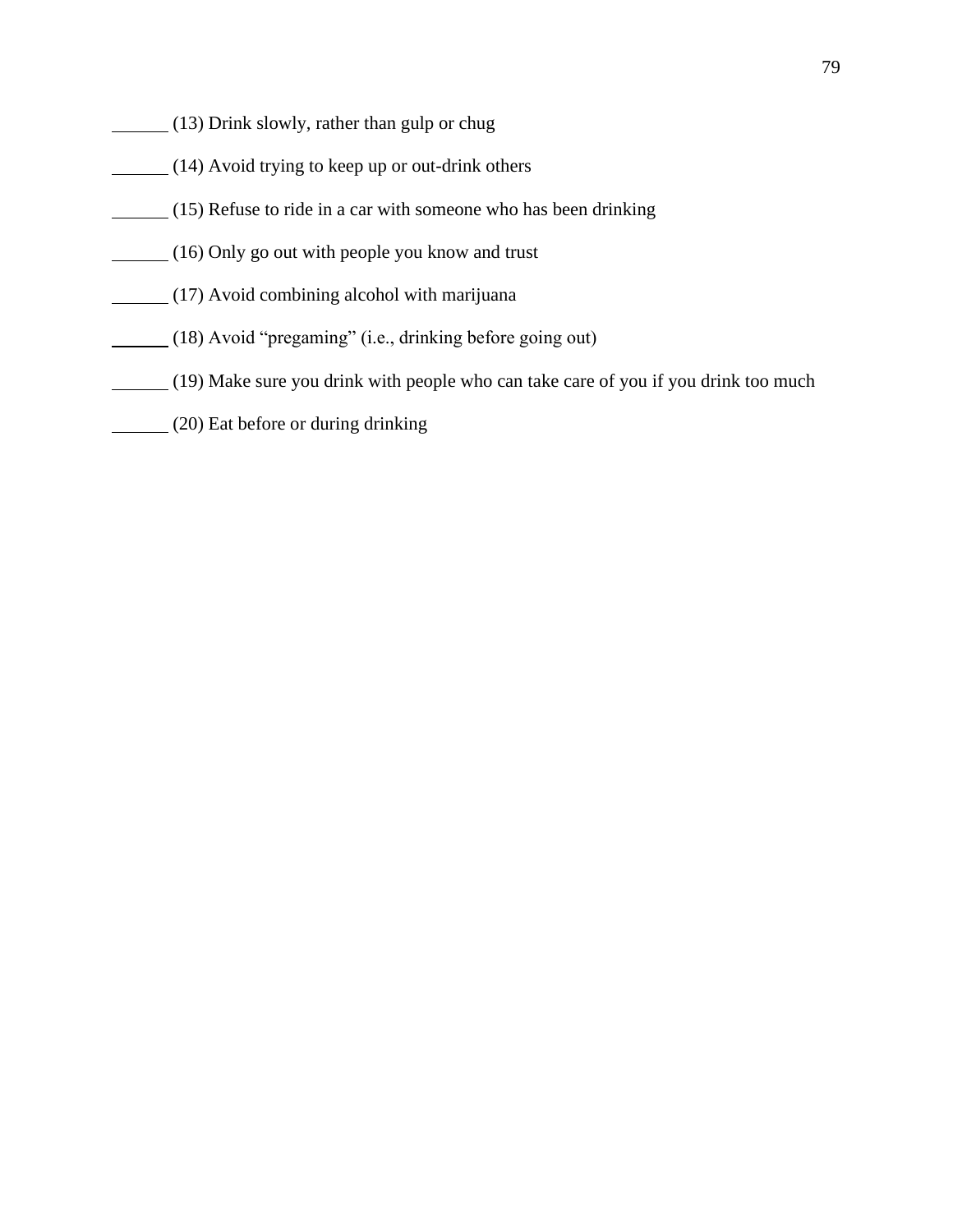______ (13) Drink slowly, rather than gulp or chug

______ (14) Avoid trying to keep up or out-drink others

______ (15) Refuse to ride in a car with someone who has been drinking

______ (16) Only go out with people you know and trust

______ (17) Avoid combining alcohol with marijuana

______ (18) Avoid “pregaming” (i.e., drinking before going out)

______ (19) Make sure you drink with people who can take care of you if you drink too much

______ (20) Eat before or during drinking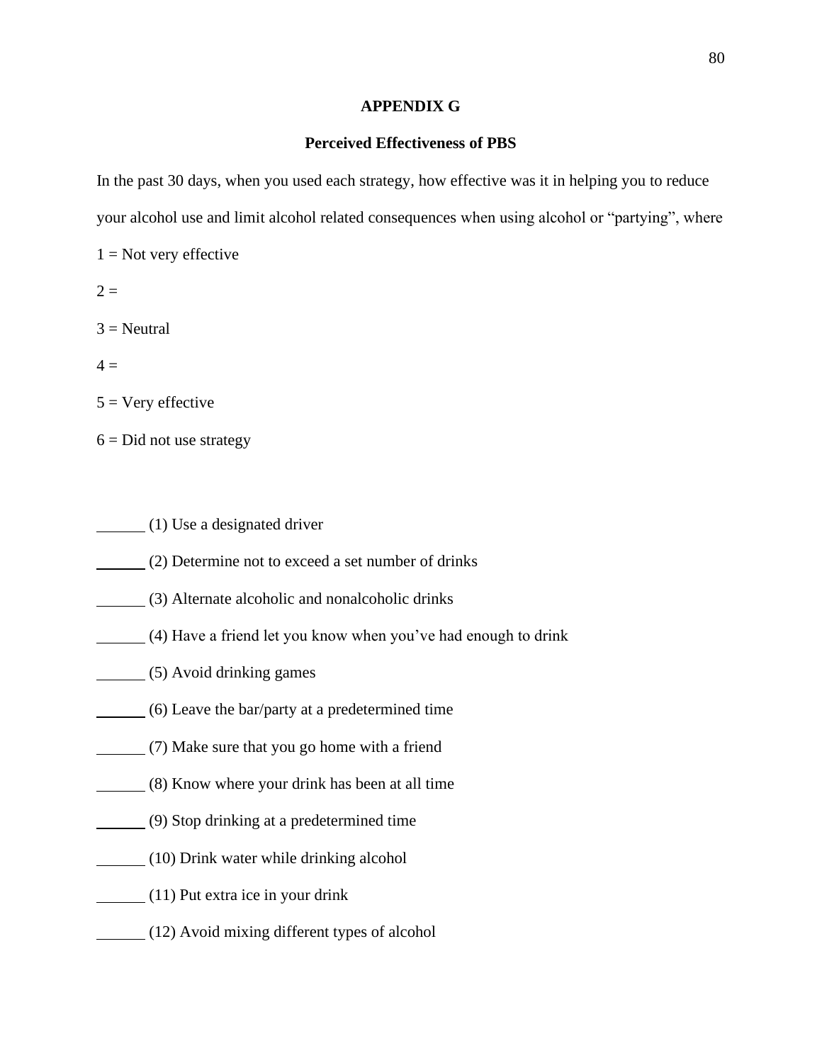## APPENDIX G

### Perceived Effectiveness of PBS

In the past 30 days, when you used each strategy, how effective was it in helping you to reduce your alcohol use and limit alcohol related consequences when using alcohol or "partying", where

1 = Not very effective

2 =

3 = Neutral

4 =

5 = Very effective

6 = Did not use strategy

______ (1) Use a designated driver

______ (2) Determine not to exceed a set number of drinks

______ (3) Alternate alcoholic and nonalcoholic drinks

______ (4) Have a friend let you know when you've had enough to drink

______ (5) Avoid drinking games

______ (6) Leave the bar/party at a predetermined time

______ (7) Make sure that you go home with a friend

______ (8) Know where your drink has been at all time

______ (9) Stop drinking at a predetermined time

______ (10) Drink water while drinking alcohol

______ (11) Put extra ice in your drink

______ (12) Avoid mixing different types of alcohol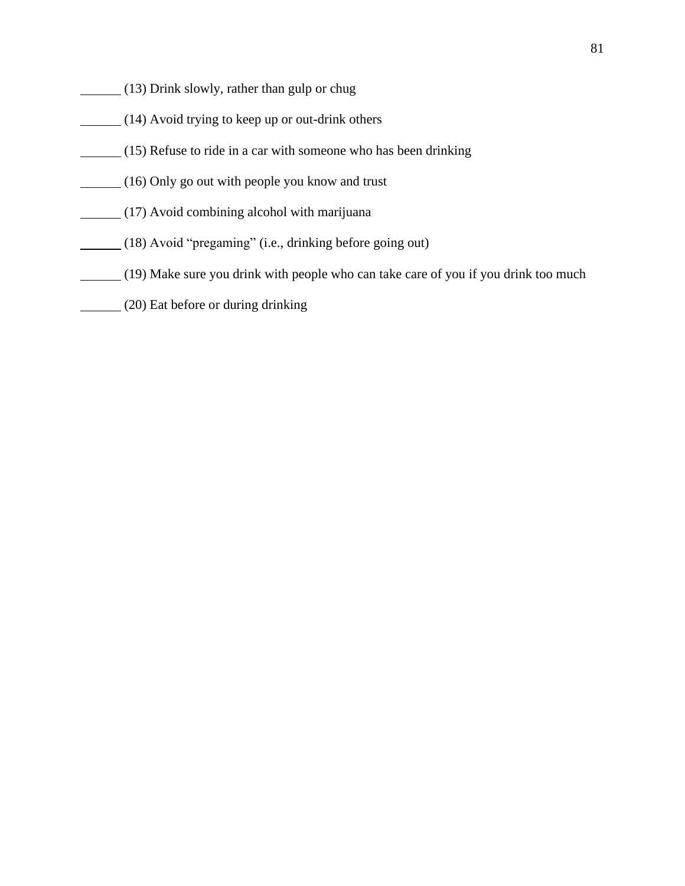______ (13) Drink slowly, rather than gulp or chug

______ (14) Avoid trying to keep up or out-drink others

______ (15) Refuse to ride in a car with someone who has been drinking

______ (16) Only go out with people you know and trust

______ (17) Avoid combining alcohol with marijuana

______ (18) Avoid "pregaming" (i.e., drinking before going out)

______ (19) Make sure you drink with people who can take care of you if you drink too much

______ (20) Eat before or during drinking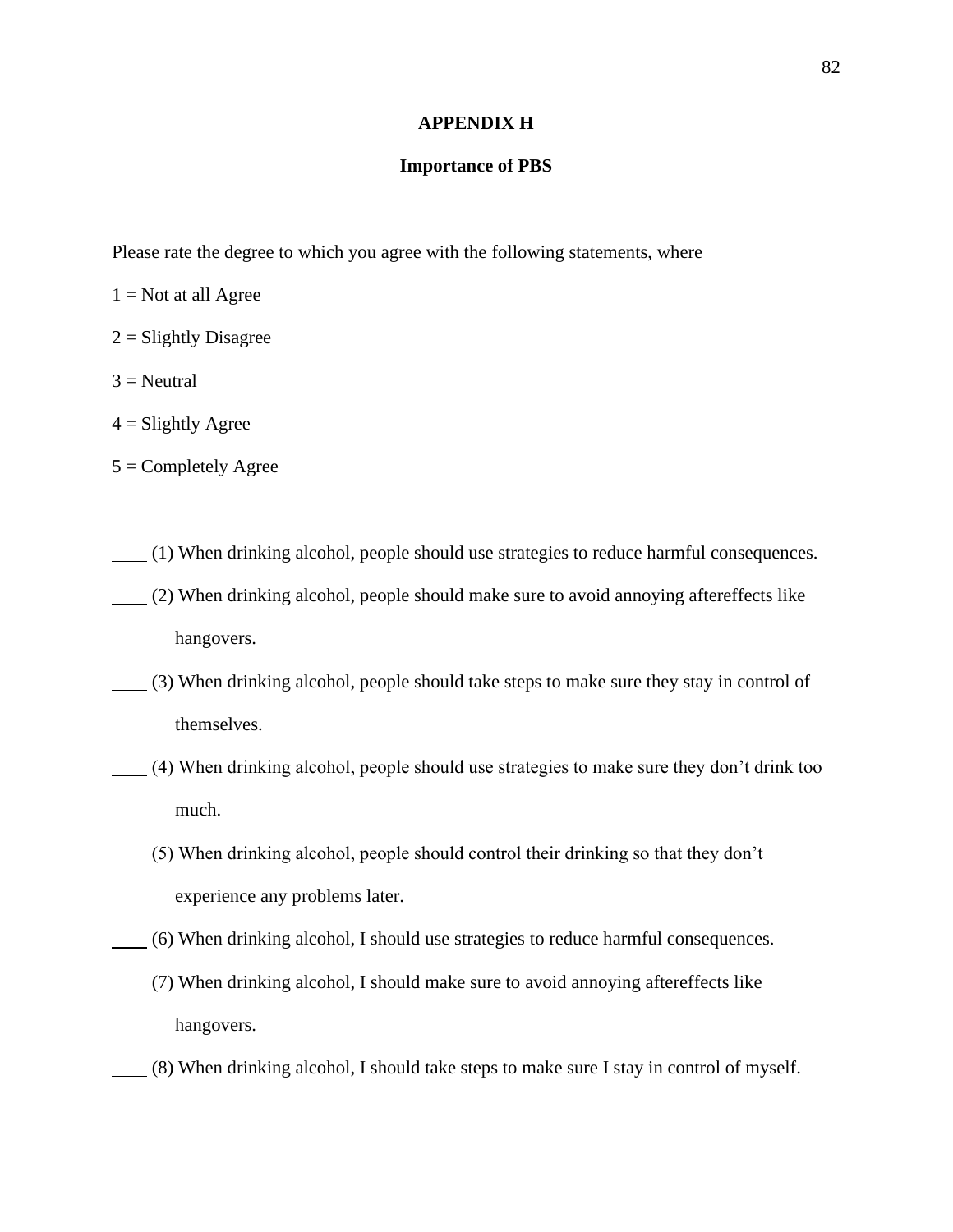# APPENDIX H

## Importance of PBS

Please rate the degree to which you agree with the following statements, where

1 = Not at all Agree

2 = Slightly Disagree

3 = Neutral

4 = Slightly Agree

5 = Completely Agree

____ (1) When drinking alcohol, people should use strategies to reduce harmful consequences.

____ (2) When drinking alcohol, people should make sure to avoid annoying aftereffects like hangovers.

____ (3) When drinking alcohol, people should take steps to make sure they stay in control of themselves.

____ (4) When drinking alcohol, people should use strategies to make sure they don't drink too much.

____ (5) When drinking alcohol, people should control their drinking so that they don't experience any problems later.

____ (6) When drinking alcohol, I should use strategies to reduce harmful consequences.

____ (7) When drinking alcohol, I should make sure to avoid annoying aftereffects like hangovers.

____ (8) When drinking alcohol, I should take steps to make sure I stay in control of myself.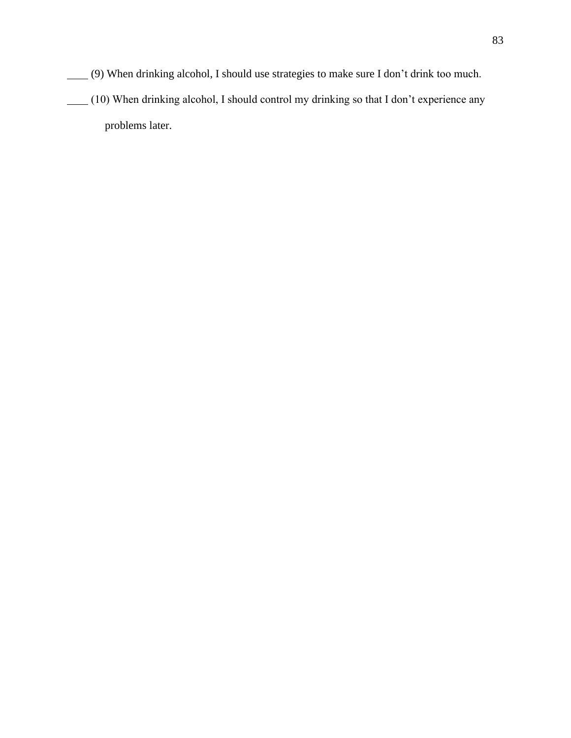____ (9) When drinking alcohol, I should use strategies to make sure I don't drink too much.

____ (10) When drinking alcohol, I should control my drinking so that I don't experience any problems later.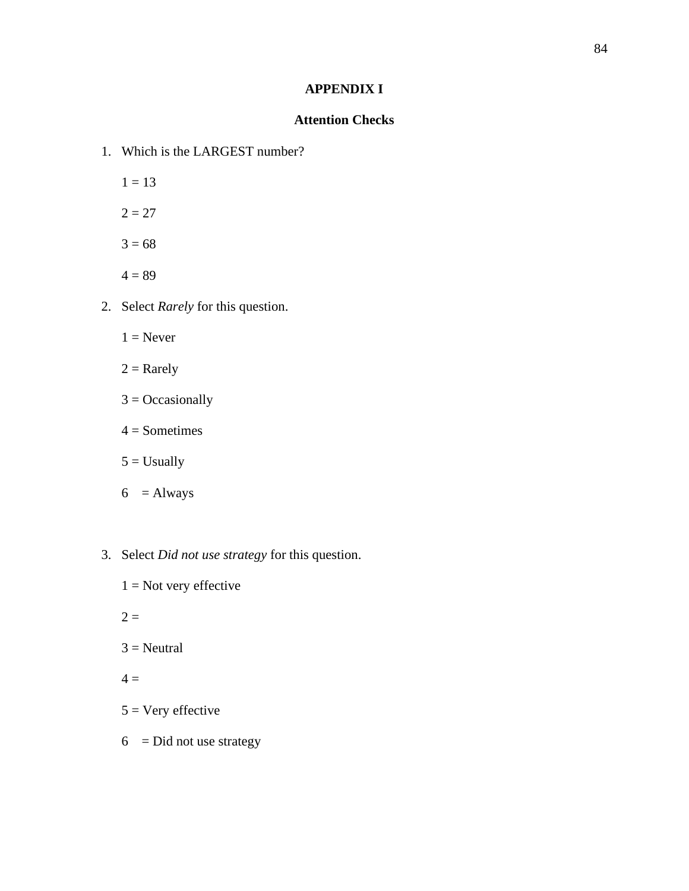# APPENDIX I

## Attention Checks

1. Which is the LARGEST number?

   1 = 13

   2 = 27

   3 = 68

   4 = 89

2. Select *Rarely* for this question.

   1 = Never

   2 = Rarely

   3 = Occasionally

   4 = Sometimes

   5 = Usually

   6 = Always

3. Select *Did not use strategy* for this question.

   1 = Not very effective

   2 =

   3 = Neutral

   4 =

   5 = Very effective

   6 = Did not use strategy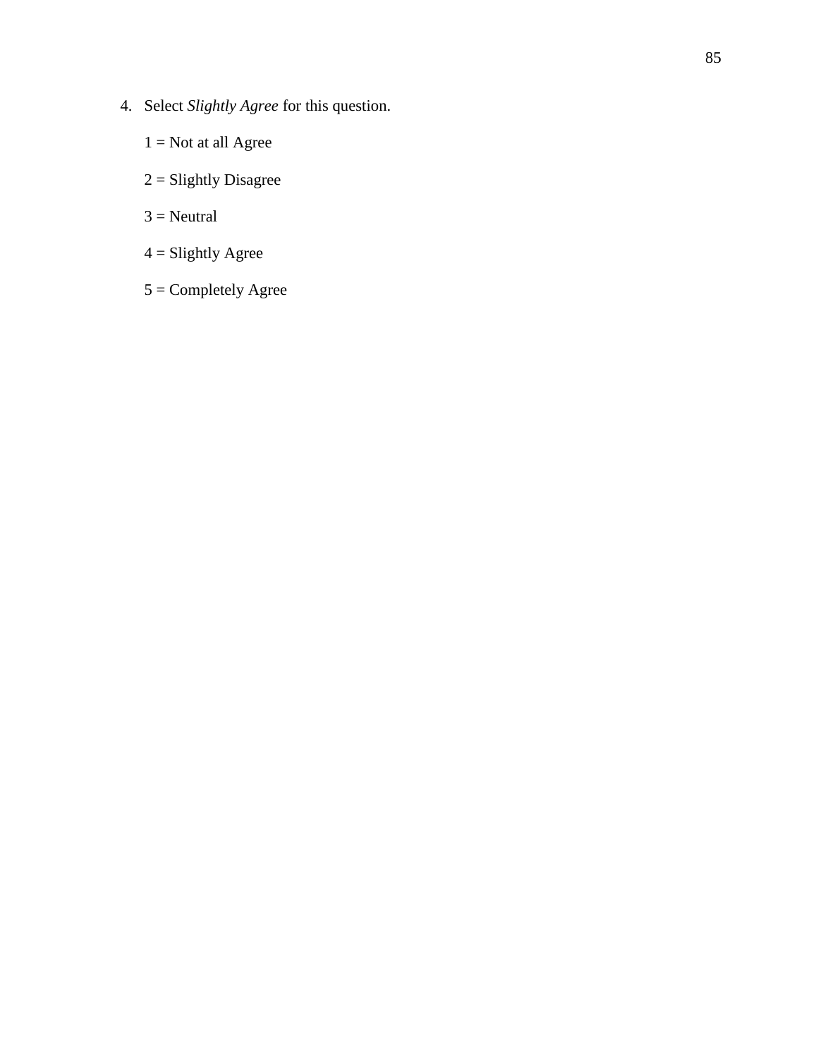4. Select *Slightly Agree* for this question.

   1 = Not at all Agree

   2 = Slightly Disagree

   3 = Neutral

   4 = Slightly Agree

   5 = Completely Agree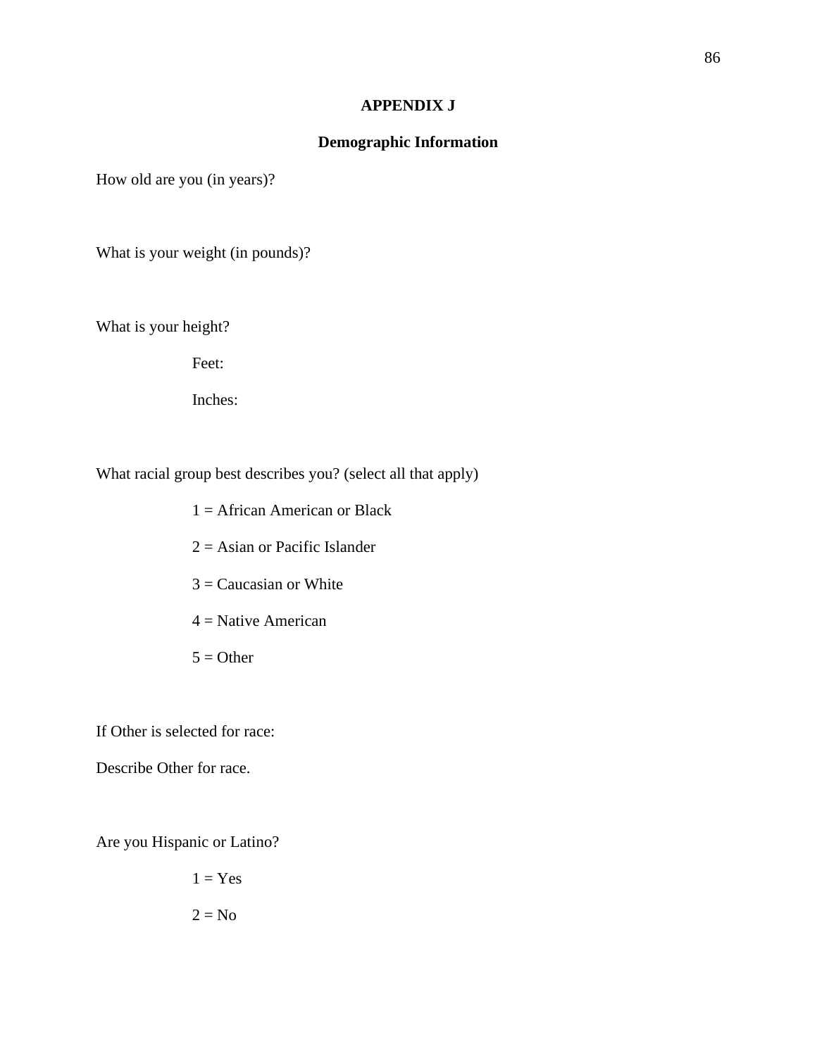## APPENDIX J

### Demographic Information

How old are you (in years)?

What is your weight (in pounds)?

What is your height?

Feet:

Inches:

What racial group best describes you? (select all that apply)

1 = African American or Black

2 = Asian or Pacific Islander

3 = Caucasian or White

4 = Native American

5 = Other

If Other is selected for race:

Describe Other for race.

Are you Hispanic or Latino?

1 = Yes

2 = No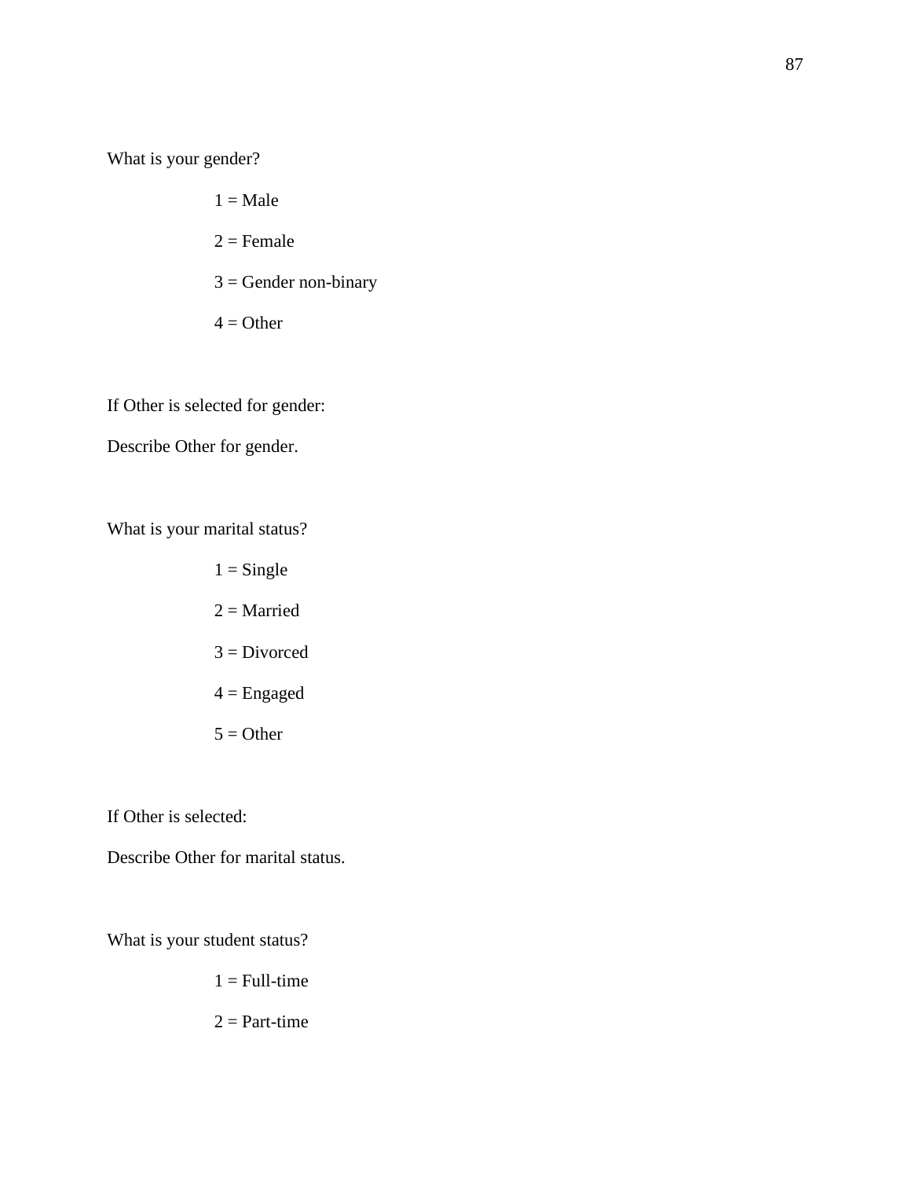What is your gender?

1 = Male

2 = Female

3 = Gender non-binary

4 = Other

If Other is selected for gender:

Describe Other for gender.

What is your marital status?

1 = Single

2 = Married

3 = Divorced

4 = Engaged

5 = Other

If Other is selected:

Describe Other for marital status.

What is your student status?

1 = Full-time

2 = Part-time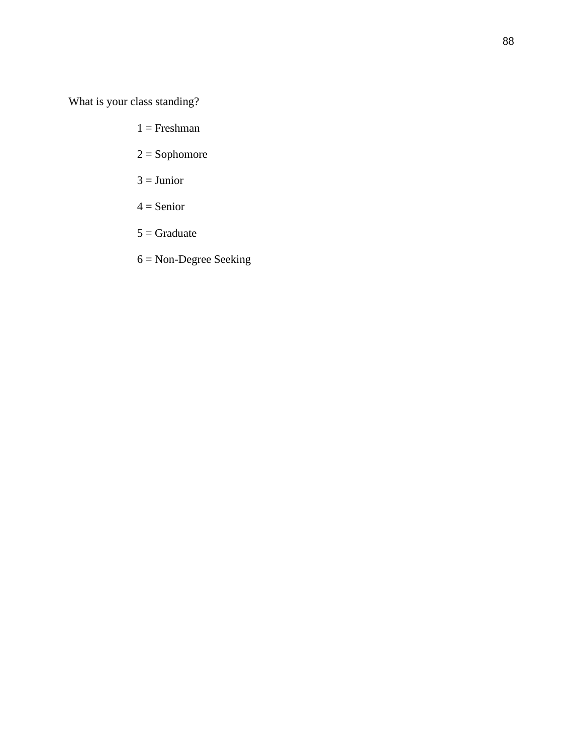What is your class standing?

1 = Freshman

2 = Sophomore

3 = Junior

4 = Senior

5 = Graduate

6 = Non-Degree Seeking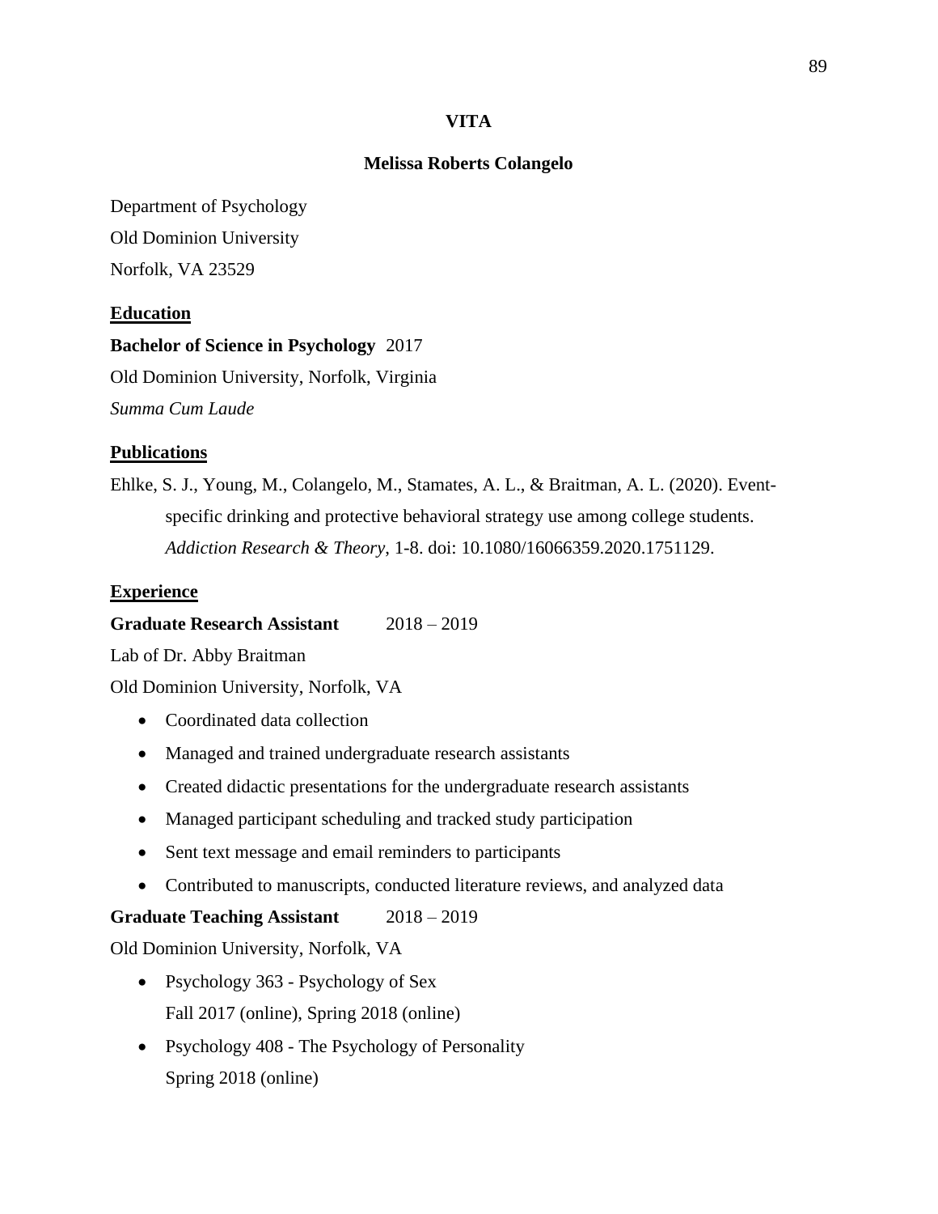**VITA**

**Melissa Roberts Colangelo**

Department of Psychology
Old Dominion University
Norfolk, VA 23529

**Education**

**Bachelor of Science in Psychology** 2017
Old Dominion University, Norfolk, Virginia
*Summa Cum Laude*

**Publications**

Ehlke, S. J., Young, M., Colangelo, M., Stamates, A. L., & Braitman, A. L. (2020). Event-specific drinking and protective behavioral strategy use among college students. *Addiction Research & Theory*, 1-8. doi: 10.1080/16066359.2020.1751129.

**Experience**

**Graduate Research Assistant** 2018 – 2019
Lab of Dr. Abby Braitman
Old Dominion University, Norfolk, VA

- Coordinated data collection
- Managed and trained undergraduate research assistants
- Created didactic presentations for the undergraduate research assistants
- Managed participant scheduling and tracked study participation
- Sent text message and email reminders to participants
- Contributed to manuscripts, conducted literature reviews, and analyzed data

**Graduate Teaching Assistant** 2018 – 2019
Old Dominion University, Norfolk, VA

- Psychology 363 - Psychology of Sex
  Fall 2017 (online), Spring 2018 (online)
- Psychology 408 - The Psychology of Personality
  Spring 2018 (online)